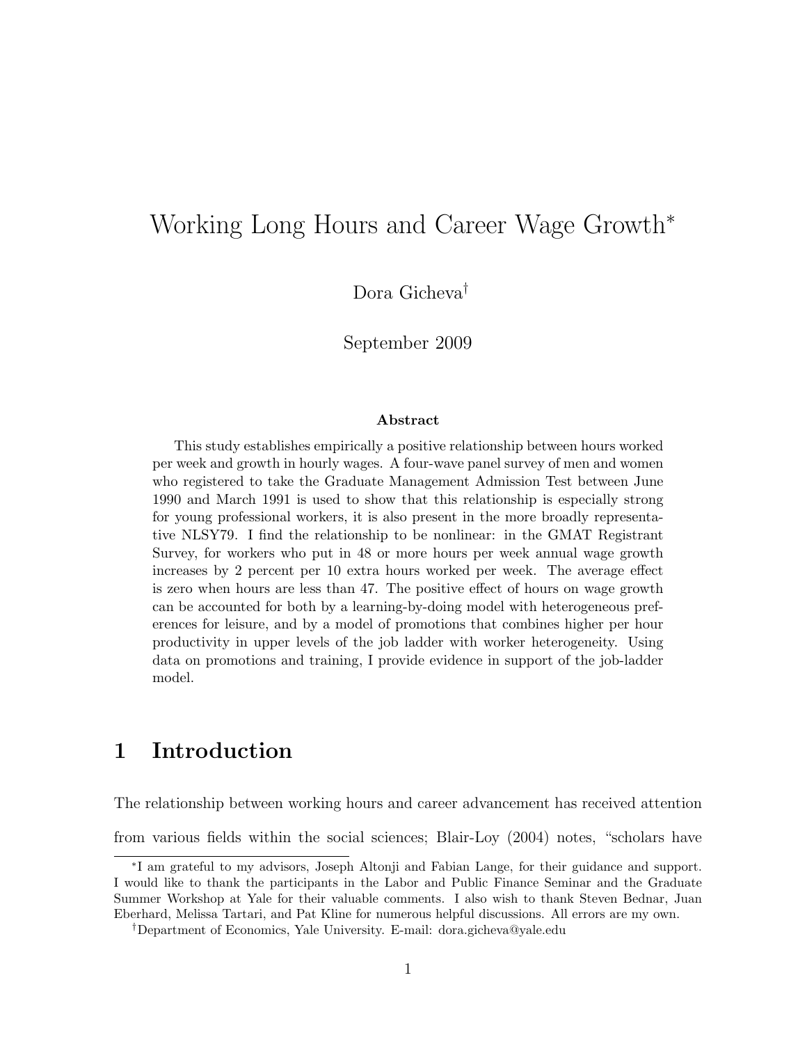# Working Long Hours and Career Wage Growth*

Dora Gicheva[†]

September 2009

**Abstract**

This study establishes empirically a positive relationship between hours worked per week and growth in hourly wages. A four-wave panel survey of men and women who registered to take the Graduate Management Admission Test between June 1990 and March 1991 is used to show that this relationship is especially strong for young professional workers, it is also present in the more broadly representative NLSY79. I find the relationship to be nonlinear: in the GMAT Registrant Survey, for workers who put in 48 or more hours per week annual wage growth increases by 2 percent per 10 extra hours worked per week. The average effect is zero when hours are less than 47. The positive effect of hours on wage growth can be accounted for both by a learning-by-doing model with heterogeneous preferences for leisure, and by a model of promotions that combines higher per hour productivity in upper levels of the job ladder with worker heterogeneity. Using data on promotions and training, I provide evidence in support of the job-ladder model.

## 1 Introduction

The relationship between working hours and career advancement has received attention from various fields within the social sciences; Blair-Loy (2004) notes, "scholars have

*I am grateful to my advisors, Joseph Altonji and Fabian Lange, for their guidance and support. I would like to thank the participants in the Labor and Public Finance Seminar and the Graduate Summer Workshop at Yale for their valuable comments. I also wish to thank Steven Bednar, Juan Eberhard, Melissa Tartari, and Pat Kline for numerous helpful discussions. All errors are my own.

†Department of Economics, Yale University. E-mail: dora.gicheva@yale.edu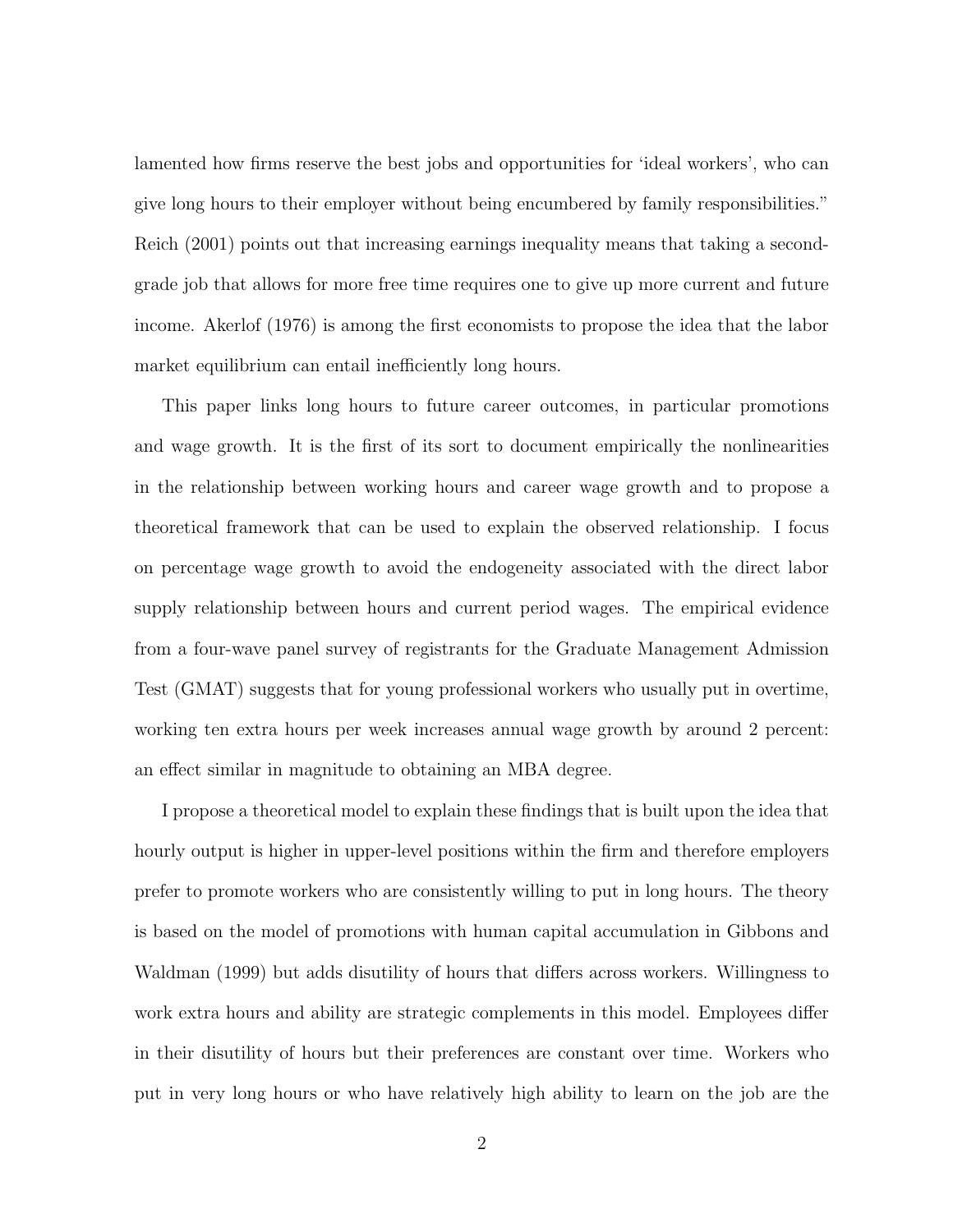lamented how firms reserve the best jobs and opportunities for 'ideal workers', who can give long hours to their employer without being encumbered by family responsibilities." Reich (2001) points out that increasing earnings inequality means that taking a second-grade job that allows for more free time requires one to give up more current and future income. Akerlof (1976) is among the first economists to propose the idea that the labor market equilibrium can entail inefficiently long hours.

This paper links long hours to future career outcomes, in particular promotions and wage growth. It is the first of its sort to document empirically the nonlinearities in the relationship between working hours and career wage growth and to propose a theoretical framework that can be used to explain the observed relationship. I focus on percentage wage growth to avoid the endogeneity associated with the direct labor supply relationship between hours and current period wages. The empirical evidence from a four-wave panel survey of registrants for the Graduate Management Admission Test (GMAT) suggests that for young professional workers who usually put in overtime, working ten extra hours per week increases annual wage growth by around 2 percent: an effect similar in magnitude to obtaining an MBA degree.

I propose a theoretical model to explain these findings that is built upon the idea that hourly output is higher in upper-level positions within the firm and therefore employers prefer to promote workers who are consistently willing to put in long hours. The theory is based on the model of promotions with human capital accumulation in Gibbons and Waldman (1999) but adds disutility of hours that differs across workers. Willingness to work extra hours and ability are strategic complements in this model. Employees differ in their disutility of hours but their preferences are constant over time. Workers who put in very long hours or who have relatively high ability to learn on the job are the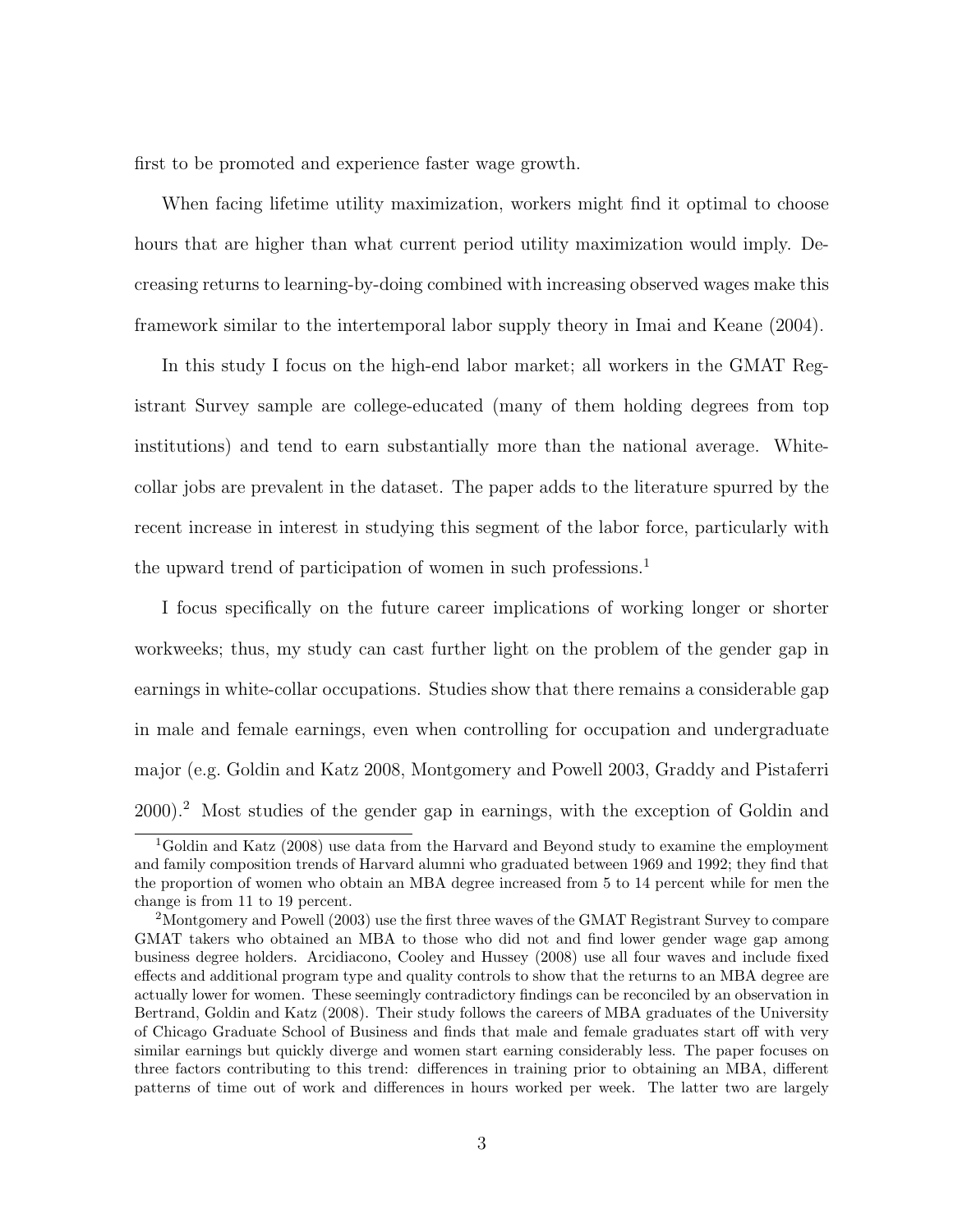first to be promoted and experience faster wage growth.

When facing lifetime utility maximization, workers might find it optimal to choose hours that are higher than what current period utility maximization would imply. Decreasing returns to learning-by-doing combined with increasing observed wages make this framework similar to the intertemporal labor supply theory in Imai and Keane (2004).

In this study I focus on the high-end labor market; all workers in the GMAT Registrant Survey sample are college-educated (many of them holding degrees from top institutions) and tend to earn substantially more than the national average. White-collar jobs are prevalent in the dataset. The paper adds to the literature spurred by the recent increase in interest in studying this segment of the labor force, particularly with the upward trend of participation of women in such professions.[1]

I focus specifically on the future career implications of working longer or shorter workweeks; thus, my study can cast further light on the problem of the gender gap in earnings in white-collar occupations. Studies show that there remains a considerable gap in male and female earnings, even when controlling for occupation and undergraduate major (e.g. Goldin and Katz 2008, Montgomery and Powell 2003, Graddy and Pistaferri 2000).[2] Most studies of the gender gap in earnings, with the exception of Goldin and

---

[1] Goldin and Katz (2008) use data from the Harvard and Beyond study to examine the employment and family composition trends of Harvard alumni who graduated between 1969 and 1992; they find that the proportion of women who obtain an MBA degree increased from 5 to 14 percent while for men the change is from 11 to 19 percent.

[2] Montgomery and Powell (2003) use the first three waves of the GMAT Registrant Survey to compare GMAT takers who obtained an MBA to those who did not and find lower gender wage gap among business degree holders. Arcidiacono, Cooley and Hussey (2008) use all four waves and include fixed effects and additional program type and quality controls to show that the returns to an MBA degree are actually lower for women. These seemingly contradictory findings can be reconciled by an observation in Bertrand, Goldin and Katz (2008). Their study follows the careers of MBA graduates of the University of Chicago Graduate School of Business and finds that male and female graduates start off with very similar earnings but quickly diverge and women start earning considerably less. The paper focuses on three factors contributing to this trend: differences in training prior to obtaining an MBA, different patterns of time out of work and differences in hours worked per week. The latter two are largely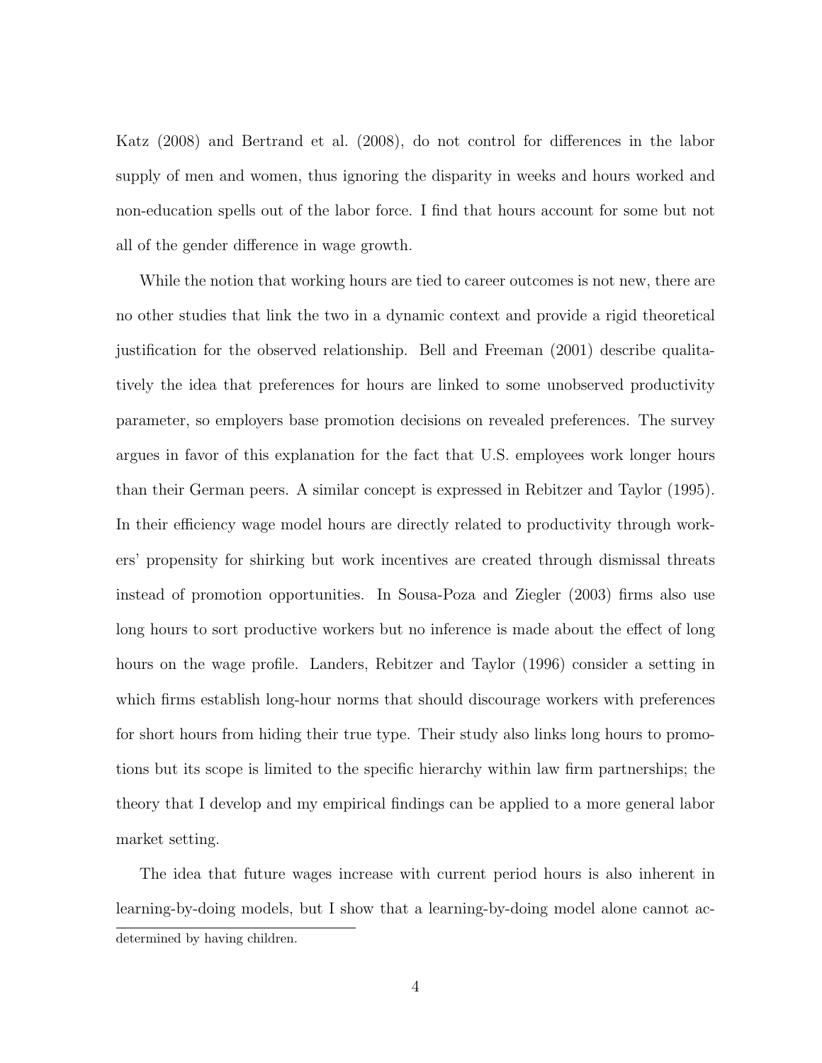Katz (2008) and Bertrand et al. (2008), do not control for differences in the labor supply of men and women, thus ignoring the disparity in weeks and hours worked and non-education spells out of the labor force. I find that hours account for some but not all of the gender difference in wage growth.

While the notion that working hours are tied to career outcomes is not new, there are no other studies that link the two in a dynamic context and provide a rigid theoretical justification for the observed relationship. Bell and Freeman (2001) describe qualitatively the idea that preferences for hours are linked to some unobserved productivity parameter, so employers base promotion decisions on revealed preferences. The survey argues in favor of this explanation for the fact that U.S. employees work longer hours than their German peers. A similar concept is expressed in Rebitzer and Taylor (1995). In their efficiency wage model hours are directly related to productivity through workers' propensity for shirking but work incentives are created through dismissal threats instead of promotion opportunities. In Sousa-Poza and Ziegler (2003) firms also use long hours to sort productive workers but no inference is made about the effect of long hours on the wage profile. Landers, Rebitzer and Taylor (1996) consider a setting in which firms establish long-hour norms that should discourage workers with preferences for short hours from hiding their true type. Their study also links long hours to promotions but its scope is limited to the specific hierarchy within law firm partnerships; the theory that I develop and my empirical findings can be applied to a more general labor market setting.

The idea that future wages increase with current period hours is also inherent in learning-by-doing models, but I show that a learning-by-doing model alone cannot ac-

determined by having children.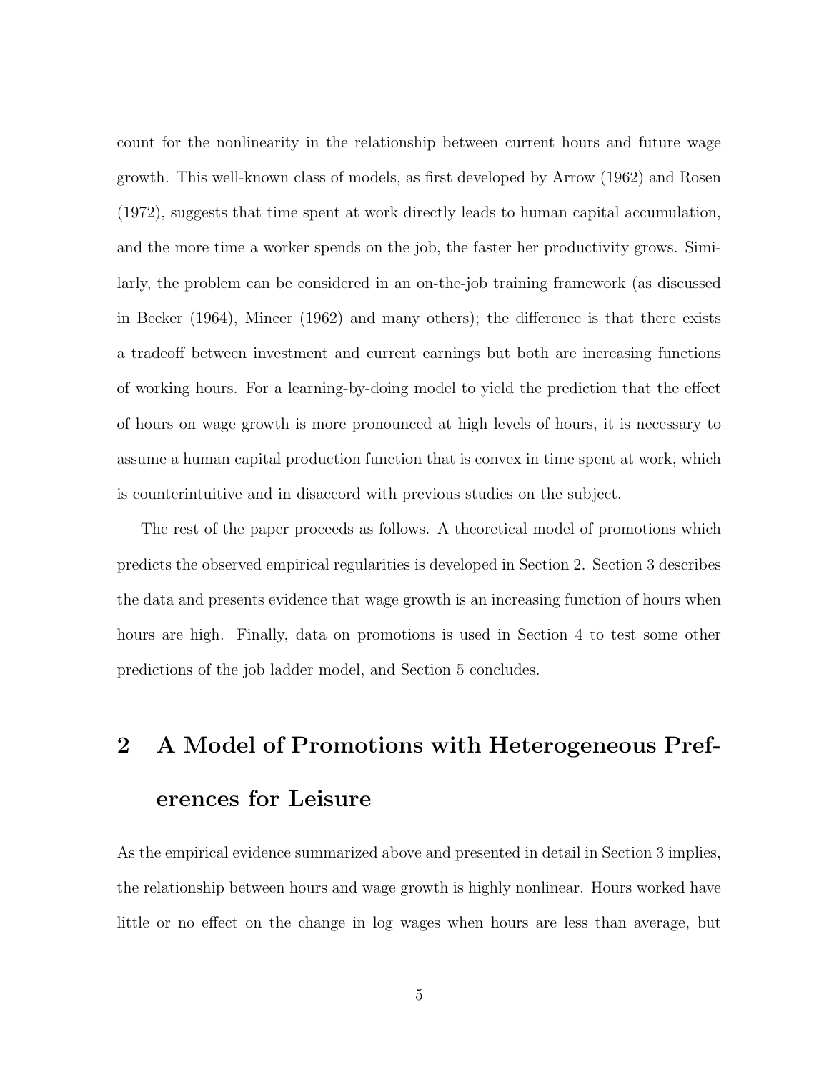count for the nonlinearity in the relationship between current hours and future wage growth. This well-known class of models, as first developed by Arrow (1962) and Rosen (1972), suggests that time spent at work directly leads to human capital accumulation, and the more time a worker spends on the job, the faster her productivity grows. Similarly, the problem can be considered in an on-the-job training framework (as discussed in Becker (1964), Mincer (1962) and many others); the difference is that there exists a tradeoff between investment and current earnings but both are increasing functions of working hours. For a learning-by-doing model to yield the prediction that the effect of hours on wage growth is more pronounced at high levels of hours, it is necessary to assume a human capital production function that is convex in time spent at work, which is counterintuitive and in disaccord with previous studies on the subject.

The rest of the paper proceeds as follows. A theoretical model of promotions which predicts the observed empirical regularities is developed in Section 2. Section 3 describes the data and presents evidence that wage growth is an increasing function of hours when hours are high. Finally, data on promotions is used in Section 4 to test some other predictions of the job ladder model, and Section 5 concludes.

# 2 A Model of Promotions with Heterogeneous Preferences for Leisure

As the empirical evidence summarized above and presented in detail in Section 3 implies, the relationship between hours and wage growth is highly nonlinear. Hours worked have little or no effect on the change in log wages when hours are less than average, but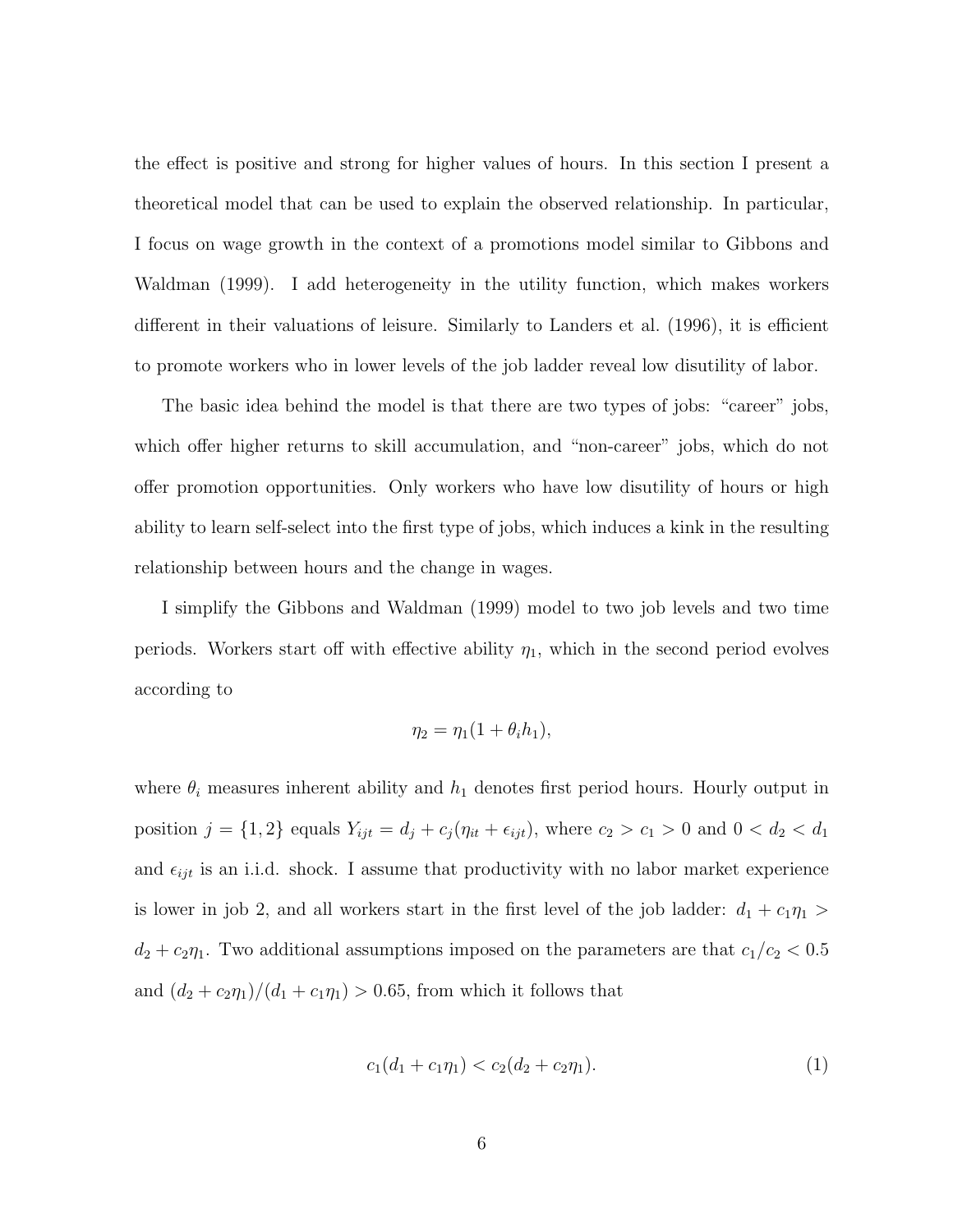the effect is positive and strong for higher values of hours. In this section I present a theoretical model that can be used to explain the observed relationship. In particular, I focus on wage growth in the context of a promotions model similar to Gibbons and Waldman (1999). I add heterogeneity in the utility function, which makes workers different in their valuations of leisure. Similarly to Landers et al. (1996), it is efficient to promote workers who in lower levels of the job ladder reveal low disutility of labor.

The basic idea behind the model is that there are two types of jobs: "career" jobs, which offer higher returns to skill accumulation, and "non-career" jobs, which do not offer promotion opportunities. Only workers who have low disutility of hours or high ability to learn self-select into the first type of jobs, which induces a kink in the resulting relationship between hours and the change in wages.

I simplify the Gibbons and Waldman (1999) model to two job levels and two time periods. Workers start off with effective ability $\eta_1$, which in the second period evolves according to

$$\eta_2 = \eta_1(1 + \theta_i h_1),$$

where $\theta_i$ measures inherent ability and $h_1$ denotes first period hours. Hourly output in position $j = \{1, 2\}$ equals $Y_{ijt} = d_j + c_j(\eta_{it} + \epsilon_{ijt})$, where $c_2 > c_1 > 0$ and $0 < d_2 < d_1$ and $\epsilon_{ijt}$ is an i.i.d. shock. I assume that productivity with no labor market experience is lower in job 2, and all workers start in the first level of the job ladder: $d_1 + c_1\eta_1 > d_2 + c_2\eta_1$. Two additional assumptions imposed on the parameters are that $c_1/c_2 < 0.5$ and $(d_2 + c_2\eta_1)/(d_1 + c_1\eta_1) > 0.65$, from which it follows that

$$c_1(d_1 + c_1\eta_1) < c_2(d_2 + c_2\eta_1). \tag{1}$$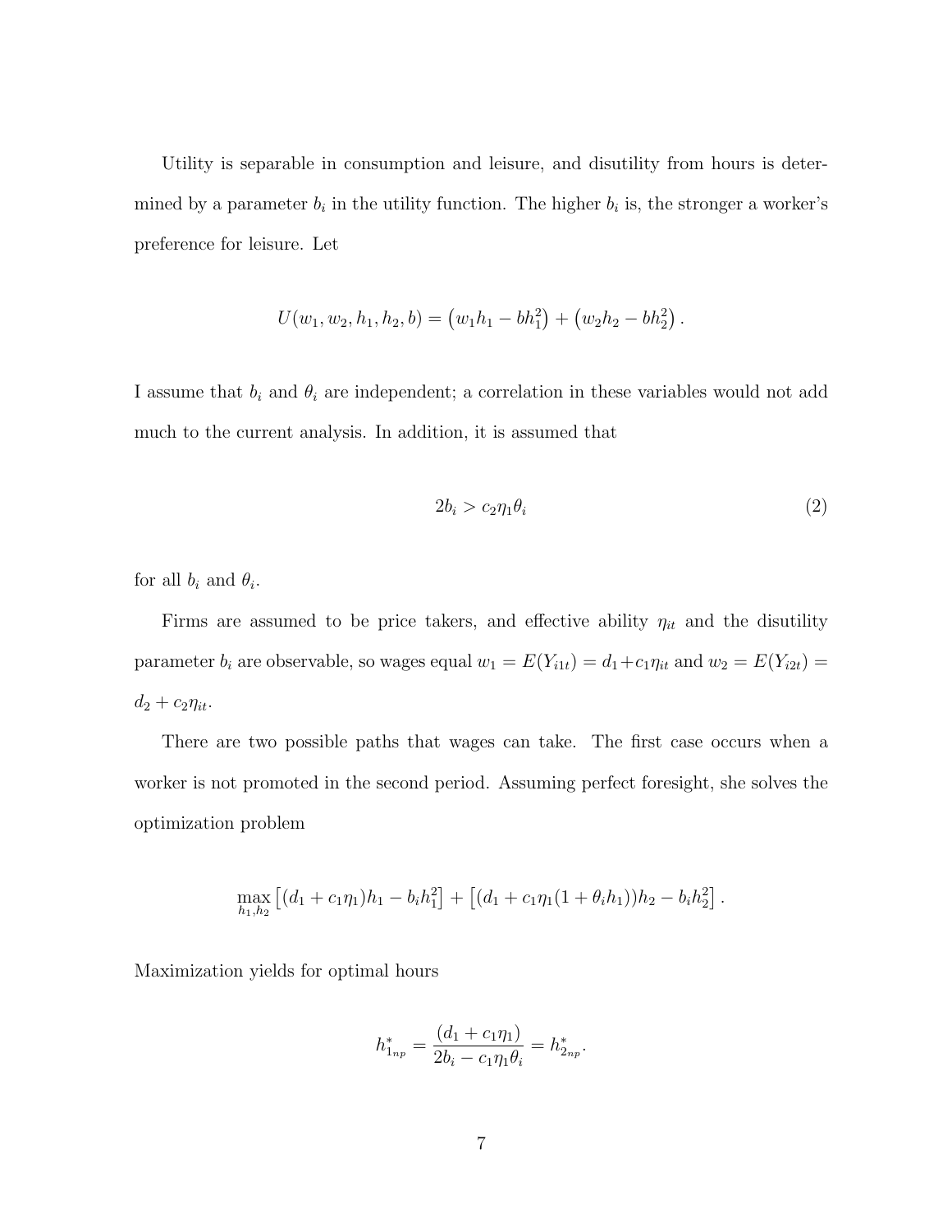Utility is separable in consumption and leisure, and disutility from hours is determined by a parameter $b_i$ in the utility function. The higher $b_i$ is, the stronger a worker's preference for leisure. Let

$$U(w_1, w_2, h_1, h_2, b) = \left(w_1 h_1 - b h_1^2\right) + \left(w_2 h_2 - b h_2^2\right).$$

I assume that $b_i$ and $\theta_i$ are independent; a correlation in these variables would not add much to the current analysis. In addition, it is assumed that

$$2b_i > c_2 \eta_1 \theta_i \tag{2}$$

for all $b_i$ and $\theta_i$.

Firms are assumed to be price takers, and effective ability $\eta_{it}$ and the disutility parameter $b_i$ are observable, so wages equal $w_1 = E(Y_{i1t}) = d_1 + c_1 \eta_{it}$ and $w_2 = E(Y_{i2t}) = d_2 + c_2 \eta_{it}$.

There are two possible paths that wages can take. The first case occurs when a worker is not promoted in the second period. Assuming perfect foresight, she solves the optimization problem

$$\max_{h_1, h_2} \left[(d_1 + c_1 \eta_1) h_1 - b_i h_1^2\right] + \left[(d_1 + c_1 \eta_1 (1 + \theta_i h_1)) h_2 - b_i h_2^2\right].$$

Maximization yields for optimal hours

$$h^*_{1_{np}} = \frac{(d_1 + c_1 \eta_1)}{2b_i - c_1 \eta_1 \theta_i} = h^*_{2_{np}}.$$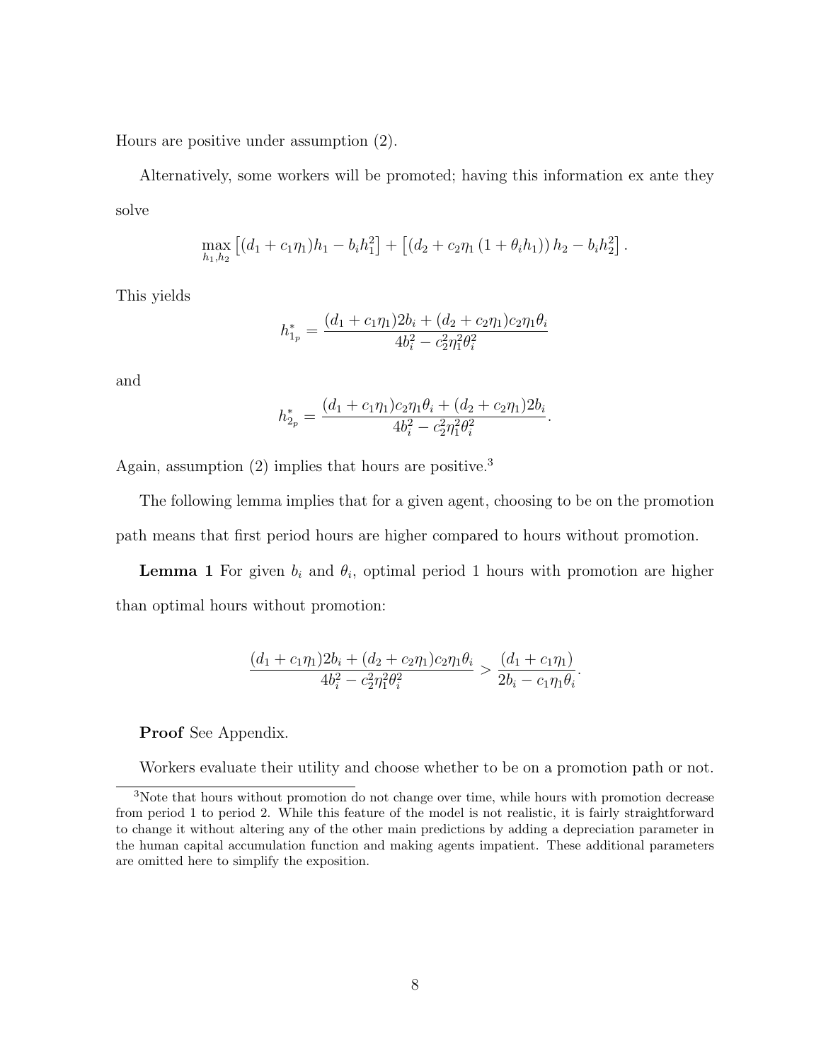Hours are positive under assumption (2).

Alternatively, some workers will be promoted; having this information ex ante they solve

$$\max_{h_1,h_2}\left[(d_1+c_1\eta_1)h_1-b_ih_1^2\right]+\left[\left(d_2+c_2\eta_1\left(1+\theta_ih_1\right)\right)h_2-b_ih_2^2\right].$$

This yields

$$h^*_{1_p}=\frac{(d_1+c_1\eta_1)2b_i+(d_2+c_2\eta_1)c_2\eta_1\theta_i}{4b_i^2-c_2^2\eta_1^2\theta_i^2}$$

and

$$h^*_{2_p}=\frac{(d_1+c_1\eta_1)c_2\eta_1\theta_i+(d_2+c_2\eta_1)2b_i}{4b_i^2-c_2^2\eta_1^2\theta_i^2}.$$

Again, assumption (2) implies that hours are positive.[3]

The following lemma implies that for a given agent, choosing to be on the promotion path means that first period hours are higher compared to hours without promotion.

**Lemma 1** For given $b_i$ and $\theta_i$, optimal period 1 hours with promotion are higher than optimal hours without promotion:

$$\frac{(d_1+c_1\eta_1)2b_i+(d_2+c_2\eta_1)c_2\eta_1\theta_i}{4b_i^2-c_2^2\eta_1^2\theta_i^2}>\frac{(d_1+c_1\eta_1)}{2b_i-c_1\eta_1\theta_i}.$$

**Proof** See Appendix.

Workers evaluate their utility and choose whether to be on a promotion path or not.

[3]Note that hours without promotion do not change over time, while hours with promotion decrease from period 1 to period 2. While this feature of the model is not realistic, it is fairly straightforward to change it without altering any of the other main predictions by adding a depreciation parameter in the human capital accumulation function and making agents impatient. These additional parameters are omitted here to simplify the exposition.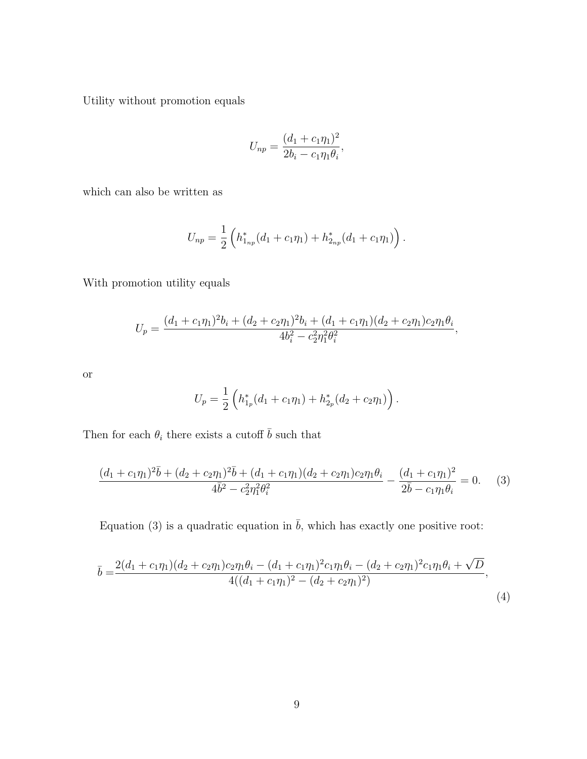Utility without promotion equals

$$U_{np} = \frac{(d_1 + c_1\eta_1)^2}{2b_i - c_1\eta_1\theta_i},$$

which can also be written as

$$U_{np} = \frac{1}{2}\left(h^*_{1_{np}}(d_1 + c_1\eta_1) + h^*_{2_{np}}(d_1 + c_1\eta_1)\right).$$

With promotion utility equals

$$U_p = \frac{(d_1 + c_1\eta_1)^2 b_i + (d_2 + c_2\eta_1)^2 b_i + (d_1 + c_1\eta_1)(d_2 + c_2\eta_1)c_2\eta_1\theta_i}{4b_i^2 - c_2^2\eta_1^2\theta_i^2},$$

or

$$U_p = \frac{1}{2}\left(h^*_{1_p}(d_1 + c_1\eta_1) + h^*_{2_p}(d_2 + c_2\eta_1)\right).$$

Then for each $\theta_i$ there exists a cutoff $\bar{b}$ such that

$$\frac{(d_1 + c_1\eta_1)^2\bar{b} + (d_2 + c_2\eta_1)^2\bar{b} + (d_1 + c_1\eta_1)(d_2 + c_2\eta_1)c_2\eta_1\theta_i}{4\bar{b}^2 - c_2^2\eta_1^2\theta_i^2} - \frac{(d_1 + c_1\eta_1)^2}{2\bar{b} - c_1\eta_1\theta_i} = 0. \tag{3}$$

Equation (3) is a quadratic equation in $\bar{b}$, which has exactly one positive root:

$$\bar{b} = \frac{2(d_1 + c_1\eta_1)(d_2 + c_2\eta_1)c_2\eta_1\theta_i - (d_1 + c_1\eta_1)^2 c_1\eta_1\theta_i - (d_2 + c_2\eta_1)^2 c_1\eta_1\theta_i + \sqrt{D}}{4((d_1 + c_1\eta_1)^2 - (d_2 + c_2\eta_1)^2)}, \tag{4}$$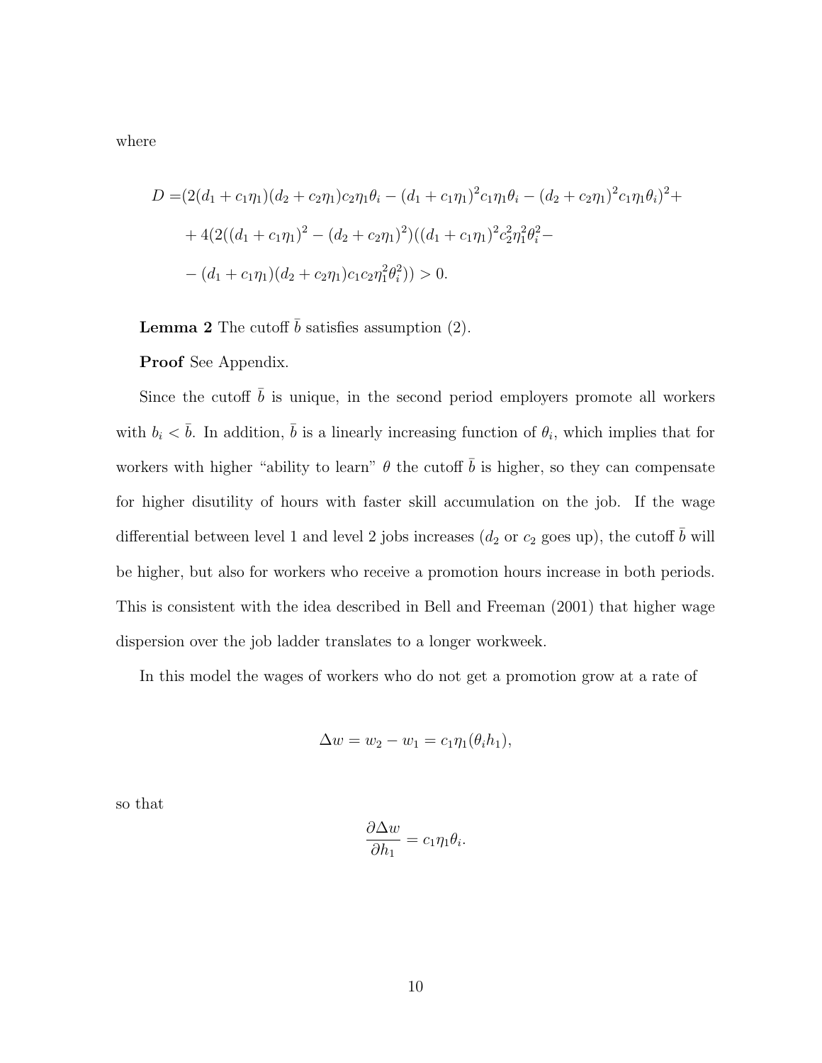where

$$
\begin{aligned}
D =&(2(d_1 + c_1\eta_1)(d_2 + c_2\eta_1)c_2\eta_1\theta_i - (d_1 + c_1\eta_1)^2 c_1\eta_1\theta_i - (d_2 + c_2\eta_1)^2 c_1\eta_1\theta_i)^2 + \\
&+ 4(2((d_1 + c_1\eta_1)^2 - (d_2 + c_2\eta_1)^2)((d_1 + c_1\eta_1)^2 c_2^2\eta_1^2\theta_i^2 - \\
&- (d_1 + c_1\eta_1)(d_2 + c_2\eta_1)c_1c_2\eta_1^2\theta_i^2)) > 0.
\end{aligned}
$$

**Lemma 2** The cutoff $\bar{b}$ satisfies assumption (2).

**Proof** See Appendix.

Since the cutoff $\bar{b}$ is unique, in the second period employers promote all workers with $b_i < \bar{b}$. In addition, $\bar{b}$ is a linearly increasing function of $\theta_i$, which implies that for workers with higher "ability to learn" $\theta$ the cutoff $\bar{b}$ is higher, so they can compensate for higher disutility of hours with faster skill accumulation on the job. If the wage differential between level 1 and level 2 jobs increases ($d_2$ or $c_2$ goes up), the cutoff $\bar{b}$ will be higher, but also for workers who receive a promotion hours increase in both periods. This is consistent with the idea described in Bell and Freeman (2001) that higher wage dispersion over the job ladder translates to a longer workweek.

In this model the wages of workers who do not get a promotion grow at a rate of

$$
\Delta w = w_2 - w_1 = c_1\eta_1(\theta_i h_1),
$$

so that

$$
\frac{\partial \Delta w}{\partial h_1} = c_1\eta_1\theta_i.
$$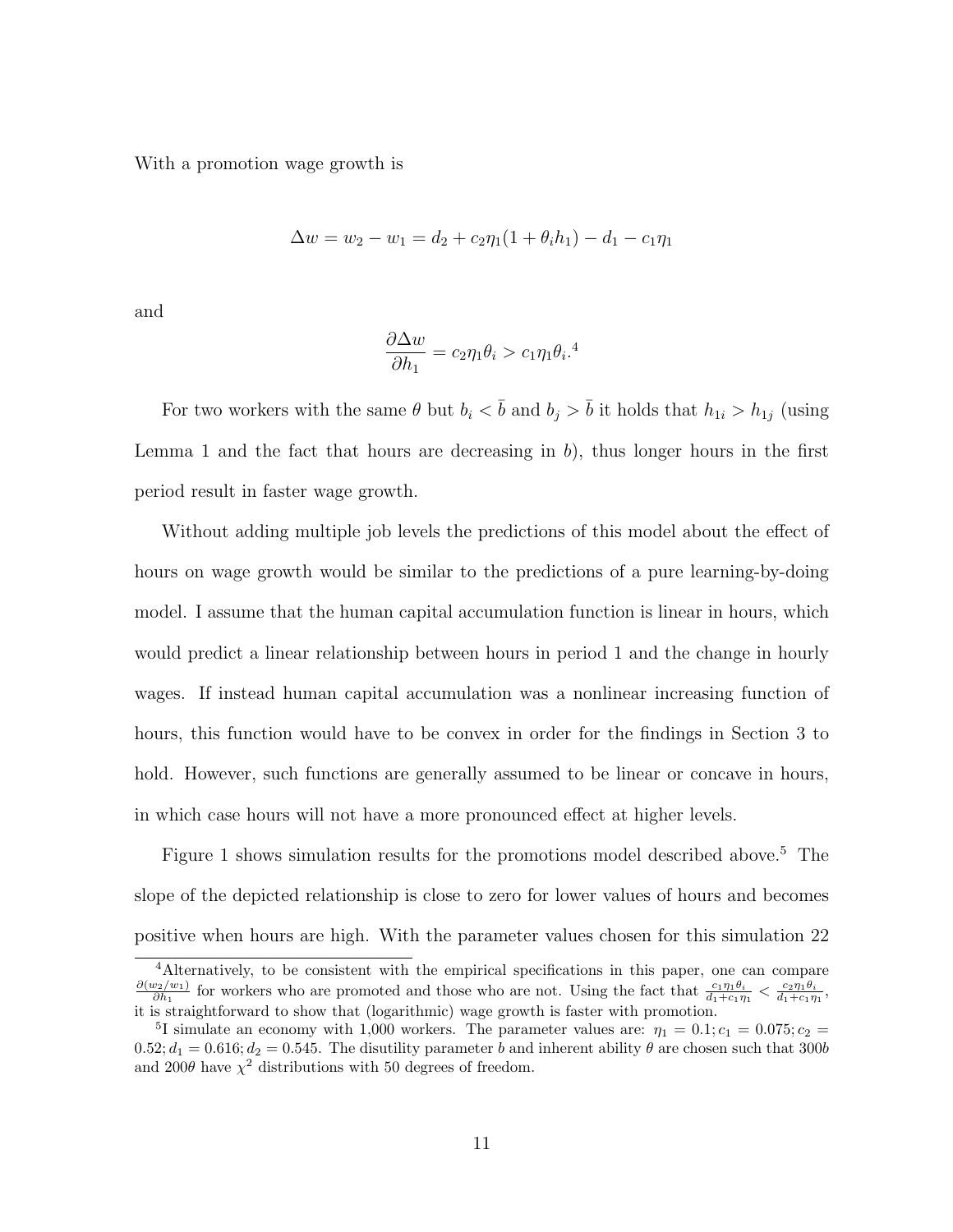With a promotion wage growth is

$$\Delta w = w_2 - w_1 = d_2 + c_2\eta_1(1 + \theta_i h_1) - d_1 - c_1\eta_1$$

and

$$\frac{\partial \Delta w}{\partial h_1} = c_2\eta_1\theta_i > c_1\eta_1\theta_i.^4$$

For two workers with the same $\theta$ but $b_i < \bar{b}$ and $b_j > \bar{b}$ it holds that $h_{1i} > h_{1j}$ (using Lemma 1 and the fact that hours are decreasing in $b$), thus longer hours in the first period result in faster wage growth.

Without adding multiple job levels the predictions of this model about the effect of hours on wage growth would be similar to the predictions of a pure learning-by-doing model. I assume that the human capital accumulation function is linear in hours, which would predict a linear relationship between hours in period 1 and the change in hourly wages. If instead human capital accumulation was a nonlinear increasing function of hours, this function would have to be convex in order for the findings in Section 3 to hold. However, such functions are generally assumed to be linear or concave in hours, in which case hours will not have a more pronounced effect at higher levels.

Figure 1 shows simulation results for the promotions model described above.[5] The slope of the depicted relationship is close to zero for lower values of hours and becomes positive when hours are high. With the parameter values chosen for this simulation 22

---

[4] Alternatively, to be consistent with the empirical specifications in this paper, one can compare $\frac{\partial(w_2/w_1)}{\partial h_1}$ for workers who are promoted and those who are not. Using the fact that $\frac{c_1\eta_1\theta_i}{d_1+c_1\eta_1} < \frac{c_2\eta_1\theta_i}{d_1+c_1\eta_1}$, it is straightforward to show that (logarithmic) wage growth is faster with promotion.

[5] I simulate an economy with 1,000 workers. The parameter values are: $\eta_1 = 0.1; c_1 = 0.075; c_2 = 0.52; d_1 = 0.616; d_2 = 0.545$. The disutility parameter $b$ and inherent ability $\theta$ are chosen such that $300b$ and $200\theta$ have $\chi^2$ distributions with 50 degrees of freedom.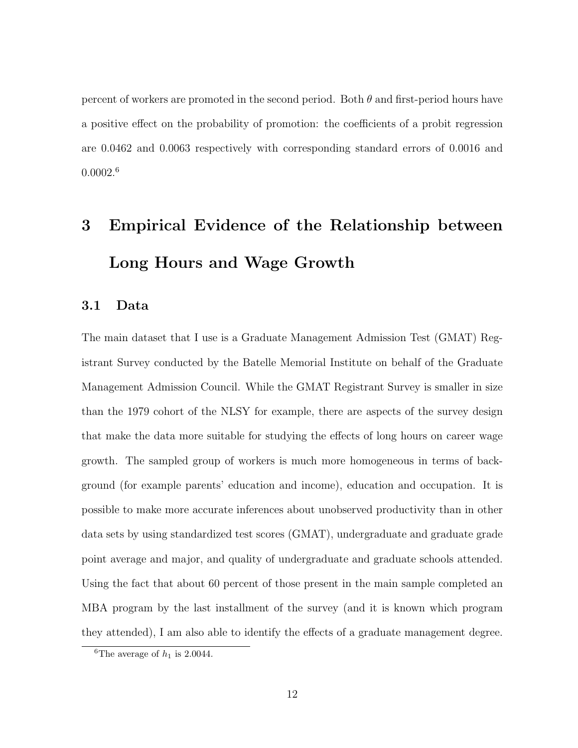percent of workers are promoted in the second period. Both $\theta$ and first-period hours have a positive effect on the probability of promotion: the coefficients of a probit regression are 0.0462 and 0.0063 respectively with corresponding standard errors of 0.0016 and 0.0002.[6]

# 3 Empirical Evidence of the Relationship between Long Hours and Wage Growth

## 3.1 Data

The main dataset that I use is a Graduate Management Admission Test (GMAT) Registrant Survey conducted by the Batelle Memorial Institute on behalf of the Graduate Management Admission Council. While the GMAT Registrant Survey is smaller in size than the 1979 cohort of the NLSY for example, there are aspects of the survey design that make the data more suitable for studying the effects of long hours on career wage growth. The sampled group of workers is much more homogeneous in terms of background (for example parents' education and income), education and occupation. It is possible to make more accurate inferences about unobserved productivity than in other data sets by using standardized test scores (GMAT), undergraduate and graduate grade point average and major, and quality of undergraduate and graduate schools attended. Using the fact that about 60 percent of those present in the main sample completed an MBA program by the last installment of the survey (and it is known which program they attended), I am also able to identify the effects of a graduate management degree.

[6] The average of $h_1$ is 2.0044.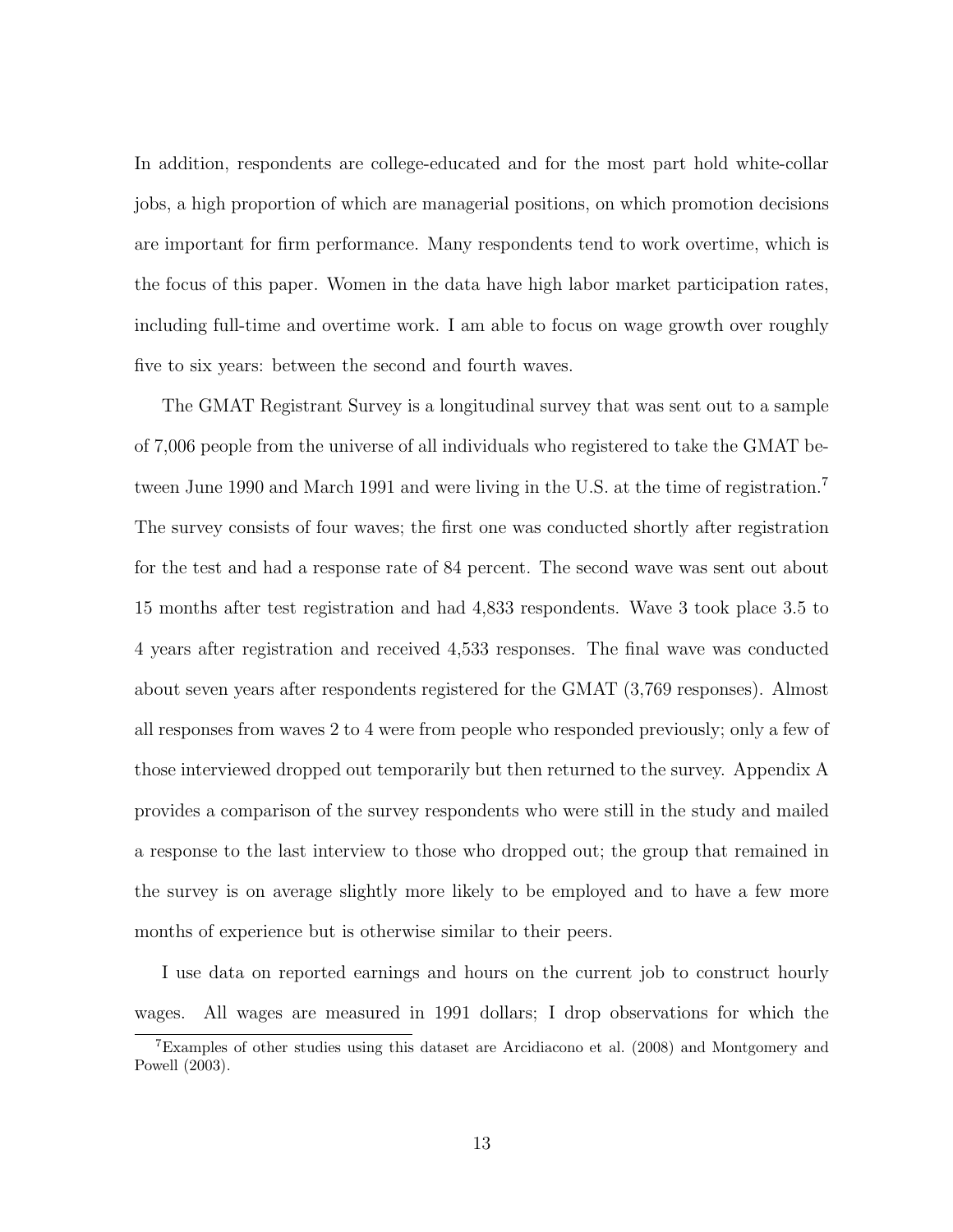In addition, respondents are college-educated and for the most part hold white-collar jobs, a high proportion of which are managerial positions, on which promotion decisions are important for firm performance. Many respondents tend to work overtime, which is the focus of this paper. Women in the data have high labor market participation rates, including full-time and overtime work. I am able to focus on wage growth over roughly five to six years: between the second and fourth waves.

The GMAT Registrant Survey is a longitudinal survey that was sent out to a sample of 7,006 people from the universe of all individuals who registered to take the GMAT between June 1990 and March 1991 and were living in the U.S. at the time of registration.[7] The survey consists of four waves; the first one was conducted shortly after registration for the test and had a response rate of 84 percent. The second wave was sent out about 15 months after test registration and had 4,833 respondents. Wave 3 took place 3.5 to 4 years after registration and received 4,533 responses. The final wave was conducted about seven years after respondents registered for the GMAT (3,769 responses). Almost all responses from waves 2 to 4 were from people who responded previously; only a few of those interviewed dropped out temporarily but then returned to the survey. Appendix A provides a comparison of the survey respondents who were still in the study and mailed a response to the last interview to those who dropped out; the group that remained in the survey is on average slightly more likely to be employed and to have a few more months of experience but is otherwise similar to their peers.

I use data on reported earnings and hours on the current job to construct hourly wages. All wages are measured in 1991 dollars; I drop observations for which the

[7] Examples of other studies using this dataset are Arcidiacono et al. (2008) and Montgomery and Powell (2003).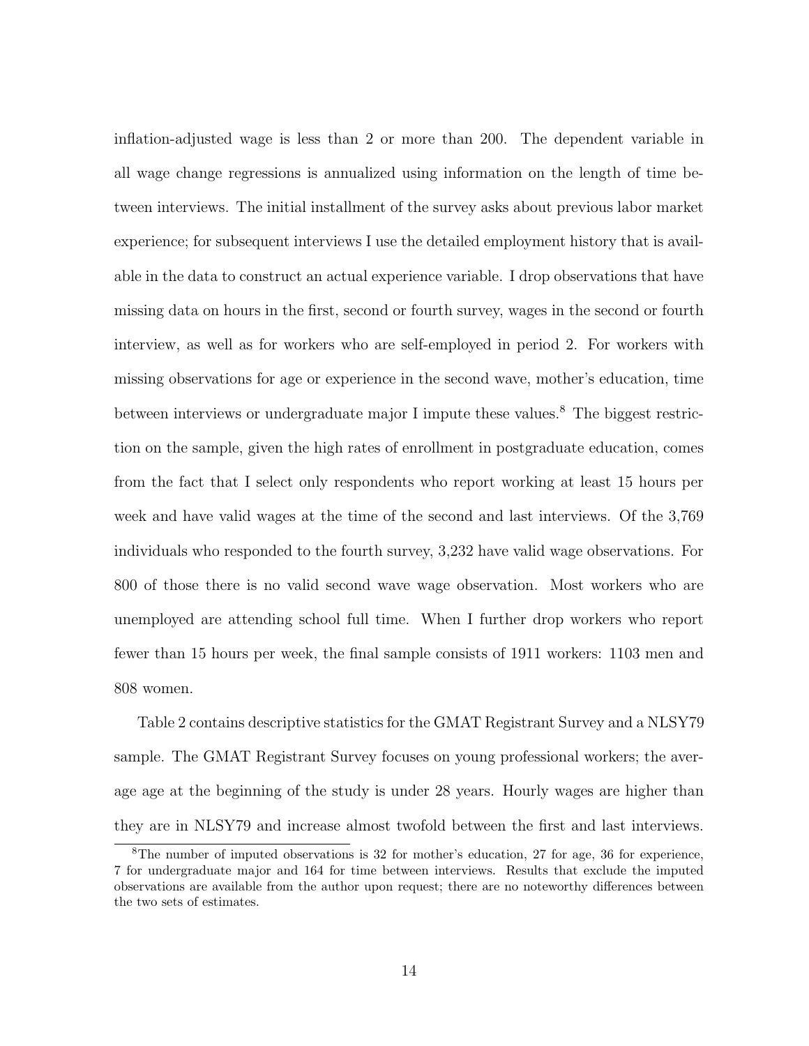inflation-adjusted wage is less than 2 or more than 200. The dependent variable in all wage change regressions is annualized using information on the length of time between interviews. The initial installment of the survey asks about previous labor market experience; for subsequent interviews I use the detailed employment history that is available in the data to construct an actual experience variable. I drop observations that have missing data on hours in the first, second or fourth survey, wages in the second or fourth interview, as well as for workers who are self-employed in period 2. For workers with missing observations for age or experience in the second wave, mother's education, time between interviews or undergraduate major I impute these values.[8] The biggest restriction on the sample, given the high rates of enrollment in postgraduate education, comes from the fact that I select only respondents who report working at least 15 hours per week and have valid wages at the time of the second and last interviews. Of the 3,769 individuals who responded to the fourth survey, 3,232 have valid wage observations. For 800 of those there is no valid second wave wage observation. Most workers who are unemployed are attending school full time. When I further drop workers who report fewer than 15 hours per week, the final sample consists of 1911 workers: 1103 men and 808 women.

Table 2 contains descriptive statistics for the GMAT Registrant Survey and a NLSY79 sample. The GMAT Registrant Survey focuses on young professional workers; the average age at the beginning of the study is under 28 years. Hourly wages are higher than they are in NLSY79 and increase almost twofold between the first and last interviews.

[8]The number of imputed observations is 32 for mother's education, 27 for age, 36 for experience, 7 for undergraduate major and 164 for time between interviews. Results that exclude the imputed observations are available from the author upon request; there are no noteworthy differences between the two sets of estimates.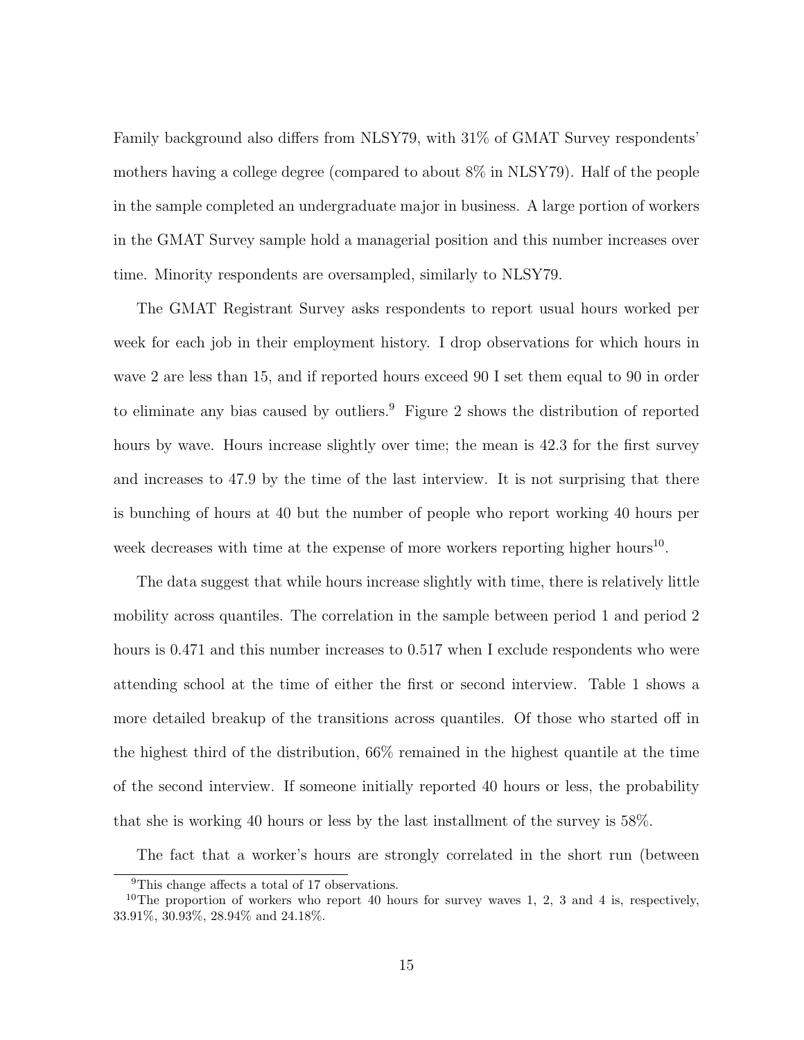Family background also differs from NLSY79, with 31% of GMAT Survey respondents' mothers having a college degree (compared to about 8% in NLSY79). Half of the people in the sample completed an undergraduate major in business. A large portion of workers in the GMAT Survey sample hold a managerial position and this number increases over time. Minority respondents are oversampled, similarly to NLSY79.

The GMAT Registrant Survey asks respondents to report usual hours worked per week for each job in their employment history. I drop observations for which hours in wave 2 are less than 15, and if reported hours exceed 90 I set them equal to 90 in order to eliminate any bias caused by outliers.[9] Figure 2 shows the distribution of reported hours by wave. Hours increase slightly over time; the mean is 42.3 for the first survey and increases to 47.9 by the time of the last interview. It is not surprising that there is bunching of hours at 40 but the number of people who report working 40 hours per week decreases with time at the expense of more workers reporting higher hours[10].

The data suggest that while hours increase slightly with time, there is relatively little mobility across quantiles. The correlation in the sample between period 1 and period 2 hours is 0.471 and this number increases to 0.517 when I exclude respondents who were attending school at the time of either the first or second interview. Table 1 shows a more detailed breakup of the transitions across quantiles. Of those who started off in the highest third of the distribution, 66% remained in the highest quantile at the time of the second interview. If someone initially reported 40 hours or less, the probability that she is working 40 hours or less by the last installment of the survey is 58%.

The fact that a worker's hours are strongly correlated in the short run (between

[9] This change affects a total of 17 observations.

[10] The proportion of workers who report 40 hours for survey waves 1, 2, 3 and 4 is, respectively, 33.91%, 30.93%, 28.94% and 24.18%.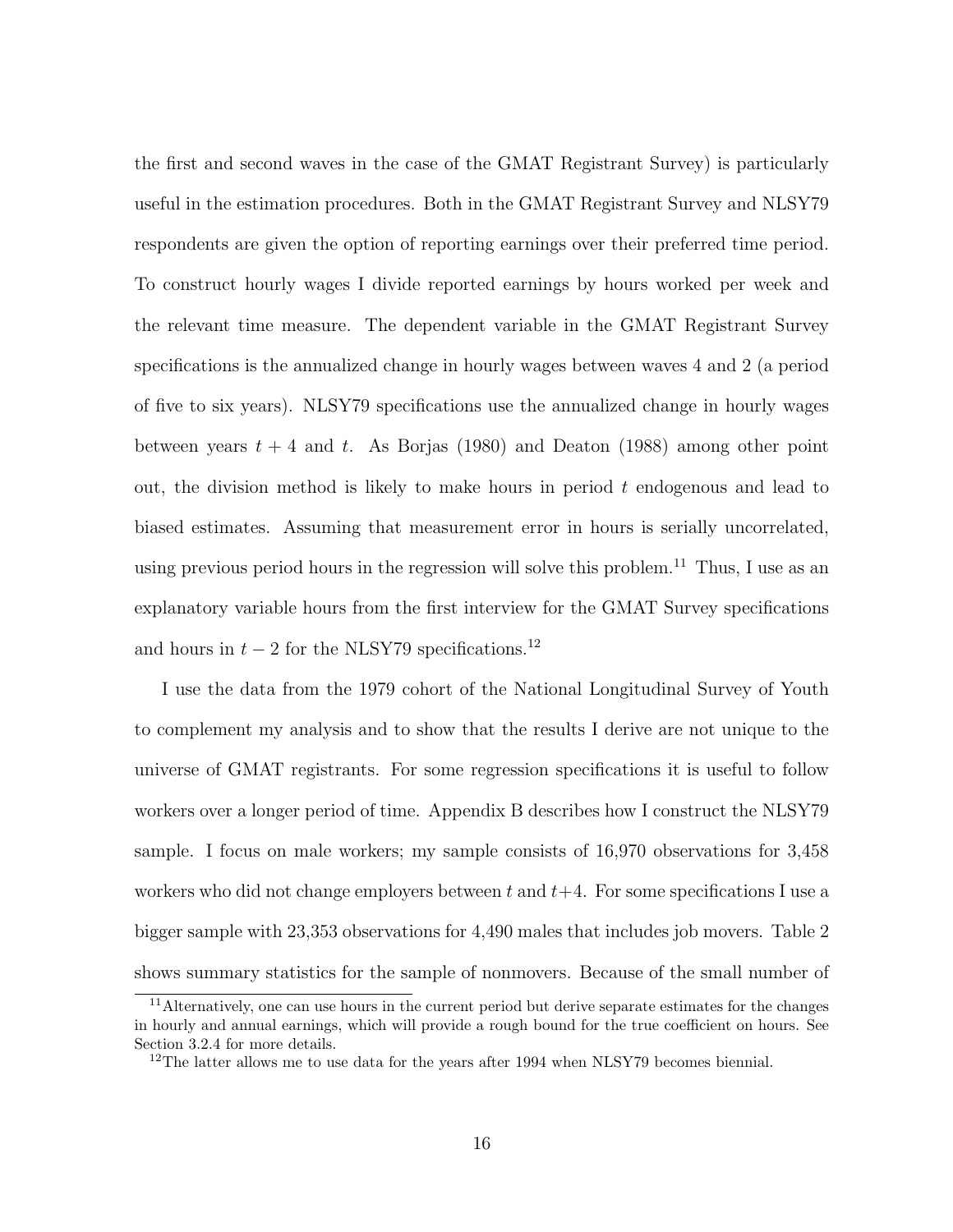the first and second waves in the case of the GMAT Registrant Survey) is particularly useful in the estimation procedures. Both in the GMAT Registrant Survey and NLSY79 respondents are given the option of reporting earnings over their preferred time period. To construct hourly wages I divide reported earnings by hours worked per week and the relevant time measure. The dependent variable in the GMAT Registrant Survey specifications is the annualized change in hourly wages between waves 4 and 2 (a period of five to six years). NLSY79 specifications use the annualized change in hourly wages between years $t + 4$ and $t$. As Borjas (1980) and Deaton (1988) among other point out, the division method is likely to make hours in period $t$ endogenous and lead to biased estimates. Assuming that measurement error in hours is serially uncorrelated, using previous period hours in the regression will solve this problem.[11] Thus, I use as an explanatory variable hours from the first interview for the GMAT Survey specifications and hours in $t - 2$ for the NLSY79 specifications.[12]

I use the data from the 1979 cohort of the National Longitudinal Survey of Youth to complement my analysis and to show that the results I derive are not unique to the universe of GMAT registrants. For some regression specifications it is useful to follow workers over a longer period of time. Appendix B describes how I construct the NLSY79 sample. I focus on male workers; my sample consists of 16,970 observations for 3,458 workers who did not change employers between $t$ and $t+4$. For some specifications I use a bigger sample with 23,353 observations for 4,490 males that includes job movers. Table 2 shows summary statistics for the sample of nonmovers. Because of the small number of

[11] Alternatively, one can use hours in the current period but derive separate estimates for the changes in hourly and annual earnings, which will provide a rough bound for the true coefficient on hours. See Section 3.2.4 for more details.

[12] The latter allows me to use data for the years after 1994 when NLSY79 becomes biennial.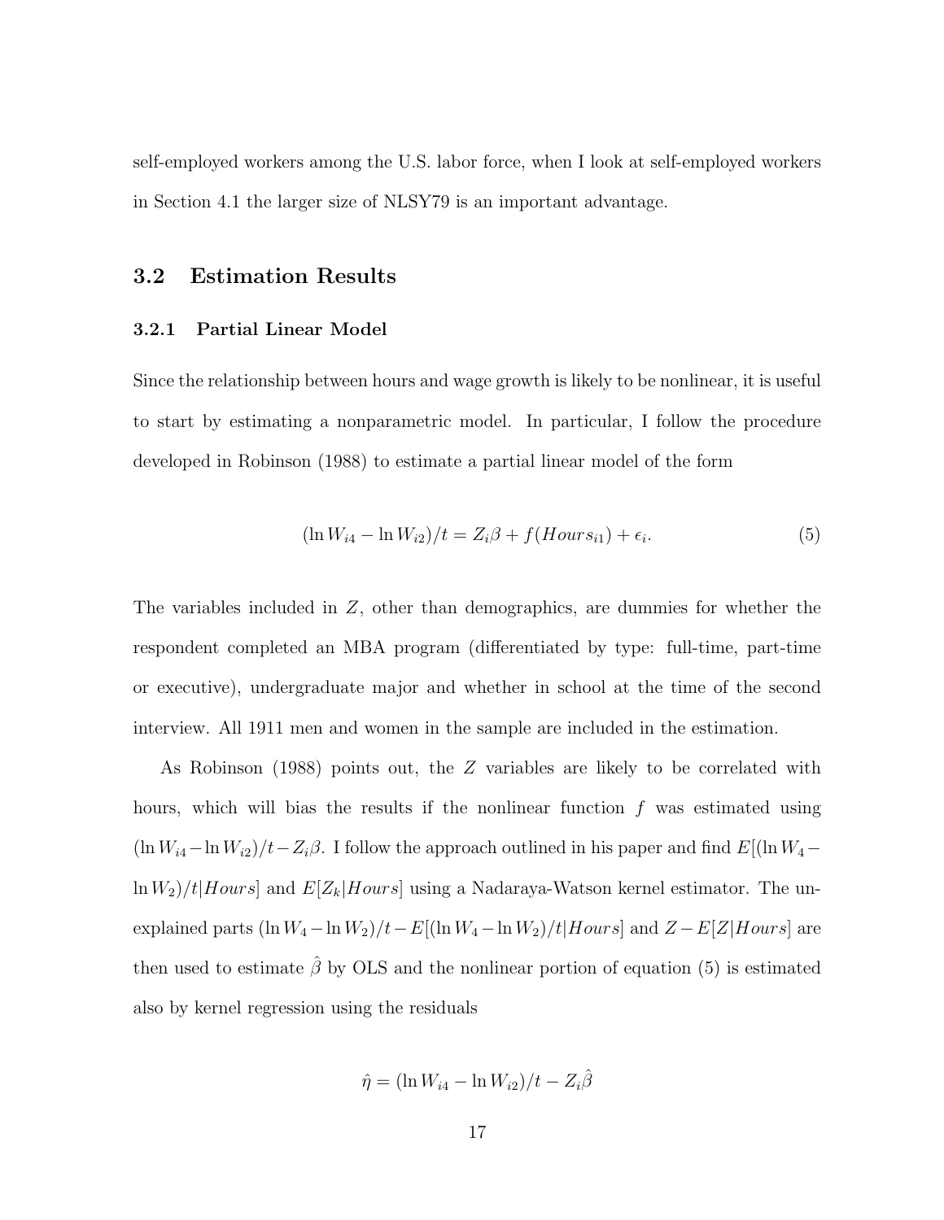self-employed workers among the U.S. labor force, when I look at self-employed workers in Section 4.1 the larger size of NLSY79 is an important advantage.

## 3.2 Estimation Results

### 3.2.1 Partial Linear Model

Since the relationship between hours and wage growth is likely to be nonlinear, it is useful to start by estimating a nonparametric model. In particular, I follow the procedure developed in Robinson (1988) to estimate a partial linear model of the form

$$(\ln W_{i4} - \ln W_{i2})/t = Z_i\beta + f(Hours_{i1}) + \epsilon_i. \tag{5}$$

The variables included in $Z$, other than demographics, are dummies for whether the respondent completed an MBA program (differentiated by type: full-time, part-time or executive), undergraduate major and whether in school at the time of the second interview. All 1911 men and women in the sample are included in the estimation.

As Robinson (1988) points out, the $Z$ variables are likely to be correlated with hours, which will bias the results if the nonlinear function $f$ was estimated using $(\ln W_{i4} - \ln W_{i2})/t - Z_i\beta$. I follow the approach outlined in his paper and find $E[(\ln W_4 - \ln W_2)/t|Hours]$ and $E[Z_k|Hours]$ using a Nadaraya-Watson kernel estimator. The unexplained parts $(\ln W_4 - \ln W_2)/t - E[(\ln W_4 - \ln W_2)/t|Hours]$ and $Z - E[Z|Hours]$ are then used to estimate $\hat{\beta}$ by OLS and the nonlinear portion of equation (5) is estimated also by kernel regression using the residuals

$$\hat{\eta} = (\ln W_{i4} - \ln W_{i2})/t - Z_i\hat{\beta}$$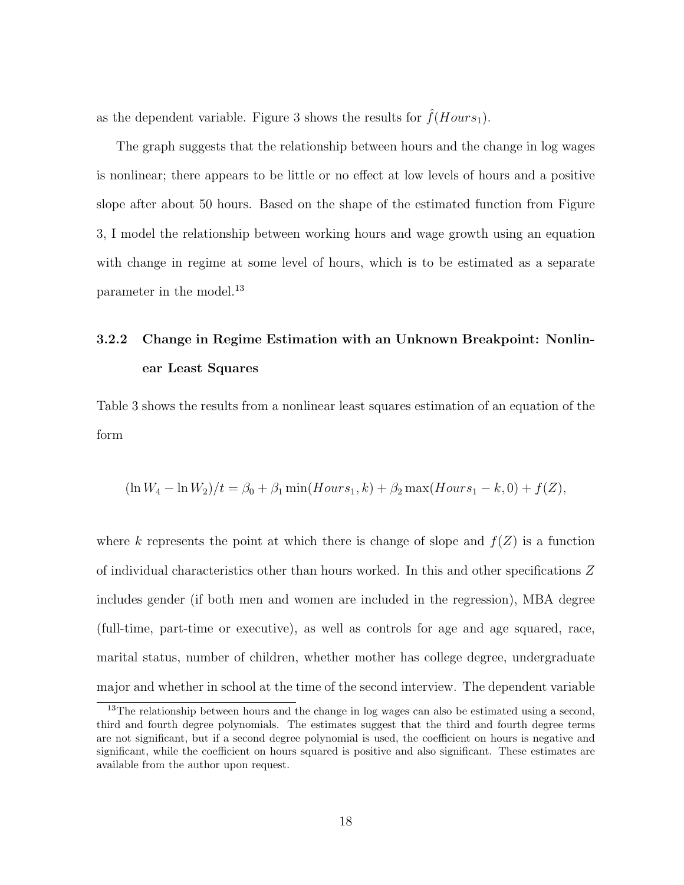as the dependent variable. Figure 3 shows the results for $\hat{f}(Hours_1)$.

The graph suggests that the relationship between hours and the change in log wages is nonlinear; there appears to be little or no effect at low levels of hours and a positive slope after about 50 hours. Based on the shape of the estimated function from Figure 3, I model the relationship between working hours and wage growth using an equation with change in regime at some level of hours, which is to be estimated as a separate parameter in the model.[13]

### 3.2.2 Change in Regime Estimation with an Unknown Breakpoint: Nonlinear Least Squares

Table 3 shows the results from a nonlinear least squares estimation of an equation of the form

$$(\ln W_4 - \ln W_2)/t = \beta_0 + \beta_1 \min(Hours_1, k) + \beta_2 \max(Hours_1 - k, 0) + f(Z),$$

where $k$ represents the point at which there is change of slope and $f(Z)$ is a function of individual characteristics other than hours worked. In this and other specifications $Z$ includes gender (if both men and women are included in the regression), MBA degree (full-time, part-time or executive), as well as controls for age and age squared, race, marital status, number of children, whether mother has college degree, undergraduate major and whether in school at the time of the second interview. The dependent variable

[13] The relationship between hours and the change in log wages can also be estimated using a second, third and fourth degree polynomials. The estimates suggest that the third and fourth degree terms are not significant, but if a second degree polynomial is used, the coefficient on hours is negative and significant, while the coefficient on hours squared is positive and also significant. These estimates are available from the author upon request.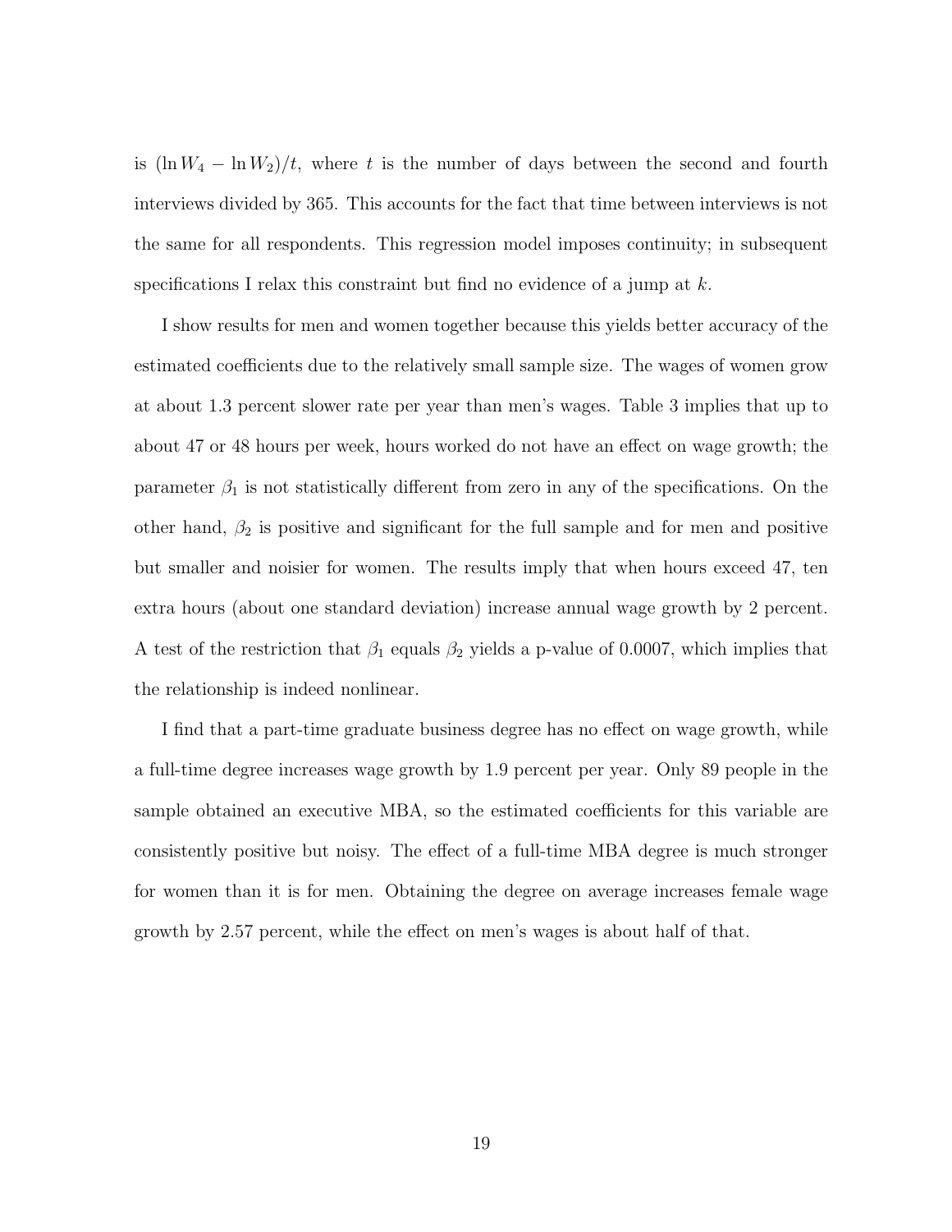is $(\ln W_4 - \ln W_2)/t$, where $t$ is the number of days between the second and fourth interviews divided by 365. This accounts for the fact that time between interviews is not the same for all respondents. This regression model imposes continuity; in subsequent specifications I relax this constraint but find no evidence of a jump at $k$.

I show results for men and women together because this yields better accuracy of the estimated coefficients due to the relatively small sample size. The wages of women grow at about 1.3 percent slower rate per year than men's wages. Table 3 implies that up to about 47 or 48 hours per week, hours worked do not have an effect on wage growth; the parameter $\beta_1$ is not statistically different from zero in any of the specifications. On the other hand, $\beta_2$ is positive and significant for the full sample and for men and positive but smaller and noisier for women. The results imply that when hours exceed 47, ten extra hours (about one standard deviation) increase annual wage growth by 2 percent. A test of the restriction that $\beta_1$ equals $\beta_2$ yields a p-value of 0.0007, which implies that the relationship is indeed nonlinear.

I find that a part-time graduate business degree has no effect on wage growth, while a full-time degree increases wage growth by 1.9 percent per year. Only 89 people in the sample obtained an executive MBA, so the estimated coefficients for this variable are consistently positive but noisy. The effect of a full-time MBA degree is much stronger for women than it is for men. Obtaining the degree on average increases female wage growth by 2.57 percent, while the effect on men's wages is about half of that.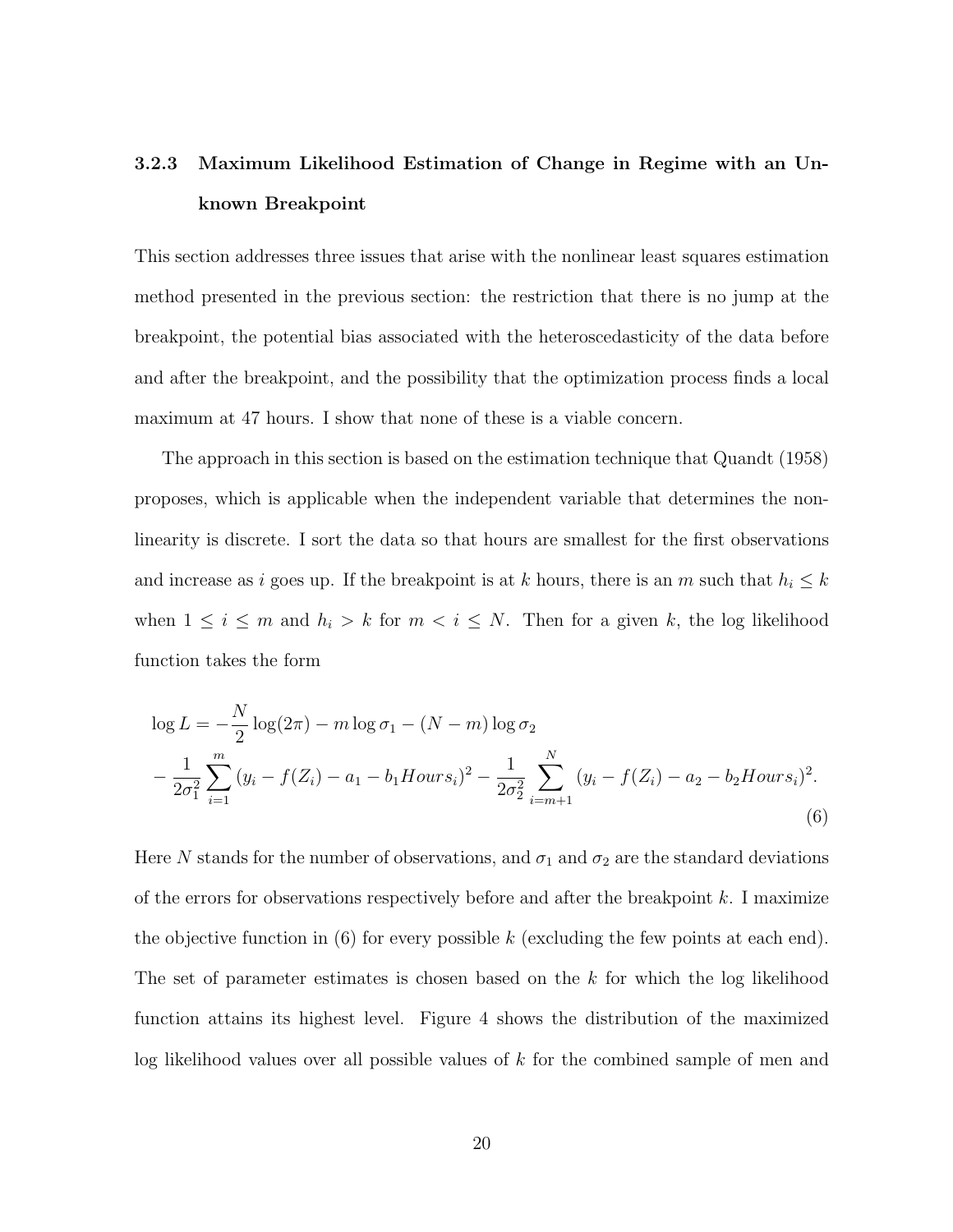### 3.2.3 Maximum Likelihood Estimation of Change in Regime with an Unknown Breakpoint

This section addresses three issues that arise with the nonlinear least squares estimation method presented in the previous section: the restriction that there is no jump at the breakpoint, the potential bias associated with the heteroscedasticity of the data before and after the breakpoint, and the possibility that the optimization process finds a local maximum at 47 hours. I show that none of these is a viable concern.

The approach in this section is based on the estimation technique that Quandt (1958) proposes, which is applicable when the independent variable that determines the nonlinearity is discrete. I sort the data so that hours are smallest for the first observations and increase as $i$ goes up. If the breakpoint is at $k$ hours, there is an $m$ such that $h_i \leq k$ when $1 \leq i \leq m$ and $h_i > k$ for $m < i \leq N$. Then for a given $k$, the log likelihood function takes the form

$$
\begin{aligned}
\log L = &-\frac{N}{2}\log(2\pi) - m\log\sigma_1 - (N-m)\log\sigma_2 \\
&- \frac{1}{2\sigma_1^2}\sum_{i=1}^{m}(y_i - f(Z_i) - a_1 - b_1 Hours_i)^2 - \frac{1}{2\sigma_2^2}\sum_{i=m+1}^{N}(y_i - f(Z_i) - a_2 - b_2 Hours_i)^2.
\end{aligned}
\tag{6}
$$

Here $N$ stands for the number of observations, and $\sigma_1$ and $\sigma_2$ are the standard deviations of the errors for observations respectively before and after the breakpoint $k$. I maximize the objective function in (6) for every possible $k$ (excluding the few points at each end). The set of parameter estimates is chosen based on the $k$ for which the log likelihood function attains its highest level. Figure 4 shows the distribution of the maximized log likelihood values over all possible values of $k$ for the combined sample of men and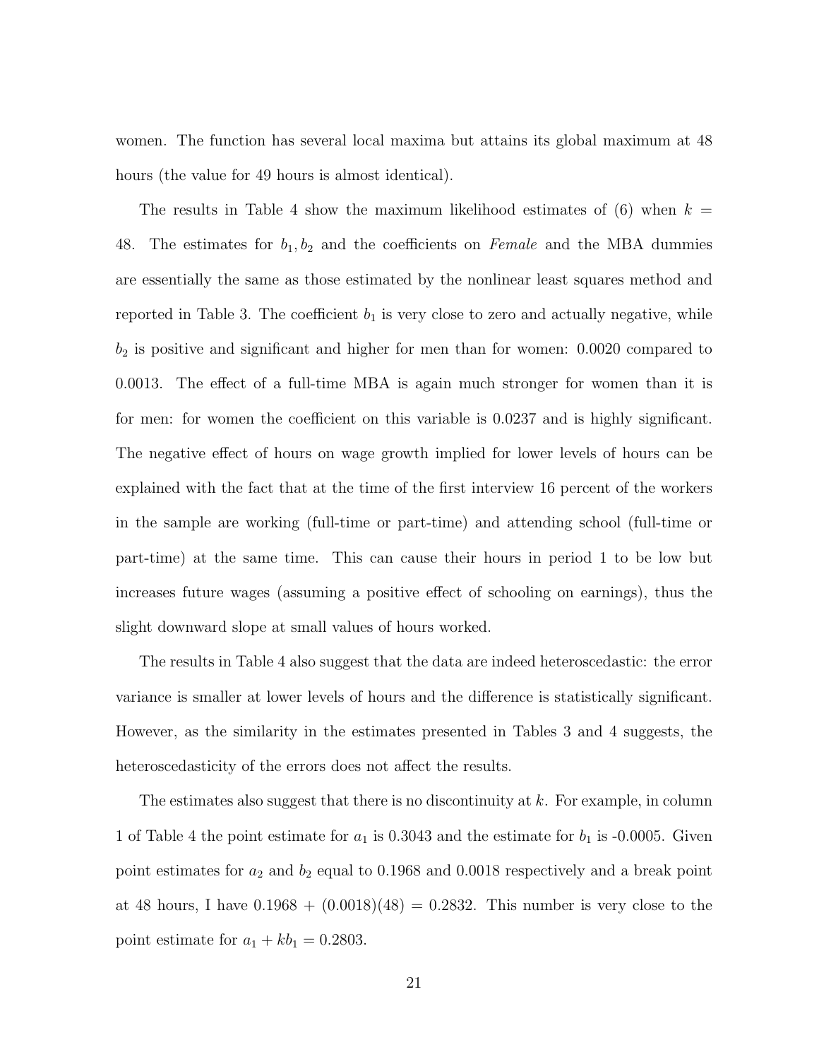women. The function has several local maxima but attains its global maximum at 48 hours (the value for 49 hours is almost identical).

The results in Table 4 show the maximum likelihood estimates of (6) when $k = 48$. The estimates for $b_1, b_2$ and the coefficients on *Female* and the MBA dummies are essentially the same as those estimated by the nonlinear least squares method and reported in Table 3. The coefficient $b_1$ is very close to zero and actually negative, while $b_2$ is positive and significant and higher for men than for women: 0.0020 compared to 0.0013. The effect of a full-time MBA is again much stronger for women than it is for men: for women the coefficient on this variable is 0.0237 and is highly significant. The negative effect of hours on wage growth implied for lower levels of hours can be explained with the fact that at the time of the first interview 16 percent of the workers in the sample are working (full-time or part-time) and attending school (full-time or part-time) at the same time. This can cause their hours in period 1 to be low but increases future wages (assuming a positive effect of schooling on earnings), thus the slight downward slope at small values of hours worked.

The results in Table 4 also suggest that the data are indeed heteroscedastic: the error variance is smaller at lower levels of hours and the difference is statistically significant. However, as the similarity in the estimates presented in Tables 3 and 4 suggests, the heteroscedasticity of the errors does not affect the results.

The estimates also suggest that there is no discontinuity at $k$. For example, in column 1 of Table 4 the point estimate for $a_1$ is 0.3043 and the estimate for $b_1$ is -0.0005. Given point estimates for $a_2$ and $b_2$ equal to 0.1968 and 0.0018 respectively and a break point at 48 hours, I have $0.1968 + (0.0018)(48) = 0.2832$. This number is very close to the point estimate for $a_1 + kb_1 = 0.2803$.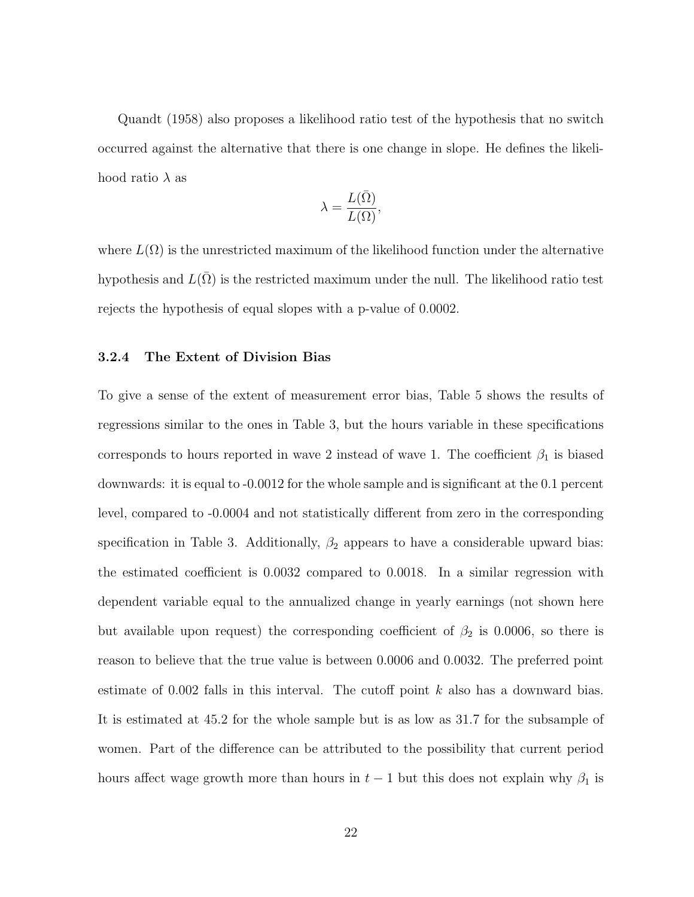Quandt (1958) also proposes a likelihood ratio test of the hypothesis that no switch occurred against the alternative that there is one change in slope. He defines the likelihood ratio $\lambda$ as

$$\lambda = \frac{L(\bar{\Omega})}{L(\Omega)},$$

where $L(\Omega)$ is the unrestricted maximum of the likelihood function under the alternative hypothesis and $L(\bar{\Omega})$ is the restricted maximum under the null. The likelihood ratio test rejects the hypothesis of equal slopes with a p-value of 0.0002.

### 3.2.4 The Extent of Division Bias

To give a sense of the extent of measurement error bias, Table 5 shows the results of regressions similar to the ones in Table 3, but the hours variable in these specifications corresponds to hours reported in wave 2 instead of wave 1. The coefficient $\beta_1$ is biased downwards: it is equal to -0.0012 for the whole sample and is significant at the 0.1 percent level, compared to -0.0004 and not statistically different from zero in the corresponding specification in Table 3. Additionally, $\beta_2$ appears to have a considerable upward bias: the estimated coefficient is 0.0032 compared to 0.0018. In a similar regression with dependent variable equal to the annualized change in yearly earnings (not shown here but available upon request) the corresponding coefficient of $\beta_2$ is 0.0006, so there is reason to believe that the true value is between 0.0006 and 0.0032. The preferred point estimate of 0.002 falls in this interval. The cutoff point $k$ also has a downward bias. It is estimated at 45.2 for the whole sample but is as low as 31.7 for the subsample of women. Part of the difference can be attributed to the possibility that current period hours affect wage growth more than hours in $t-1$ but this does not explain why $\beta_1$ is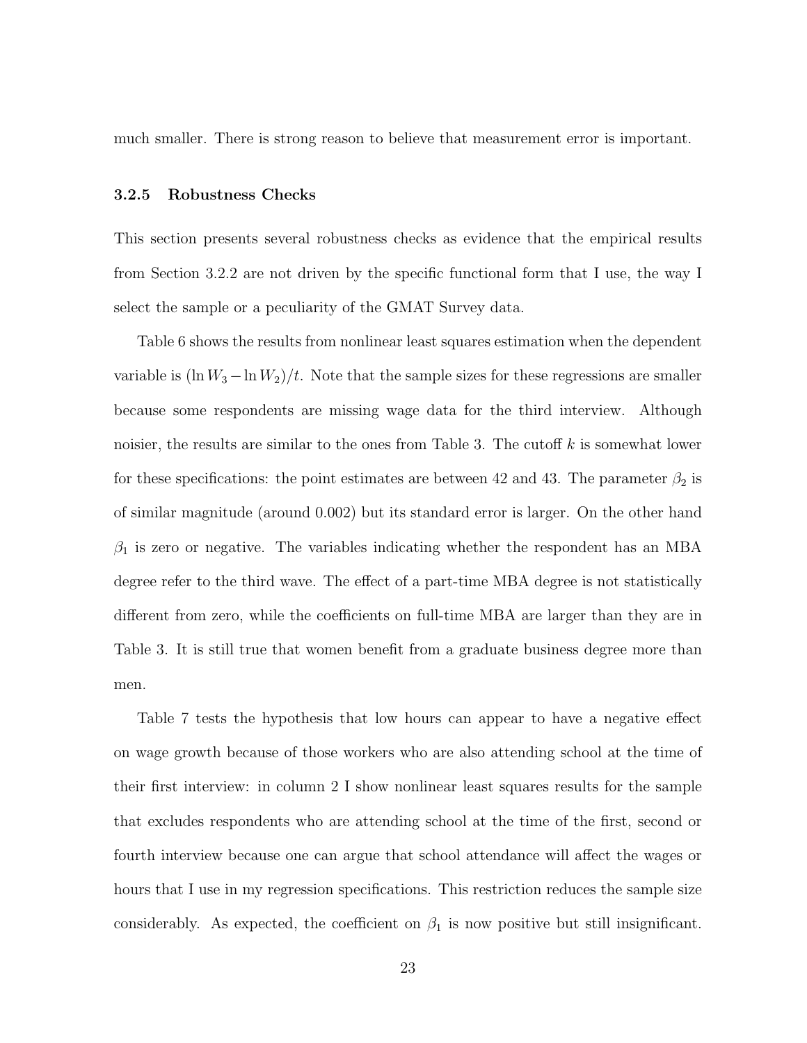much smaller. There is strong reason to believe that measurement error is important.

#### 3.2.5 Robustness Checks

This section presents several robustness checks as evidence that the empirical results from Section 3.2.2 are not driven by the specific functional form that I use, the way I select the sample or a peculiarity of the GMAT Survey data.

Table 6 shows the results from nonlinear least squares estimation when the dependent variable is $(\ln W_3 - \ln W_2)/t$. Note that the sample sizes for these regressions are smaller because some respondents are missing wage data for the third interview. Although noisier, the results are similar to the ones from Table 3. The cutoff $k$ is somewhat lower for these specifications: the point estimates are between 42 and 43. The parameter $\beta_2$ is of similar magnitude (around 0.002) but its standard error is larger. On the other hand $\beta_1$ is zero or negative. The variables indicating whether the respondent has an MBA degree refer to the third wave. The effect of a part-time MBA degree is not statistically different from zero, while the coefficients on full-time MBA are larger than they are in Table 3. It is still true that women benefit from a graduate business degree more than men.

Table 7 tests the hypothesis that low hours can appear to have a negative effect on wage growth because of those workers who are also attending school at the time of their first interview: in column 2 I show nonlinear least squares results for the sample that excludes respondents who are attending school at the time of the first, second or fourth interview because one can argue that school attendance will affect the wages or hours that I use in my regression specifications. This restriction reduces the sample size considerably. As expected, the coefficient on $\beta_1$ is now positive but still insignificant.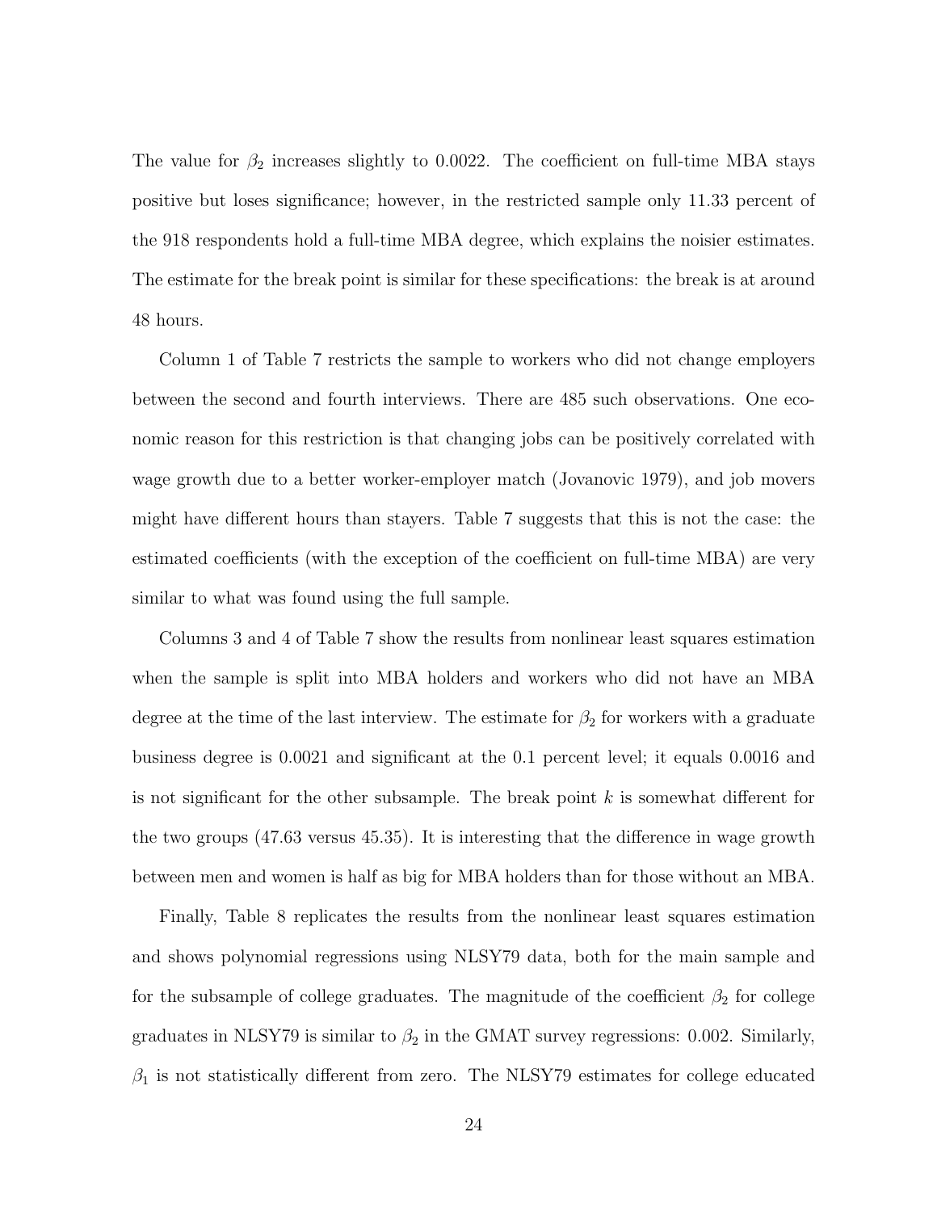The value for $\beta_2$ increases slightly to 0.0022. The coefficient on full-time MBA stays positive but loses significance; however, in the restricted sample only 11.33 percent of the 918 respondents hold a full-time MBA degree, which explains the noisier estimates. The estimate for the break point is similar for these specifications: the break is at around 48 hours.

Column 1 of Table 7 restricts the sample to workers who did not change employers between the second and fourth interviews. There are 485 such observations. One economic reason for this restriction is that changing jobs can be positively correlated with wage growth due to a better worker-employer match (Jovanovic 1979), and job movers might have different hours than stayers. Table 7 suggests that this is not the case: the estimated coefficients (with the exception of the coefficient on full-time MBA) are very similar to what was found using the full sample.

Columns 3 and 4 of Table 7 show the results from nonlinear least squares estimation when the sample is split into MBA holders and workers who did not have an MBA degree at the time of the last interview. The estimate for $\beta_2$ for workers with a graduate business degree is 0.0021 and significant at the 0.1 percent level; it equals 0.0016 and is not significant for the other subsample. The break point $k$ is somewhat different for the two groups (47.63 versus 45.35). It is interesting that the difference in wage growth between men and women is half as big for MBA holders than for those without an MBA.

Finally, Table 8 replicates the results from the nonlinear least squares estimation and shows polynomial regressions using NLSY79 data, both for the main sample and for the subsample of college graduates. The magnitude of the coefficient $\beta_2$ for college graduates in NLSY79 is similar to $\beta_2$ in the GMAT survey regressions: 0.002. Similarly, $\beta_1$ is not statistically different from zero. The NLSY79 estimates for college educated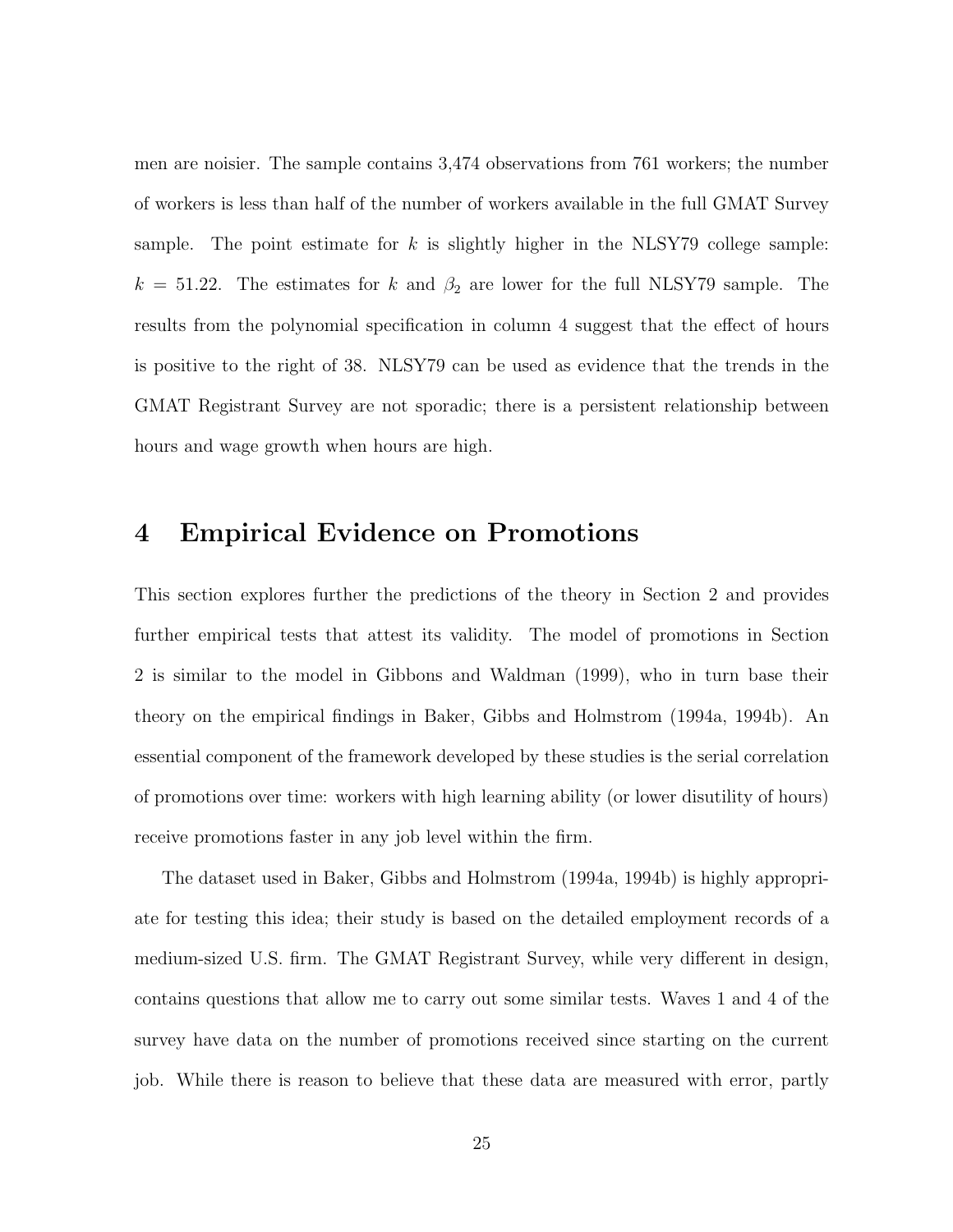men are noisier. The sample contains 3,474 observations from 761 workers; the number of workers is less than half of the number of workers available in the full GMAT Survey sample. The point estimate for $k$ is slightly higher in the NLSY79 college sample: $k = 51.22$. The estimates for $k$ and $\beta_2$ are lower for the full NLSY79 sample. The results from the polynomial specification in column 4 suggest that the effect of hours is positive to the right of 38. NLSY79 can be used as evidence that the trends in the GMAT Registrant Survey are not sporadic; there is a persistent relationship between hours and wage growth when hours are high.

# 4 Empirical Evidence on Promotions

This section explores further the predictions of the theory in Section 2 and provides further empirical tests that attest its validity. The model of promotions in Section 2 is similar to the model in Gibbons and Waldman (1999), who in turn base their theory on the empirical findings in Baker, Gibbs and Holmstrom (1994a, 1994b). An essential component of the framework developed by these studies is the serial correlation of promotions over time: workers with high learning ability (or lower disutility of hours) receive promotions faster in any job level within the firm.

The dataset used in Baker, Gibbs and Holmstrom (1994a, 1994b) is highly appropriate for testing this idea; their study is based on the detailed employment records of a medium-sized U.S. firm. The GMAT Registrant Survey, while very different in design, contains questions that allow me to carry out some similar tests. Waves 1 and 4 of the survey have data on the number of promotions received since starting on the current job. While there is reason to believe that these data are measured with error, partly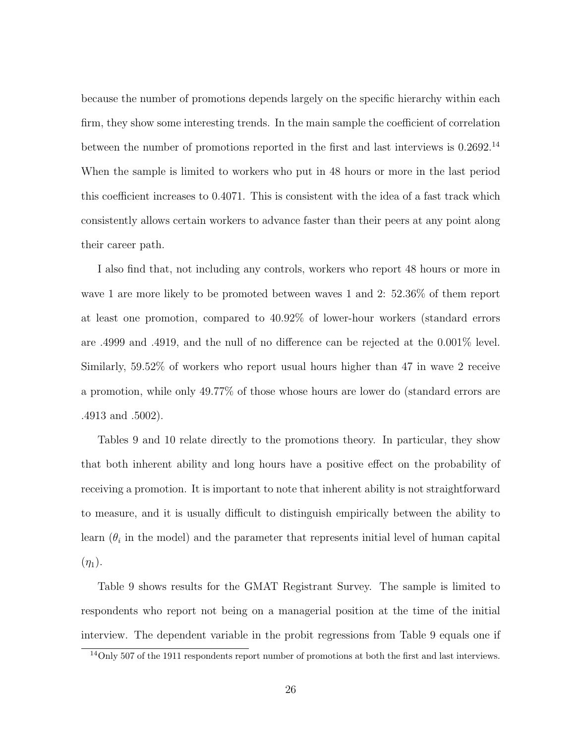because the number of promotions depends largely on the specific hierarchy within each firm, they show some interesting trends. In the main sample the coefficient of correlation between the number of promotions reported in the first and last interviews is 0.2692.[14] When the sample is limited to workers who put in 48 hours or more in the last period this coefficient increases to 0.4071. This is consistent with the idea of a fast track which consistently allows certain workers to advance faster than their peers at any point along their career path.

I also find that, not including any controls, workers who report 48 hours or more in wave 1 are more likely to be promoted between waves 1 and 2: 52.36% of them report at least one promotion, compared to 40.92% of lower-hour workers (standard errors are .4999 and .4919, and the null of no difference can be rejected at the 0.001% level. Similarly, 59.52% of workers who report usual hours higher than 47 in wave 2 receive a promotion, while only 49.77% of those whose hours are lower do (standard errors are .4913 and .5002).

Tables 9 and 10 relate directly to the promotions theory. In particular, they show that both inherent ability and long hours have a positive effect on the probability of receiving a promotion. It is important to note that inherent ability is not straightforward to measure, and it is usually difficult to distinguish empirically between the ability to learn ($\theta_i$ in the model) and the parameter that represents initial level of human capital ($\eta_1$).

Table 9 shows results for the GMAT Registrant Survey. The sample is limited to respondents who report not being on a managerial position at the time of the initial interview. The dependent variable in the probit regressions from Table 9 equals one if

[14] Only 507 of the 1911 respondents report number of promotions at both the first and last interviews.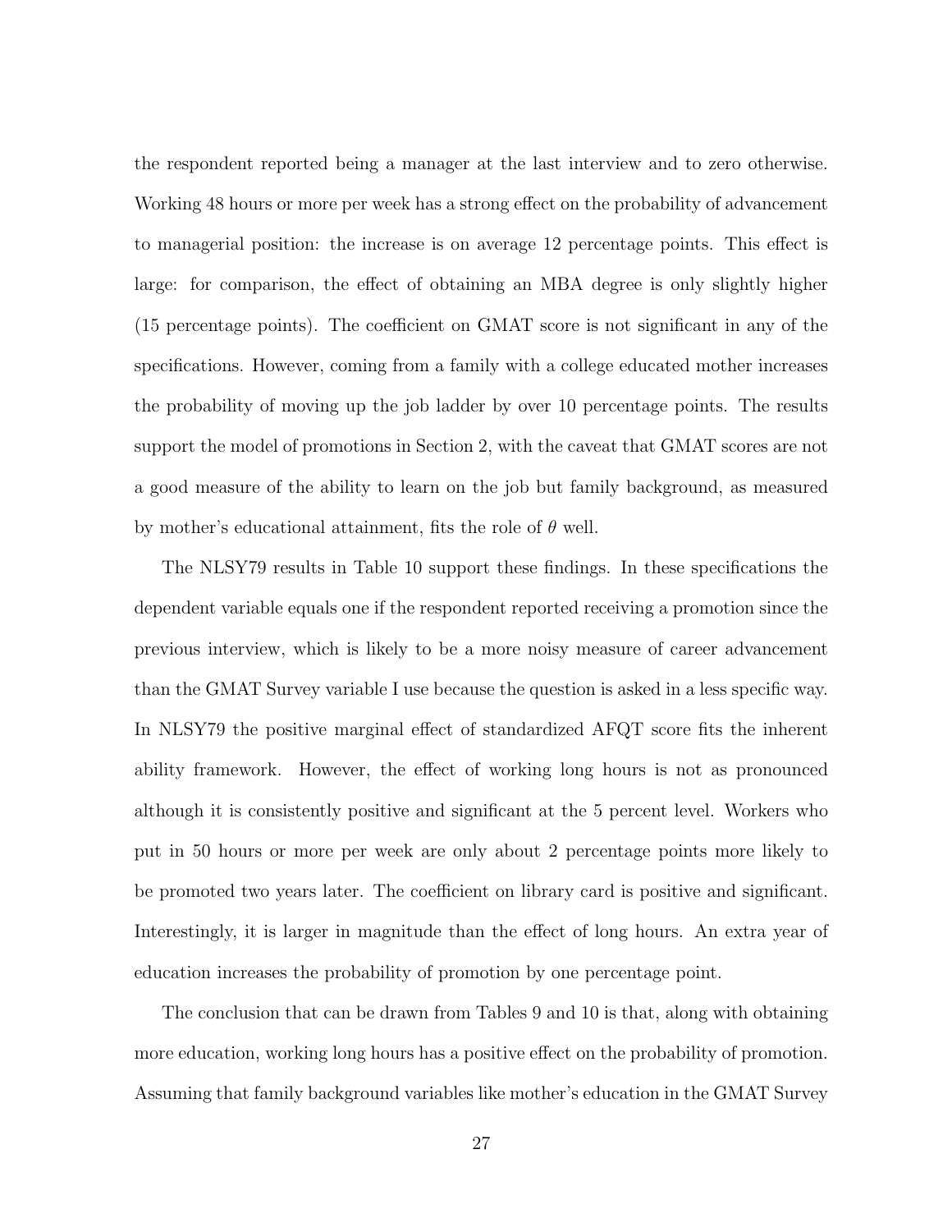the respondent reported being a manager at the last interview and to zero otherwise. Working 48 hours or more per week has a strong effect on the probability of advancement to managerial position: the increase is on average 12 percentage points. This effect is large: for comparison, the effect of obtaining an MBA degree is only slightly higher (15 percentage points). The coefficient on GMAT score is not significant in any of the specifications. However, coming from a family with a college educated mother increases the probability of moving up the job ladder by over 10 percentage points. The results support the model of promotions in Section 2, with the caveat that GMAT scores are not a good measure of the ability to learn on the job but family background, as measured by mother's educational attainment, fits the role of $\theta$ well.

The NLSY79 results in Table 10 support these findings. In these specifications the dependent variable equals one if the respondent reported receiving a promotion since the previous interview, which is likely to be a more noisy measure of career advancement than the GMAT Survey variable I use because the question is asked in a less specific way. In NLSY79 the positive marginal effect of standardized AFQT score fits the inherent ability framework. However, the effect of working long hours is not as pronounced although it is consistently positive and significant at the 5 percent level. Workers who put in 50 hours or more per week are only about 2 percentage points more likely to be promoted two years later. The coefficient on library card is positive and significant. Interestingly, it is larger in magnitude than the effect of long hours. An extra year of education increases the probability of promotion by one percentage point.

The conclusion that can be drawn from Tables 9 and 10 is that, along with obtaining more education, working long hours has a positive effect on the probability of promotion. Assuming that family background variables like mother's education in the GMAT Survey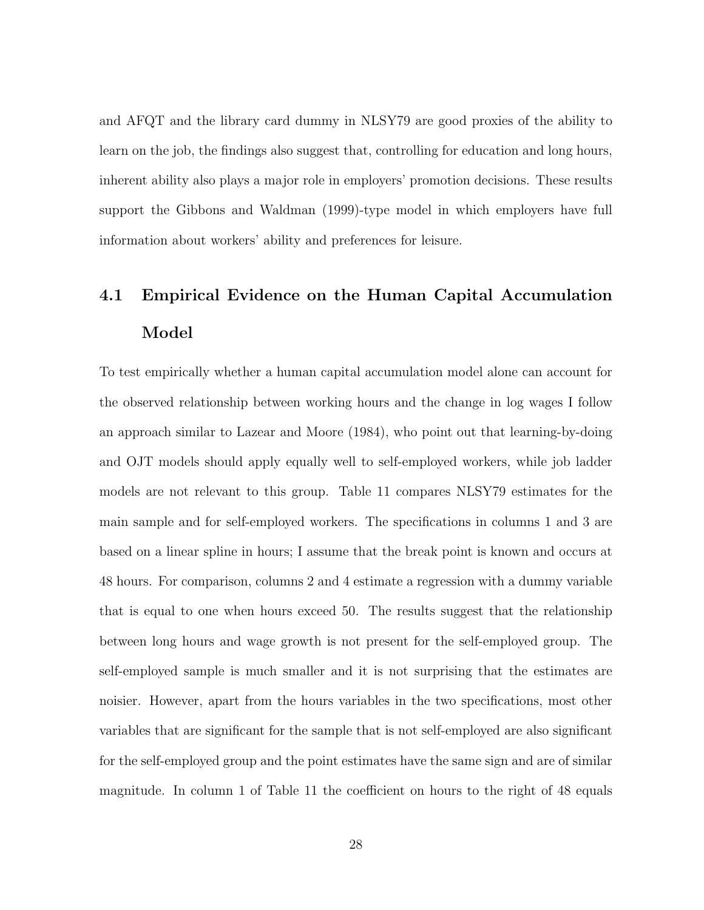and AFQT and the library card dummy in NLSY79 are good proxies of the ability to learn on the job, the findings also suggest that, controlling for education and long hours, inherent ability also plays a major role in employers' promotion decisions. These results support the Gibbons and Waldman (1999)-type model in which employers have full information about workers' ability and preferences for leisure.

## 4.1 Empirical Evidence on the Human Capital Accumulation Model

To test empirically whether a human capital accumulation model alone can account for the observed relationship between working hours and the change in log wages I follow an approach similar to Lazear and Moore (1984), who point out that learning-by-doing and OJT models should apply equally well to self-employed workers, while job ladder models are not relevant to this group. Table 11 compares NLSY79 estimates for the main sample and for self-employed workers. The specifications in columns 1 and 3 are based on a linear spline in hours; I assume that the break point is known and occurs at 48 hours. For comparison, columns 2 and 4 estimate a regression with a dummy variable that is equal to one when hours exceed 50. The results suggest that the relationship between long hours and wage growth is not present for the self-employed group. The self-employed sample is much smaller and it is not surprising that the estimates are noisier. However, apart from the hours variables in the two specifications, most other variables that are significant for the sample that is not self-employed are also significant for the self-employed group and the point estimates have the same sign and are of similar magnitude. In column 1 of Table 11 the coefficient on hours to the right of 48 equals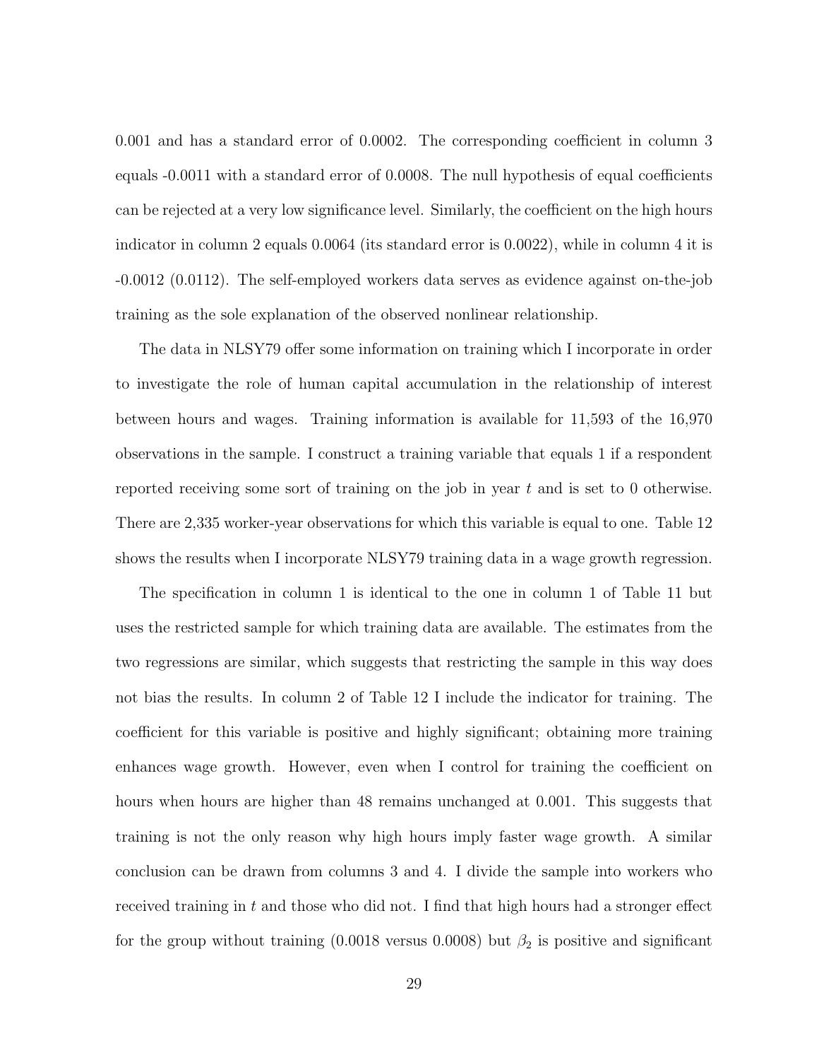0.001 and has a standard error of 0.0002. The corresponding coefficient in column 3 equals -0.0011 with a standard error of 0.0008. The null hypothesis of equal coefficients can be rejected at a very low significance level. Similarly, the coefficient on the high hours indicator in column 2 equals 0.0064 (its standard error is 0.0022), while in column 4 it is -0.0012 (0.0112). The self-employed workers data serves as evidence against on-the-job training as the sole explanation of the observed nonlinear relationship.

The data in NLSY79 offer some information on training which I incorporate in order to investigate the role of human capital accumulation in the relationship of interest between hours and wages. Training information is available for 11,593 of the 16,970 observations in the sample. I construct a training variable that equals 1 if a respondent reported receiving some sort of training on the job in year $t$ and is set to 0 otherwise. There are 2,335 worker-year observations for which this variable is equal to one. Table 12 shows the results when I incorporate NLSY79 training data in a wage growth regression.

The specification in column 1 is identical to the one in column 1 of Table 11 but uses the restricted sample for which training data are available. The estimates from the two regressions are similar, which suggests that restricting the sample in this way does not bias the results. In column 2 of Table 12 I include the indicator for training. The coefficient for this variable is positive and highly significant; obtaining more training enhances wage growth. However, even when I control for training the coefficient on hours when hours are higher than 48 remains unchanged at 0.001. This suggests that training is not the only reason why high hours imply faster wage growth. A similar conclusion can be drawn from columns 3 and 4. I divide the sample into workers who received training in $t$ and those who did not. I find that high hours had a stronger effect for the group without training (0.0018 versus 0.0008) but $\beta_2$ is positive and significant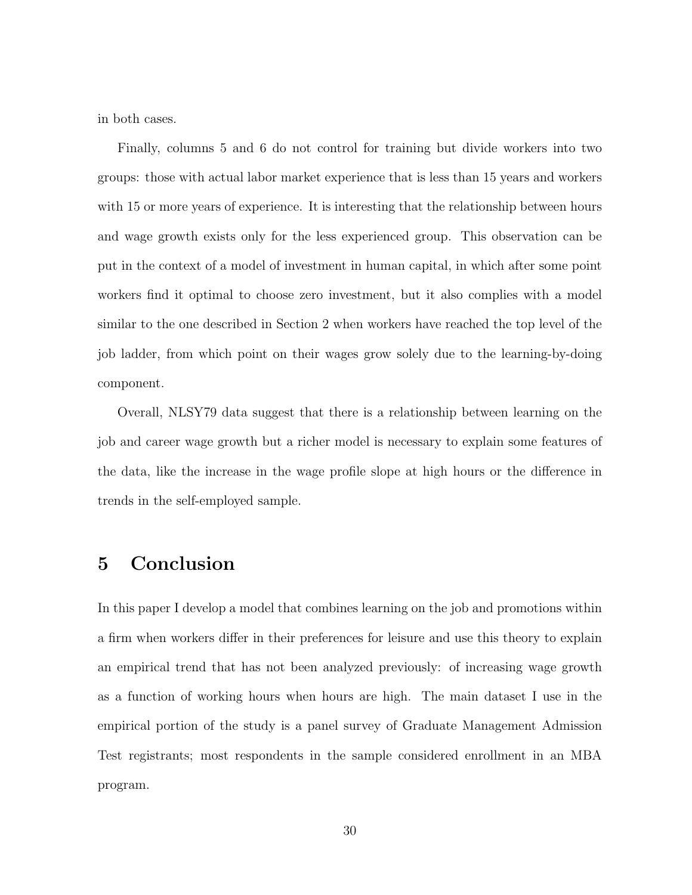in both cases.

Finally, columns 5 and 6 do not control for training but divide workers into two groups: those with actual labor market experience that is less than 15 years and workers with 15 or more years of experience. It is interesting that the relationship between hours and wage growth exists only for the less experienced group. This observation can be put in the context of a model of investment in human capital, in which after some point workers find it optimal to choose zero investment, but it also complies with a model similar to the one described in Section 2 when workers have reached the top level of the job ladder, from which point on their wages grow solely due to the learning-by-doing component.

Overall, NLSY79 data suggest that there is a relationship between learning on the job and career wage growth but a richer model is necessary to explain some features of the data, like the increase in the wage profile slope at high hours or the difference in trends in the self-employed sample.

# 5 Conclusion

In this paper I develop a model that combines learning on the job and promotions within a firm when workers differ in their preferences for leisure and use this theory to explain an empirical trend that has not been analyzed previously: of increasing wage growth as a function of working hours when hours are high. The main dataset I use in the empirical portion of the study is a panel survey of Graduate Management Admission Test registrants; most respondents in the sample considered enrollment in an MBA program.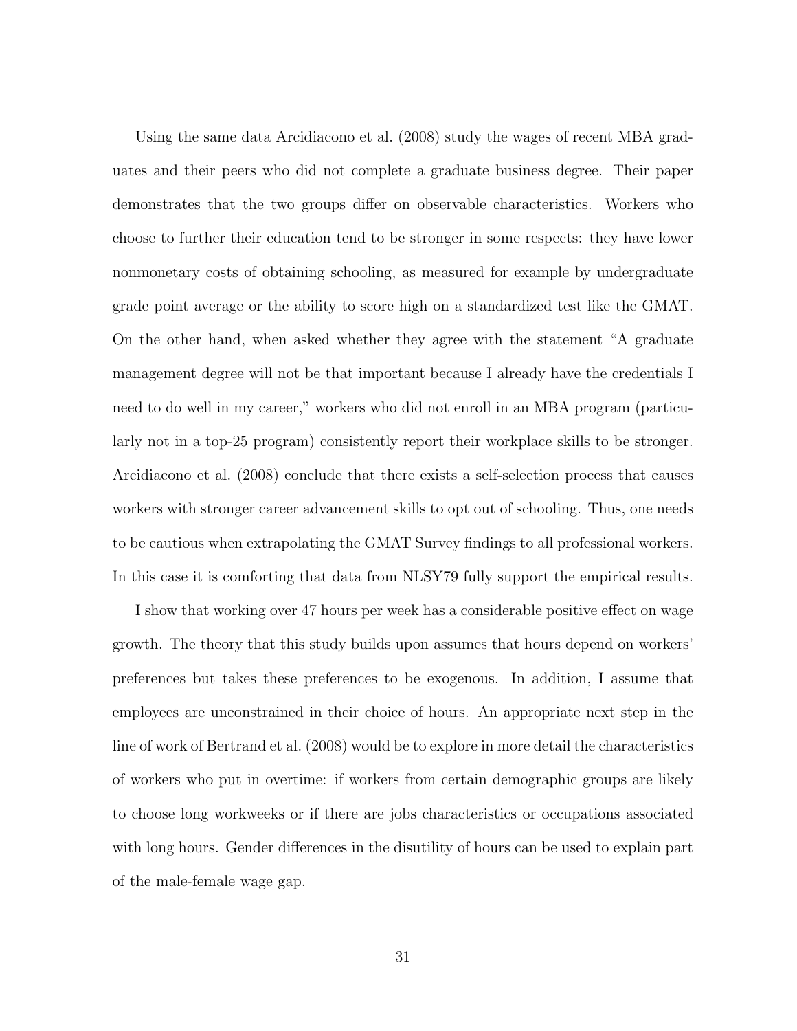Using the same data Arcidiacono et al. (2008) study the wages of recent MBA graduates and their peers who did not complete a graduate business degree. Their paper demonstrates that the two groups differ on observable characteristics. Workers who choose to further their education tend to be stronger in some respects: they have lower nonmonetary costs of obtaining schooling, as measured for example by undergraduate grade point average or the ability to score high on a standardized test like the GMAT. On the other hand, when asked whether they agree with the statement "A graduate management degree will not be that important because I already have the credentials I need to do well in my career," workers who did not enroll in an MBA program (particularly not in a top-25 program) consistently report their workplace skills to be stronger. Arcidiacono et al. (2008) conclude that there exists a self-selection process that causes workers with stronger career advancement skills to opt out of schooling. Thus, one needs to be cautious when extrapolating the GMAT Survey findings to all professional workers. In this case it is comforting that data from NLSY79 fully support the empirical results.

I show that working over 47 hours per week has a considerable positive effect on wage growth. The theory that this study builds upon assumes that hours depend on workers' preferences but takes these preferences to be exogenous. In addition, I assume that employees are unconstrained in their choice of hours. An appropriate next step in the line of work of Bertrand et al. (2008) would be to explore in more detail the characteristics of workers who put in overtime: if workers from certain demographic groups are likely to choose long workweeks or if there are jobs characteristics or occupations associated with long hours. Gender differences in the disutility of hours can be used to explain part of the male-female wage gap.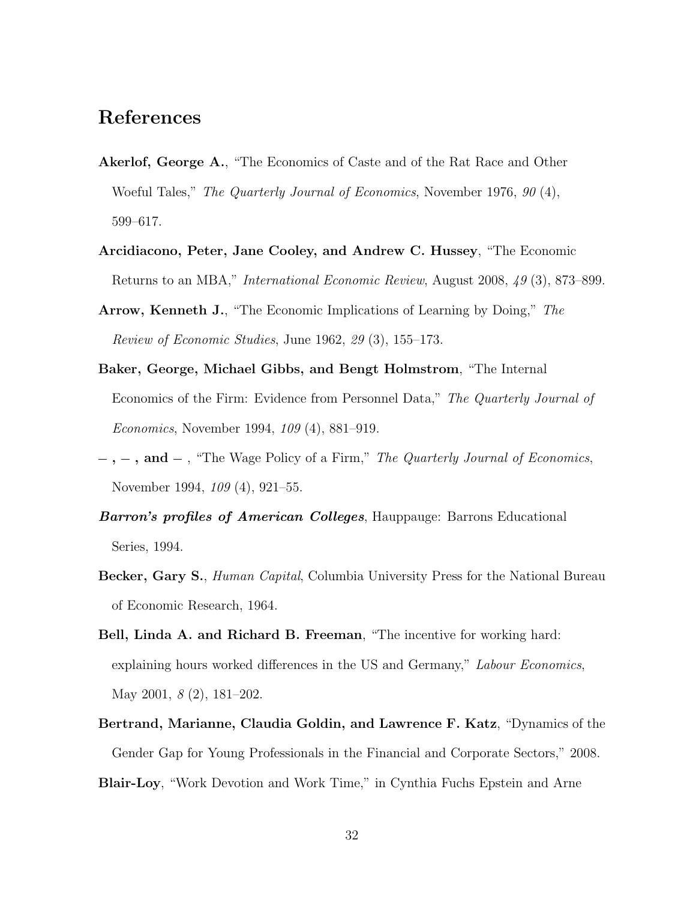## References

**Akerlof, George A.**, "The Economics of Caste and of the Rat Race and Other Woeful Tales," *The Quarterly Journal of Economics*, November 1976, *90* (4), 599–617.

**Arcidiacono, Peter, Jane Cooley, and Andrew C. Hussey**, "The Economic Returns to an MBA," *International Economic Review*, August 2008, *49* (3), 873–899.

**Arrow, Kenneth J.**, "The Economic Implications of Learning by Doing," *The Review of Economic Studies*, June 1962, *29* (3), 155–173.

**Baker, George, Michael Gibbs, and Bengt Holmstrom**, "The Internal Economics of the Firm: Evidence from Personnel Data," *The Quarterly Journal of Economics*, November 1994, *109* (4), 881–919.

**– , – , and –** , "The Wage Policy of a Firm," *The Quarterly Journal of Economics*, November 1994, *109* (4), 921–55.

***Barron's profiles of American Colleges***, Hauppauge: Barrons Educational Series, 1994.

**Becker, Gary S.**, *Human Capital*, Columbia University Press for the National Bureau of Economic Research, 1964.

**Bell, Linda A. and Richard B. Freeman**, "The incentive for working hard: explaining hours worked differences in the US and Germany," *Labour Economics*, May 2001, *8* (2), 181–202.

**Bertrand, Marianne, Claudia Goldin, and Lawrence F. Katz**, "Dynamics of the Gender Gap for Young Professionals in the Financial and Corporate Sectors," 2008.

**Blair-Loy**, "Work Devotion and Work Time," in Cynthia Fuchs Epstein and Arne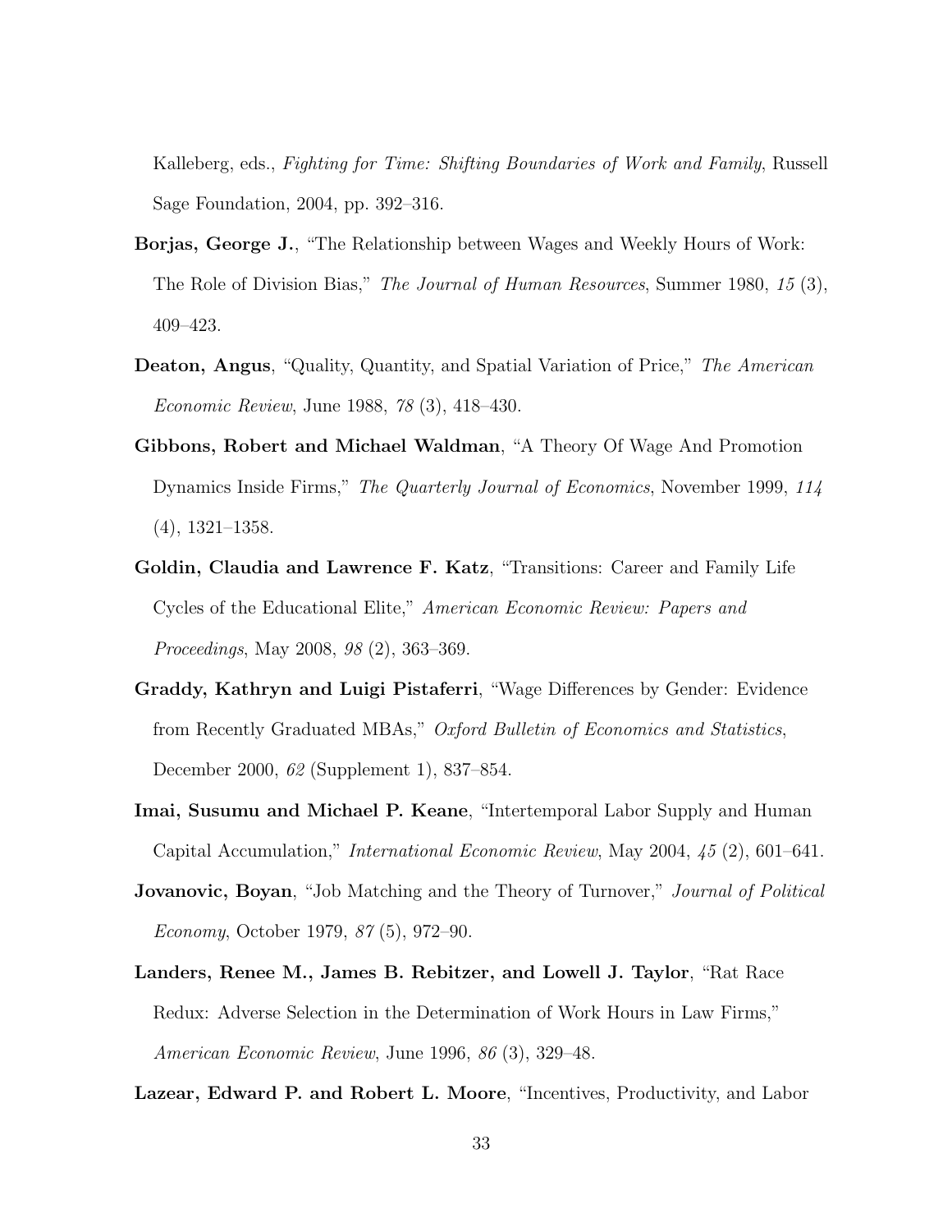Kalleberg, eds., *Fighting for Time: Shifting Boundaries of Work and Family*, Russell Sage Foundation, 2004, pp. 392–316.

**Borjas, George J.**, "The Relationship between Wages and Weekly Hours of Work: The Role of Division Bias," *The Journal of Human Resources*, Summer 1980, *15* (3), 409–423.

**Deaton, Angus**, "Quality, Quantity, and Spatial Variation of Price," *The American Economic Review*, June 1988, *78* (3), 418–430.

**Gibbons, Robert and Michael Waldman**, "A Theory Of Wage And Promotion Dynamics Inside Firms," *The Quarterly Journal of Economics*, November 1999, *114* (4), 1321–1358.

**Goldin, Claudia and Lawrence F. Katz**, "Transitions: Career and Family Life Cycles of the Educational Elite," *American Economic Review: Papers and Proceedings*, May 2008, *98* (2), 363–369.

**Graddy, Kathryn and Luigi Pistaferri**, "Wage Differences by Gender: Evidence from Recently Graduated MBAs," *Oxford Bulletin of Economics and Statistics*, December 2000, *62* (Supplement 1), 837–854.

**Imai, Susumu and Michael P. Keane**, "Intertemporal Labor Supply and Human Capital Accumulation," *International Economic Review*, May 2004, *45* (2), 601–641.

**Jovanovic, Boyan**, "Job Matching and the Theory of Turnover," *Journal of Political Economy*, October 1979, *87* (5), 972–90.

**Landers, Renee M., James B. Rebitzer, and Lowell J. Taylor**, "Rat Race Redux: Adverse Selection in the Determination of Work Hours in Law Firms," *American Economic Review*, June 1996, *86* (3), 329–48.

**Lazear, Edward P. and Robert L. Moore**, "Incentives, Productivity, and Labor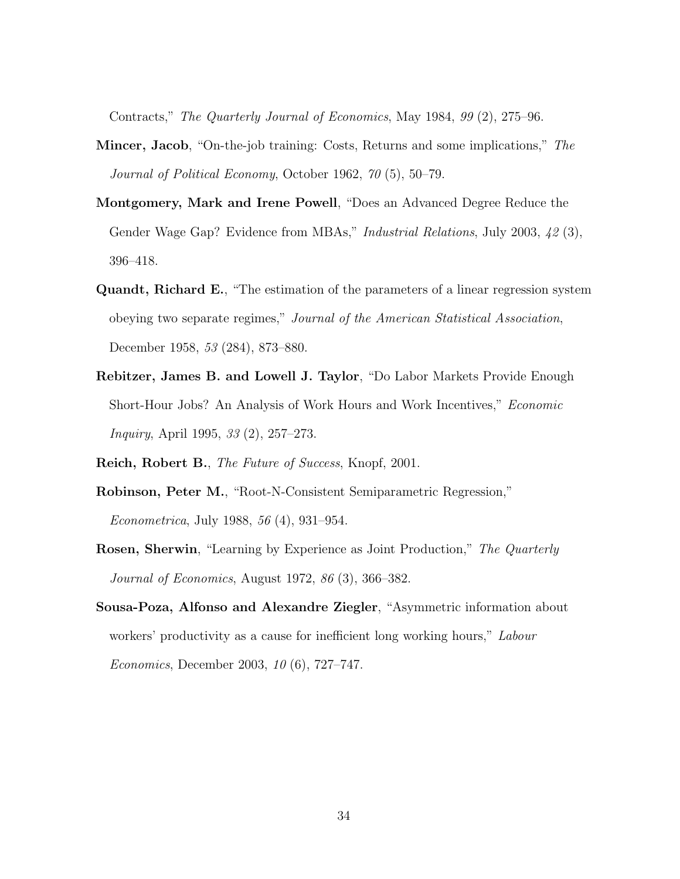Contracts," *The Quarterly Journal of Economics*, May 1984, *99* (2), 275–96.

**Mincer, Jacob**, "On-the-job training: Costs, Returns and some implications," *The Journal of Political Economy*, October 1962, *70* (5), 50–79.

**Montgomery, Mark and Irene Powell**, "Does an Advanced Degree Reduce the Gender Wage Gap? Evidence from MBAs," *Industrial Relations*, July 2003, *42* (3), 396–418.

**Quandt, Richard E.**, "The estimation of the parameters of a linear regression system obeying two separate regimes," *Journal of the American Statistical Association*, December 1958, *53* (284), 873–880.

**Rebitzer, James B. and Lowell J. Taylor**, "Do Labor Markets Provide Enough Short-Hour Jobs? An Analysis of Work Hours and Work Incentives," *Economic Inquiry*, April 1995, *33* (2), 257–273.

**Reich, Robert B.**, *The Future of Success*, Knopf, 2001.

**Robinson, Peter M.**, "Root-N-Consistent Semiparametric Regression," *Econometrica*, July 1988, *56* (4), 931–954.

**Rosen, Sherwin**, "Learning by Experience as Joint Production," *The Quarterly Journal of Economics*, August 1972, *86* (3), 366–382.

**Sousa-Poza, Alfonso and Alexandre Ziegler**, "Asymmetric information about workers' productivity as a cause for inefficient long working hours," *Labour Economics*, December 2003, *10* (6), 727–747.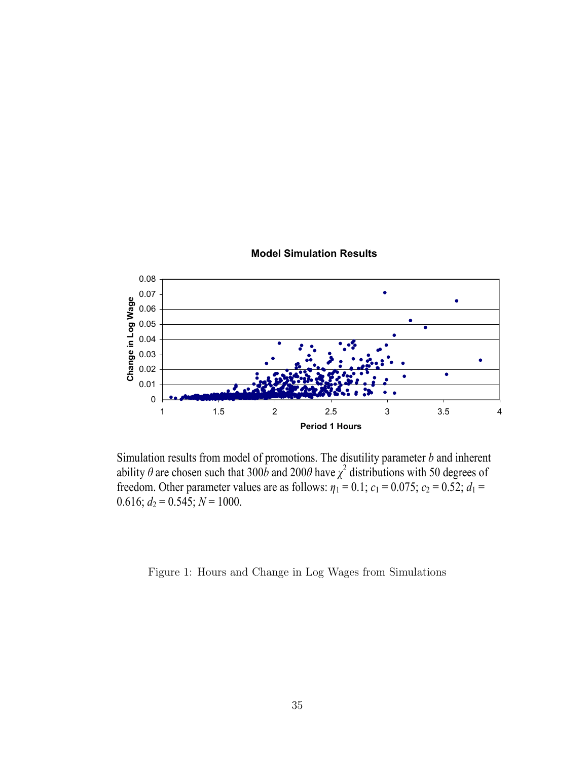Model Simulation Results

0.08
0.07
0.06
0.05
0.04
0.03
0.02
0.01
0

Change in Log Wage

1
1.5
2
2.5
3
3.5
4

Period 1 Hours

Simulation results from model of promotions. The disutility parameter $b$ and inherent ability $\theta$ are chosen such that $300b$ and $200\theta$ have $\chi^2$ distributions with 50 degrees of freedom. Other parameter values are as follows: $\eta_1 = 0.1$; $c_1 = 0.075$; $c_2 = 0.52$; $d_1 = 0.616$; $d_2 = 0.545$; $N = 1000$.

Figure 1: Hours and Change in Log Wages from Simulations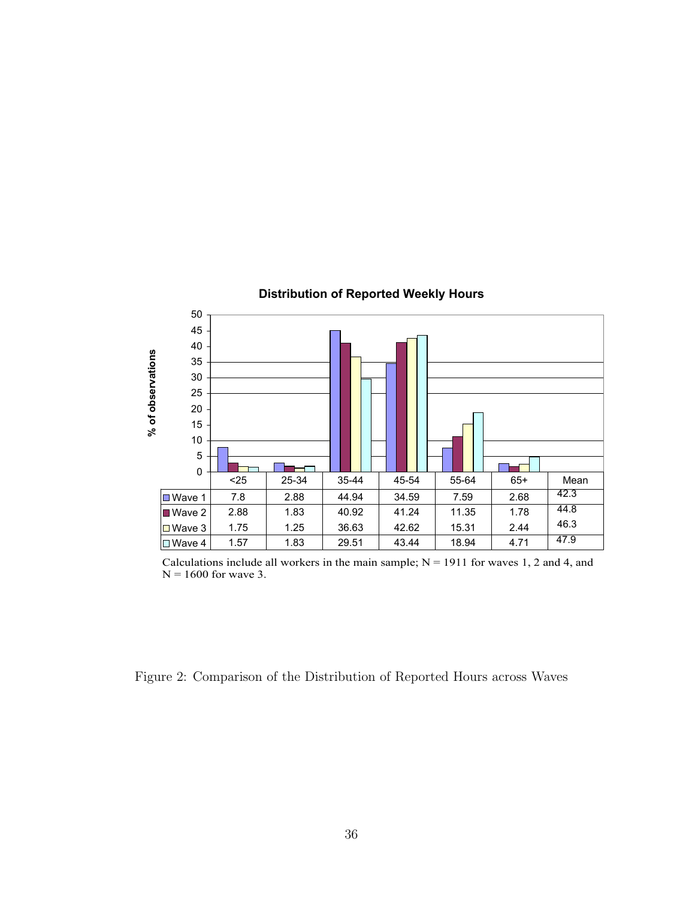Distribution of Reported Weekly Hours

% of observations

50
45
40
35
30
25
20
15
10
5
0

| | <25 | 25-34 | 35-44 | 45-54 | 55-64 | 65+ | Mean |
|---|---|---|---|---|---|---|---|
| Wave 1 | 7.8 | 2.88 | 44.94 | 34.59 | 7.59 | 2.68 | 42.3 |
| Wave 2 | 2.88 | 1.83 | 40.92 | 41.24 | 11.35 | 1.78 | 44.8 |
| Wave 3 | 1.75 | 1.25 | 36.63 | 42.62 | 15.31 | 2.44 | 46.3 |
| Wave 4 | 1.57 | 1.83 | 29.51 | 43.44 | 18.94 | 4.71 | 47.9 |

Calculations include all workers in the main sample; N = 1911 for waves 1, 2 and 4, and N = 1600 for wave 3.

Figure 2: Comparison of the Distribution of Reported Hours across Waves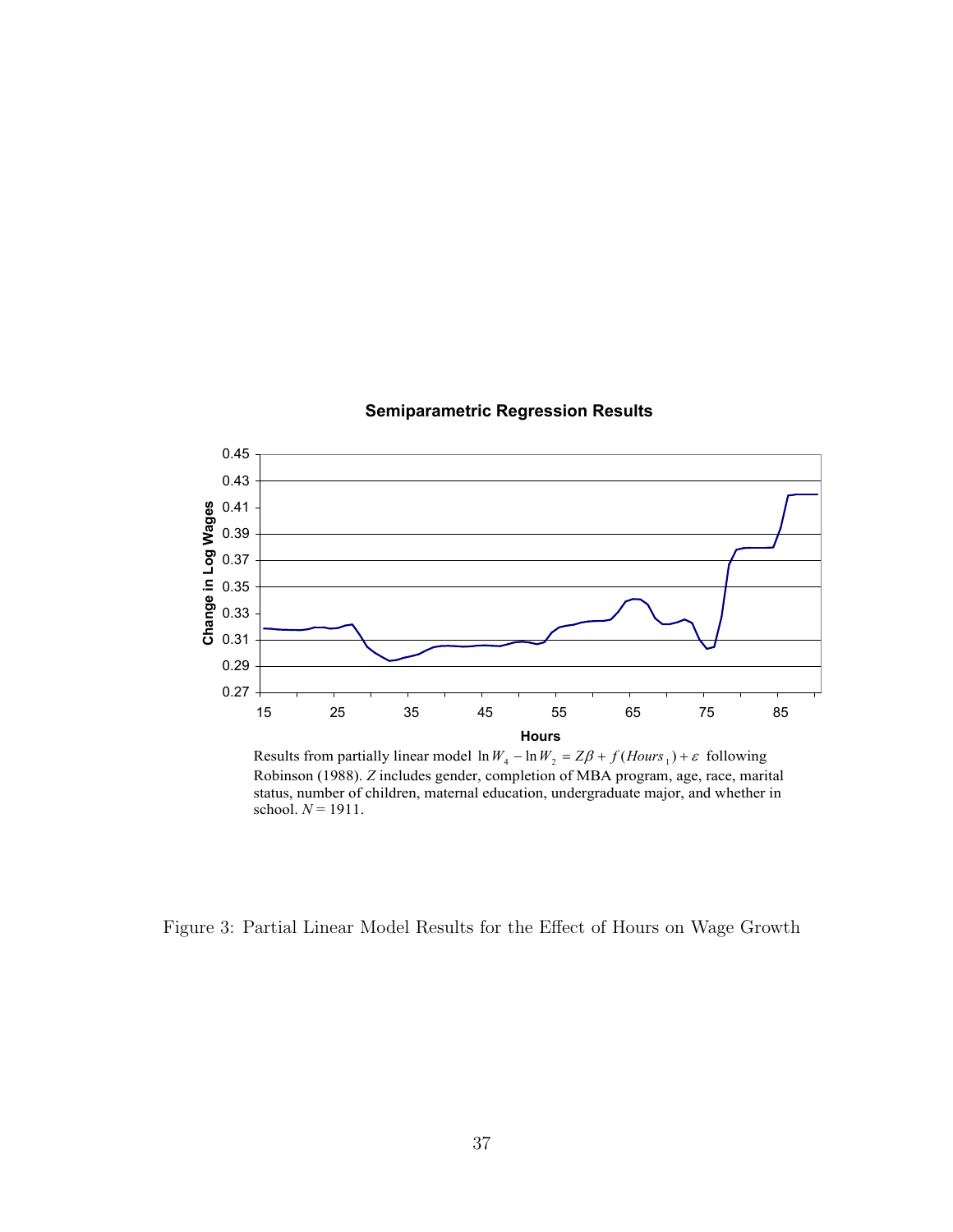**Semiparametric Regression Results**

0.45
0.43
0.41
0.39
0.37
0.35
0.33
0.31
0.29
0.27

Change in Log Wages

15 25 35 45 55 65 75 85

Hours

Results from partially linear model $\ln W_4 - \ln W_2 = Z\beta + f(Hours_1) + \varepsilon$ following Robinson (1988). $Z$ includes gender, completion of MBA program, age, race, marital status, number of children, maternal education, undergraduate major, and whether in school. $N = 1911$.

Figure 3: Partial Linear Model Results for the Effect of Hours on Wage Growth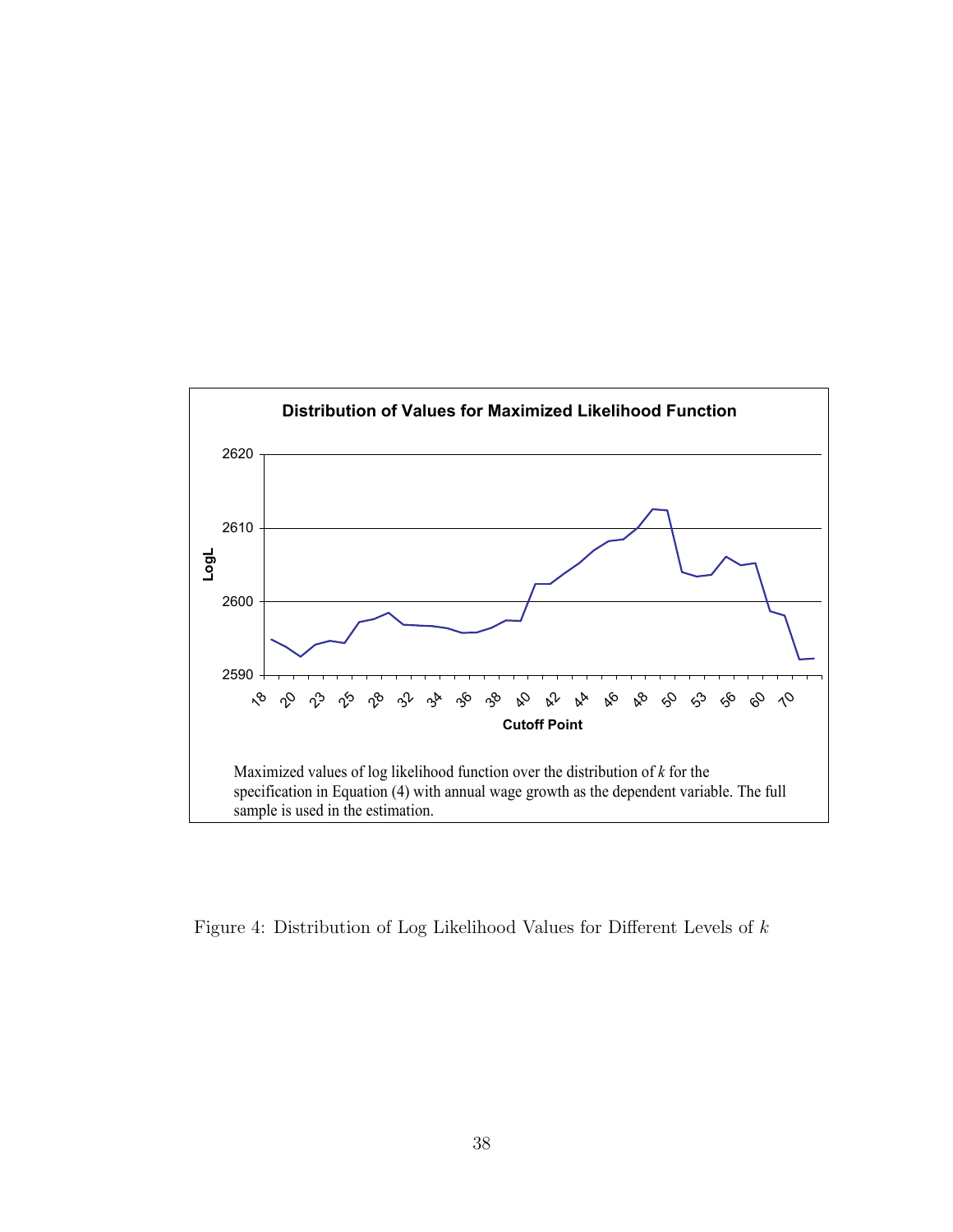Distribution of Values for Maximized Likelihood Function

2620

2610

2600

2590

LogL

18 20 23 25 28 32 34 36 38 40 42 44 46 48 50 53 56 60 70

Cutoff Point

Maximized values of log likelihood function over the distribution of *k* for the specification in Equation (4) with annual wage growth as the dependent variable. The full sample is used in the estimation.

Figure 4: Distribution of Log Likelihood Values for Different Levels of $k$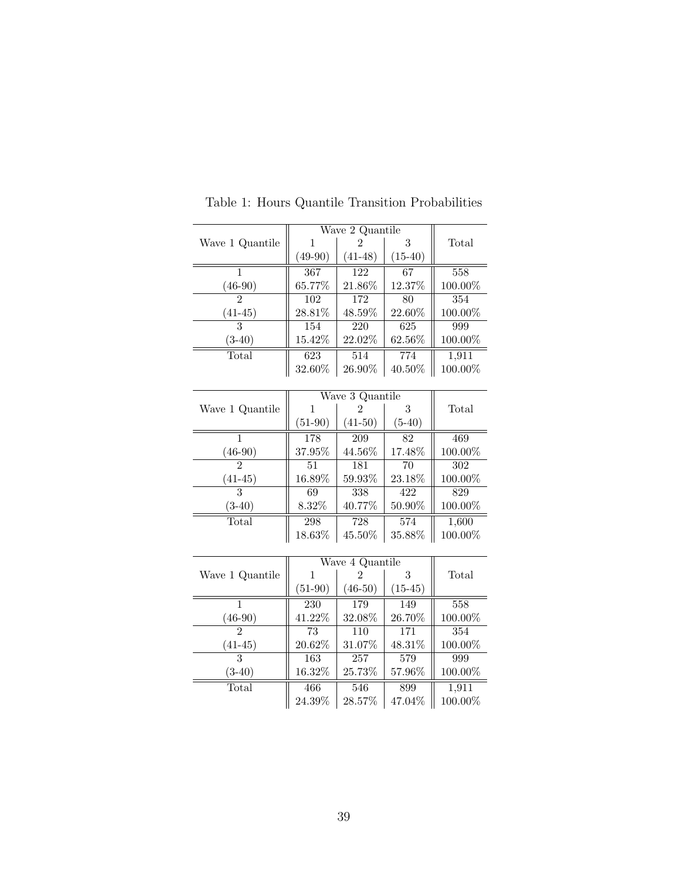Table 1: Hours Quantile Transition Probabilities

| Wave 1 Quantile | Wave 2 Quantile 1 (49-90) | Wave 2 Quantile 2 (41-48) | Wave 2 Quantile 3 (15-40) | Total |
|---|---|---|---|---|
| 1 | 367 | 122 | 67 | 558 |
| (46-90) | 65.77% | 21.86% | 12.37% | 100.00% |
| 2 | 102 | 172 | 80 | 354 |
| (41-45) | 28.81% | 48.59% | 22.60% | 100.00% |
| 3 | 154 | 220 | 625 | 999 |
| (3-40) | 15.42% | 22.02% | 62.56% | 100.00% |
| Total | 623 | 514 | 774 | 1,911 |
| | 32.60% | 26.90% | 40.50% | 100.00% |

| Wave 1 Quantile | Wave 3 Quantile 1 (51-90) | Wave 3 Quantile 2 (41-50) | Wave 3 Quantile 3 (5-40) | Total |
|---|---|---|---|---|
| 1 | 178 | 209 | 82 | 469 |
| (46-90) | 37.95% | 44.56% | 17.48% | 100.00% |
| 2 | 51 | 181 | 70 | 302 |
| (41-45) | 16.89% | 59.93% | 23.18% | 100.00% |
| 3 | 69 | 338 | 422 | 829 |
| (3-40) | 8.32% | 40.77% | 50.90% | 100.00% |
| Total | 298 | 728 | 574 | 1,600 |
| | 18.63% | 45.50% | 35.88% | 100.00% |

| Wave 1 Quantile | Wave 4 Quantile 1 (51-90) | Wave 4 Quantile 2 (46-50) | Wave 4 Quantile 3 (15-45) | Total |
|---|---|---|---|---|
| 1 | 230 | 179 | 149 | 558 |
| (46-90) | 41.22% | 32.08% | 26.70% | 100.00% |
| 2 | 73 | 110 | 171 | 354 |
| (41-45) | 20.62% | 31.07% | 48.31% | 100.00% |
| 3 | 163 | 257 | 579 | 999 |
| (3-40) | 16.32% | 25.73% | 57.96% | 100.00% |
| Total | 466 | 546 | 899 | 1,911 |
| | 24.39% | 28.57% | 47.04% | 100.00% |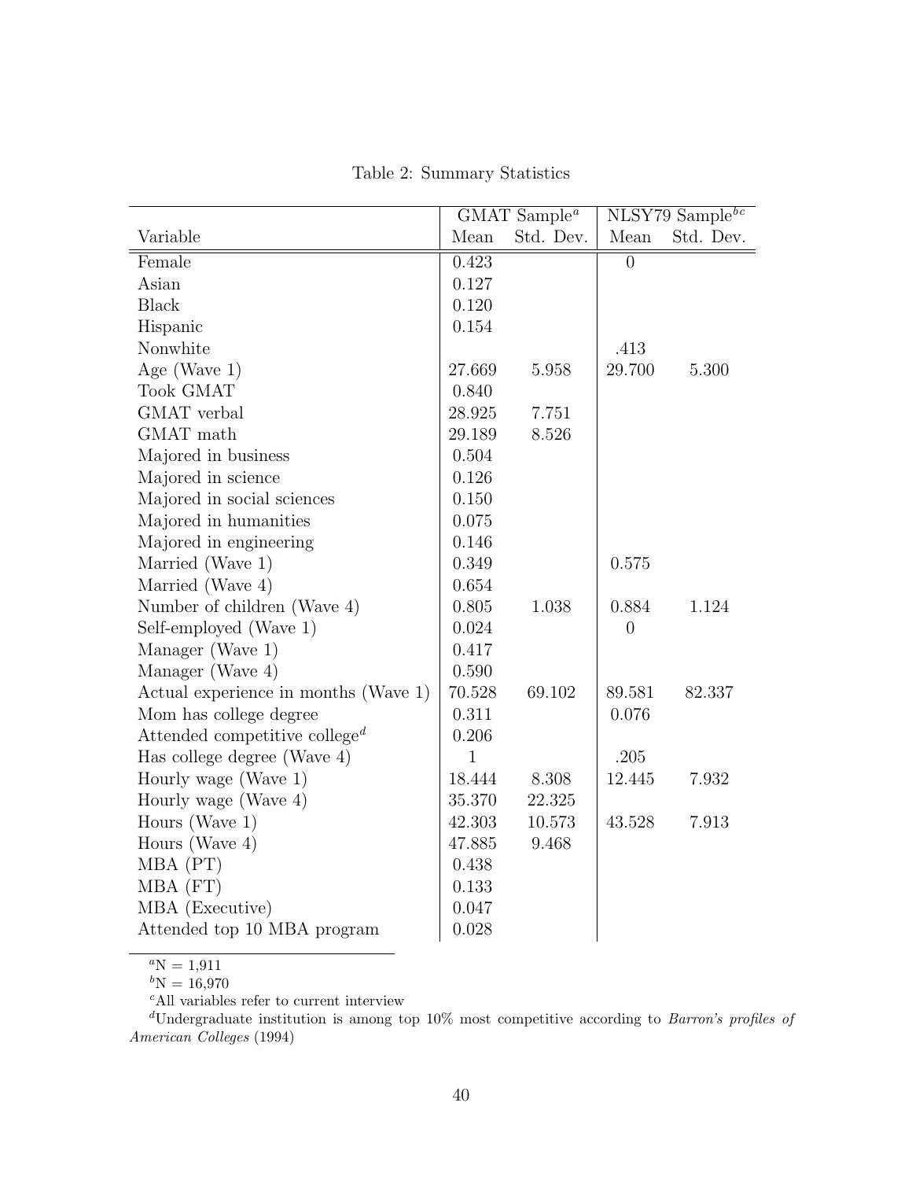Table 2: Summary Statistics

| | GMAT Sample[a] | | NLSY79 Sample[bc] | |
|---|---|---|---|---|
| Variable | Mean | Std. Dev. | Mean | Std. Dev. |
| Female | 0.423 | | 0 | |
| Asian | 0.127 | | | |
| Black | 0.120 | | | |
| Hispanic | 0.154 | | | |
| Nonwhite | | | .413 | |
| Age (Wave 1) | 27.669 | 5.958 | 29.700 | 5.300 |
| Took GMAT | 0.840 | | | |
| GMAT verbal | 28.925 | 7.751 | | |
| GMAT math | 29.189 | 8.526 | | |
| Majored in business | 0.504 | | | |
| Majored in science | 0.126 | | | |
| Majored in social sciences | 0.150 | | | |
| Majored in humanities | 0.075 | | | |
| Majored in engineering | 0.146 | | | |
| Married (Wave 1) | 0.349 | | 0.575 | |
| Married (Wave 4) | 0.654 | | | |
| Number of children (Wave 4) | 0.805 | 1.038 | 0.884 | 1.124 |
| Self-employed (Wave 1) | 0.024 | | 0 | |
| Manager (Wave 1) | 0.417 | | | |
| Manager (Wave 4) | 0.590 | | | |
| Actual experience in months (Wave 1) | 70.528 | 69.102 | 89.581 | 82.337 |
| Mom has college degree | 0.311 | | 0.076 | |
| Attended competitive college[d] | 0.206 | | | |
| Has college degree (Wave 4) | 1 | | .205 | |
| Hourly wage (Wave 1) | 18.444 | 8.308 | 12.445 | 7.932 |
| Hourly wage (Wave 4) | 35.370 | 22.325 | | |
| Hours (Wave 1) | 42.303 | 10.573 | 43.528 | 7.913 |
| Hours (Wave 4) | 47.885 | 9.468 | | |
| MBA (PT) | 0.438 | | | |
| MBA (FT) | 0.133 | | | |
| MBA (Executive) | 0.047 | | | |
| Attended top 10 MBA program | 0.028 | | | |

[a]N = 1,911

[b]N = 16,970

[c]All variables refer to current interview

[d]Undergraduate institution is among top 10% most competitive according to *Barron's profiles of American Colleges* (1994)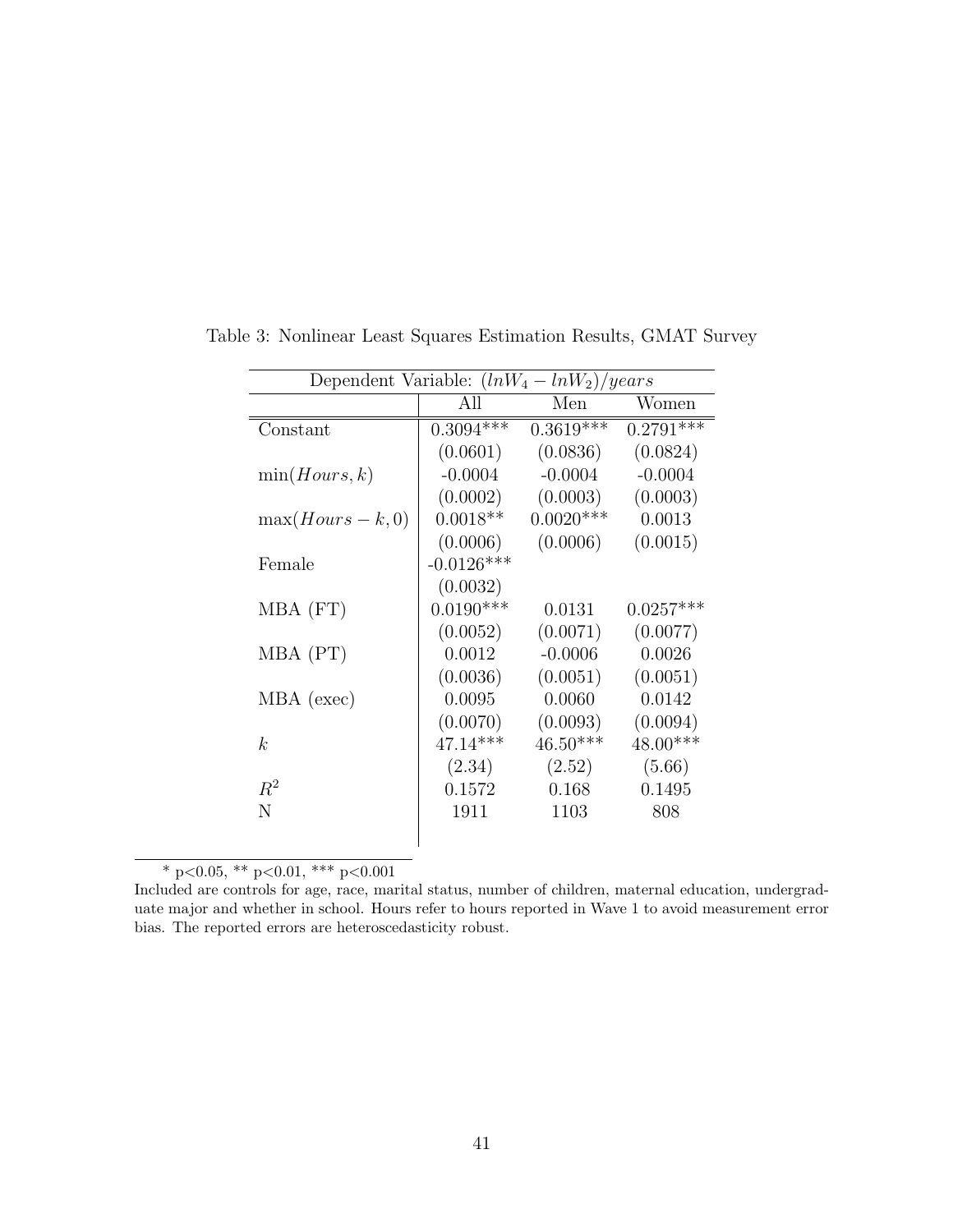Table 3: Nonlinear Least Squares Estimation Results, GMAT Survey

| Dependent Variable: $(lnW_4 - lnW_2)/years$ | | | |
|---|---|---|---|
| | All | Men | Women |
| Constant | 0.3094*** | 0.3619*** | 0.2791*** |
| | (0.0601) | (0.0836) | (0.0824) |
| $\min(Hours, k)$ | -0.0004 | -0.0004 | -0.0004 |
| | (0.0002) | (0.0003) | (0.0003) |
| $\max(Hours - k, 0)$ | 0.0018** | 0.0020*** | 0.0013 |
| | (0.0006) | (0.0006) | (0.0015) |
| Female | -0.0126*** | | |
| | (0.0032) | | |
| MBA (FT) | 0.0190*** | 0.0131 | 0.0257*** |
| | (0.0052) | (0.0071) | (0.0077) |
| MBA (PT) | 0.0012 | -0.0006 | 0.0026 |
| | (0.0036) | (0.0051) | (0.0051) |
| MBA (exec) | 0.0095 | 0.0060 | 0.0142 |
| | (0.0070) | (0.0093) | (0.0094) |
| $k$ | 47.14*** | 46.50*** | 48.00*** |
| | (2.34) | (2.52) | (5.66) |
| $R^2$ | 0.1572 | 0.168 | 0.1495 |
| N | 1911 | 1103 | 808 |

* $p<0.05$, ** $p<0.01$, *** $p<0.001$

Included are controls for age, race, marital status, number of children, maternal education, undergraduate major and whether in school. Hours refer to hours reported in Wave 1 to avoid measurement error bias. The reported errors are heteroscedasticity robust.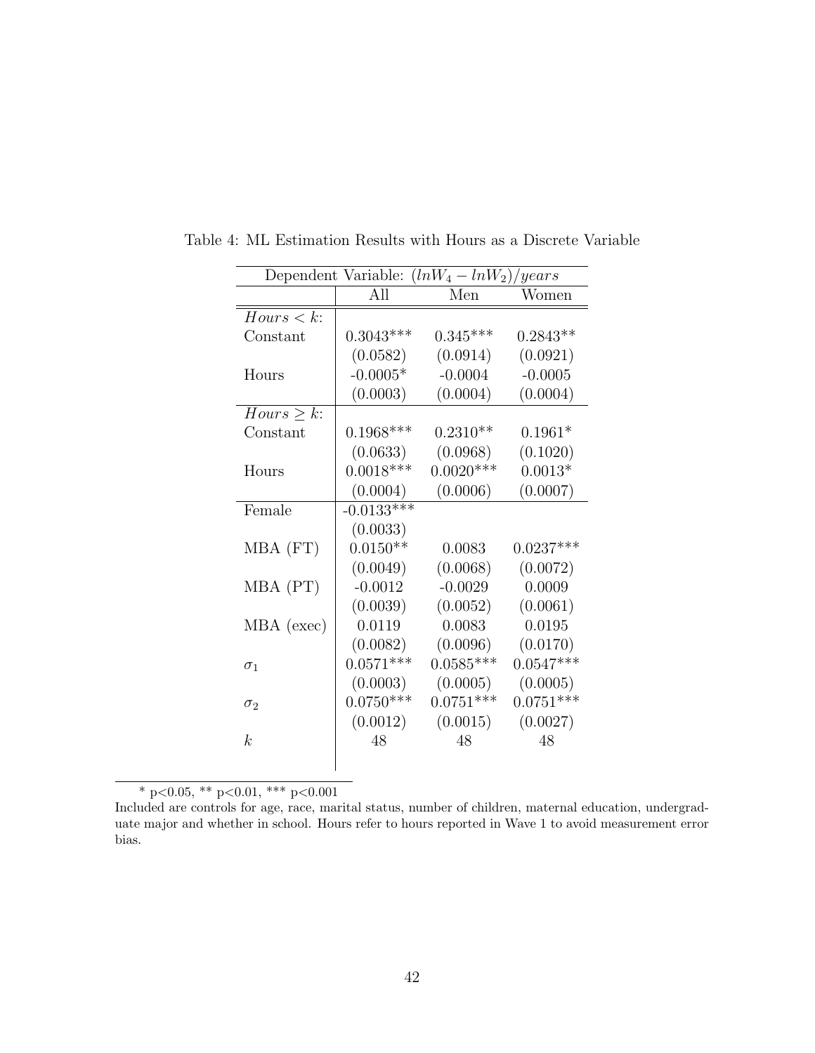Table 4: ML Estimation Results with Hours as a Discrete Variable

| Dependent Variable: $(lnW_4 - lnW_2)/years$ | | | |
|---|---|---|---|
| | All | Men | Women |
| $Hours < k$: | | | |
| Constant | 0.3043*** | 0.345*** | 0.2843** |
| | (0.0582) | (0.0914) | (0.0921) |
| Hours | -0.0005* | -0.0004 | -0.0005 |
| | (0.0003) | (0.0004) | (0.0004) |
| $Hours \geq k$: | | | |
| Constant | 0.1968*** | 0.2310** | 0.1961* |
| | (0.0633) | (0.0968) | (0.1020) |
| Hours | 0.0018*** | 0.0020*** | 0.0013* |
| | (0.0004) | (0.0006) | (0.0007) |
| Female | -0.0133*** | | |
| | (0.0033) | | |
| MBA (FT) | 0.0150** | 0.0083 | 0.0237*** |
| | (0.0049) | (0.0068) | (0.0072) |
| MBA (PT) | -0.0012 | -0.0029 | 0.0009 |
| | (0.0039) | (0.0052) | (0.0061) |
| MBA (exec) | 0.0119 | 0.0083 | 0.0195 |
| | (0.0082) | (0.0096) | (0.0170) |
| $\sigma_1$ | 0.0571*** | 0.0585*** | 0.0547*** |
| | (0.0003) | (0.0005) | (0.0005) |
| $\sigma_2$ | 0.0750*** | 0.0751*** | 0.0751*** |
| | (0.0012) | (0.0015) | (0.0027) |
| $k$ | 48 | 48 | 48 |

\* p<0.05, ** p<0.01, *** p<0.001

Included are controls for age, race, marital status, number of children, maternal education, undergraduate major and whether in school. Hours refer to hours reported in Wave 1 to avoid measurement error bias.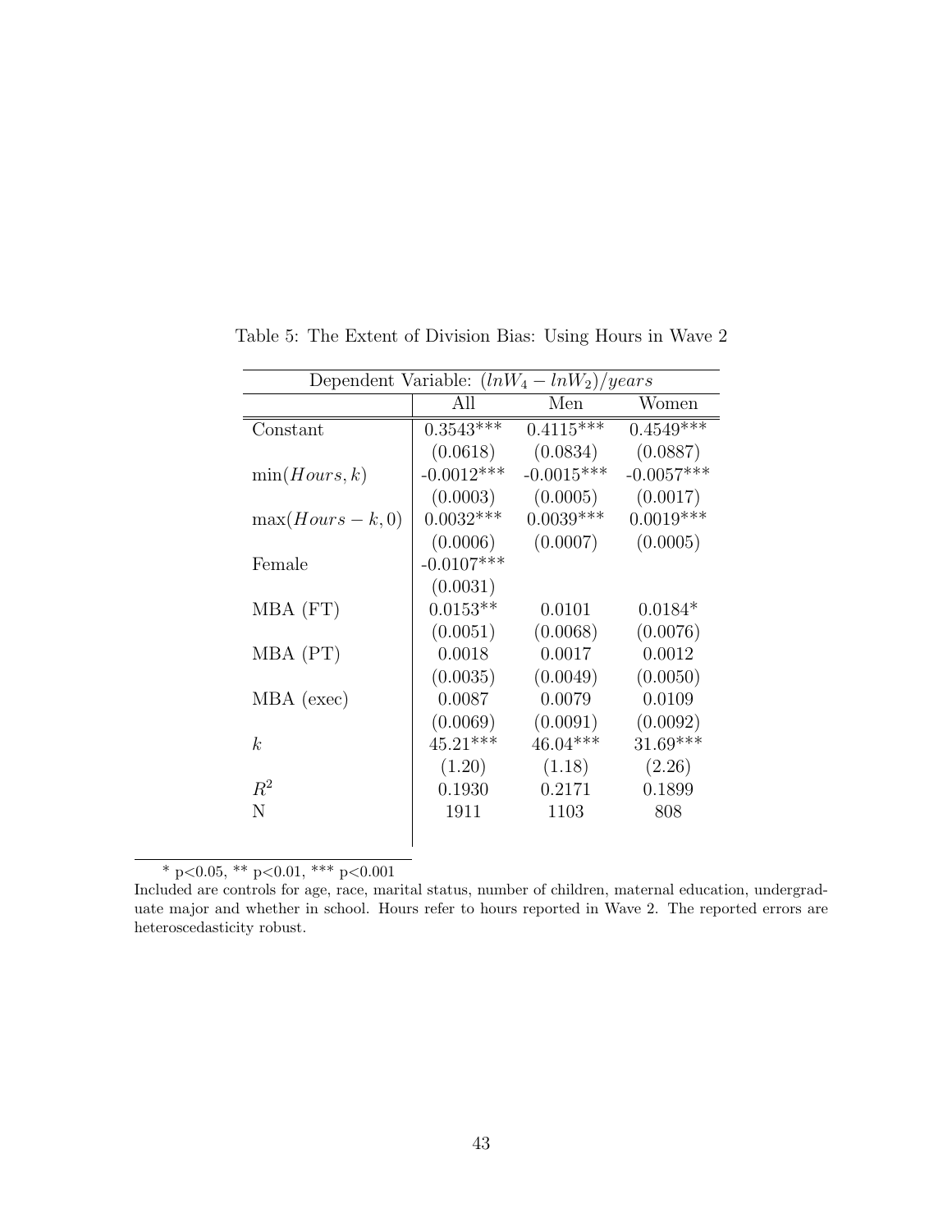Table 5: The Extent of Division Bias: Using Hours in Wave 2

| Dependent Variable: $(lnW_4 - lnW_2)/years$ | | | |
|---|---|---|---|
| | All | Men | Women |
| Constant | 0.3543*** | 0.4115*** | 0.4549*** |
| | (0.0618) | (0.0834) | (0.0887) |
| $\min(Hours, k)$ | -0.0012*** | -0.0015*** | -0.0057*** |
| | (0.0003) | (0.0005) | (0.0017) |
| $\max(Hours - k, 0)$ | 0.0032*** | 0.0039*** | 0.0019*** |
| | (0.0006) | (0.0007) | (0.0005) |
| Female | -0.0107*** | | |
| | (0.0031) | | |
| MBA (FT) | 0.0153** | 0.0101 | 0.0184* |
| | (0.0051) | (0.0068) | (0.0076) |
| MBA (PT) | 0.0018 | 0.0017 | 0.0012 |
| | (0.0035) | (0.0049) | (0.0050) |
| MBA (exec) | 0.0087 | 0.0079 | 0.0109 |
| | (0.0069) | (0.0091) | (0.0092) |
| $k$ | 45.21*** | 46.04*** | 31.69*** |
| | (1.20) | (1.18) | (2.26) |
| $R^2$ | 0.1930 | 0.2171 | 0.1899 |
| N | 1911 | 1103 | 808 |

* p<0.05, ** p<0.01, *** p<0.001

Included are controls for age, race, marital status, number of children, maternal education, undergraduate major and whether in school. Hours refer to hours reported in Wave 2. The reported errors are heteroscedasticity robust.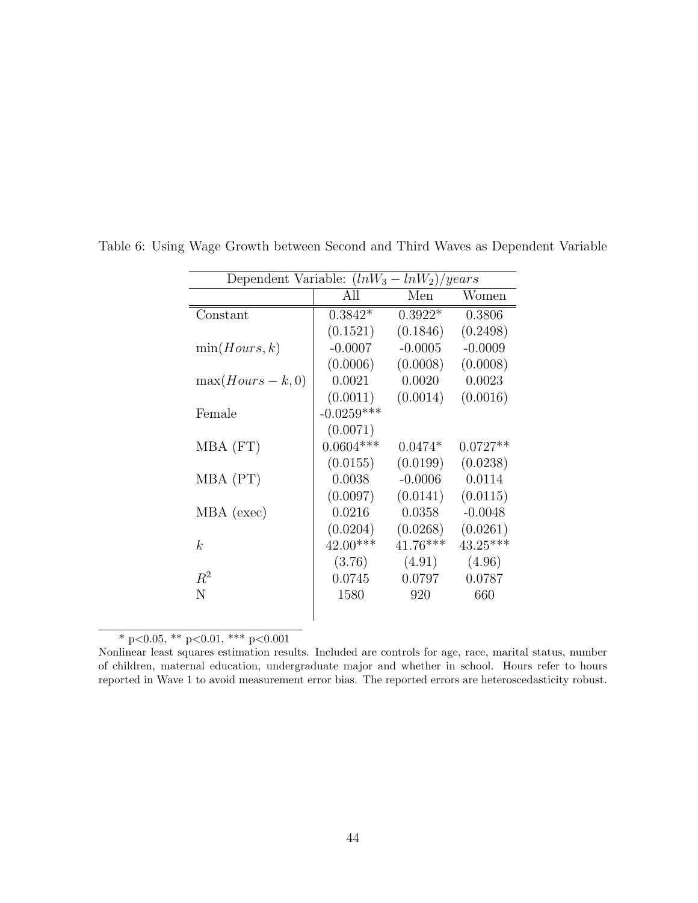Table 6: Using Wage Growth between Second and Third Waves as Dependent Variable

| Dependent Variable: $(lnW_3 - lnW_2)/years$ | | | |
|---|---|---|---|
| | All | Men | Women |
| Constant | 0.3842* | 0.3922* | 0.3806 |
| | (0.1521) | (0.1846) | (0.2498) |
| $\min(Hours, k)$ | -0.0007 | -0.0005 | -0.0009 |
| | (0.0006) | (0.0008) | (0.0008) |
| $\max(Hours - k, 0)$ | 0.0021 | 0.0020 | 0.0023 |
| | (0.0011) | (0.0014) | (0.0016) |
| Female | -0.0259*** | | |
| | (0.0071) | | |
| MBA (FT) | 0.0604*** | 0.0474* | 0.0727** |
| | (0.0155) | (0.0199) | (0.0238) |
| MBA (PT) | 0.0038 | -0.0006 | 0.0114 |
| | (0.0097) | (0.0141) | (0.0115) |
| MBA (exec) | 0.0216 | 0.0358 | -0.0048 |
| | (0.0204) | (0.0268) | (0.0261) |
| $k$ | 42.00*** | 41.76*** | 43.25*** |
| | (3.76) | (4.91) | (4.96) |
| $R^2$ | 0.0745 | 0.0797 | 0.0787 |
| N | 1580 | 920 | 660 |

* p<0.05, ** p<0.01, *** p<0.001

Nonlinear least squares estimation results. Included are controls for age, race, marital status, number of children, maternal education, undergraduate major and whether in school. Hours refer to hours reported in Wave 1 to avoid measurement error bias. The reported errors are heteroscedasticity robust.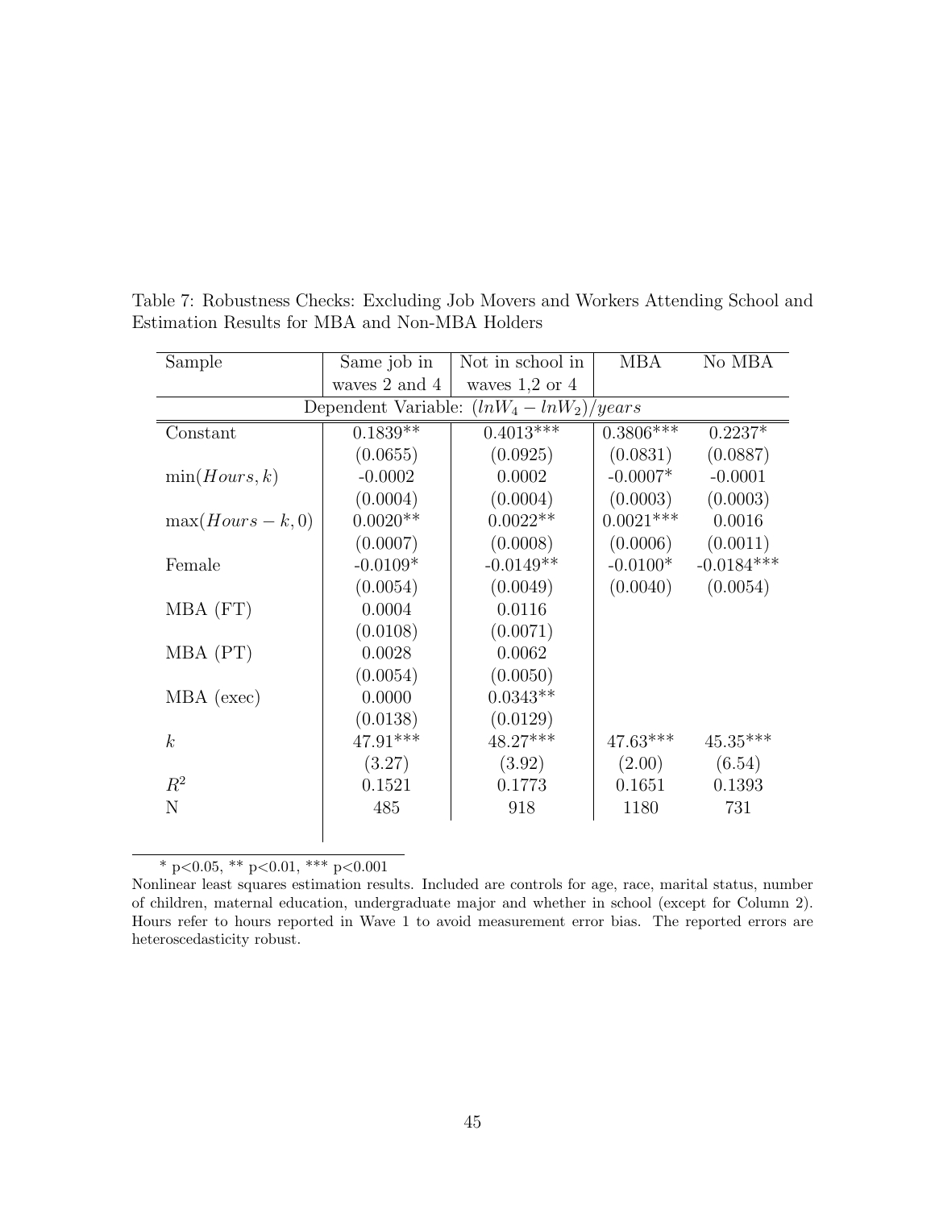Table 7: Robustness Checks: Excluding Job Movers and Workers Attending School and Estimation Results for MBA and Non-MBA Holders

| Sample | Same job in waves 2 and 4 | Not in school in waves 1,2 or 4 | MBA | No MBA |
|---|---|---|---|---|
| Dependent Variable: $(lnW_4 - lnW_2)/years$ | | | | |
| Constant | 0.1839** | 0.4013*** | 0.3806*** | 0.2237* |
| | (0.0655) | (0.0925) | (0.0831) | (0.0887) |
| $\min(Hours, k)$ | -0.0002 | 0.0002 | -0.0007* | -0.0001 |
| | (0.0004) | (0.0004) | (0.0003) | (0.0003) |
| $\max(Hours - k, 0)$ | 0.0020** | 0.0022** | 0.0021*** | 0.0016 |
| | (0.0007) | (0.0008) | (0.0006) | (0.0011) |
| Female | -0.0109* | -0.0149** | -0.0100* | -0.0184*** |
| | (0.0054) | (0.0049) | (0.0040) | (0.0054) |
| MBA (FT) | 0.0004 | 0.0116 | | |
| | (0.0108) | (0.0071) | | |
| MBA (PT) | 0.0028 | 0.0062 | | |
| | (0.0054) | (0.0050) | | |
| MBA (exec) | 0.0000 | 0.0343** | | |
| | (0.0138) | (0.0129) | | |
| $k$ | 47.91*** | 48.27*** | 47.63*** | 45.35*** |
| | (3.27) | (3.92) | (2.00) | (6.54) |
| $R^2$ | 0.1521 | 0.1773 | 0.1651 | 0.1393 |
| N | 485 | 918 | 1180 | 731 |

* p<0.05, ** p<0.01, *** p<0.001

Nonlinear least squares estimation results. Included are controls for age, race, marital status, number of children, maternal education, undergraduate major and whether in school (except for Column 2). Hours refer to hours reported in Wave 1 to avoid measurement error bias. The reported errors are heteroscedasticity robust.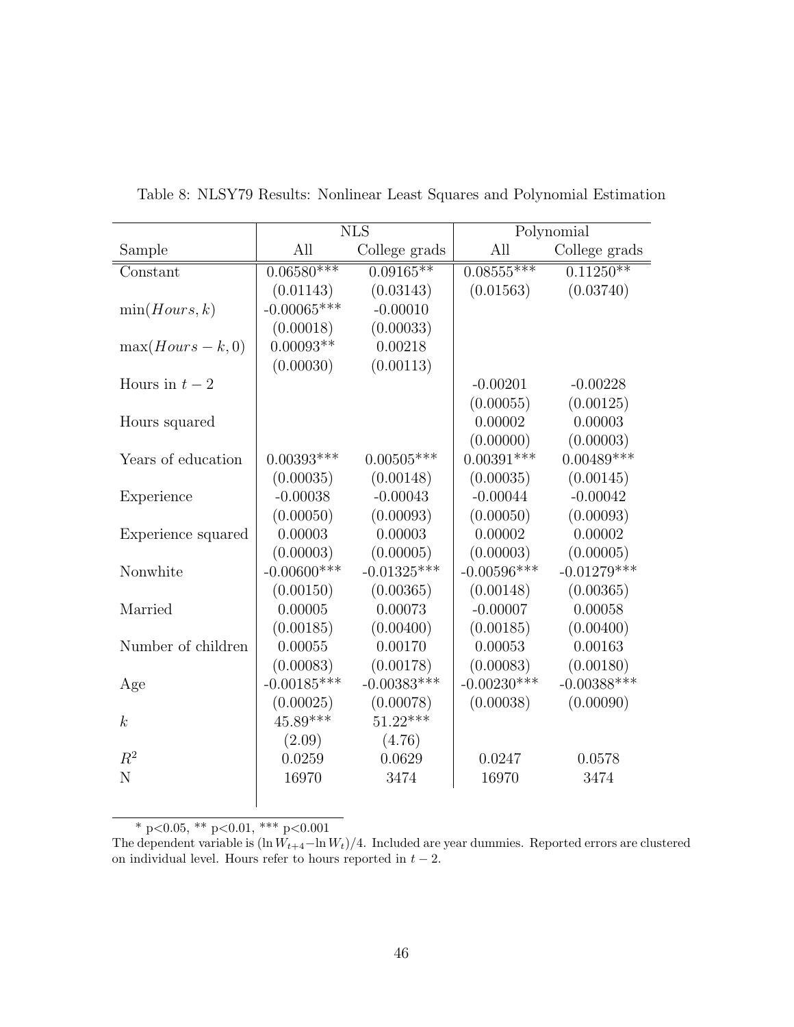Table 8: NLSY79 Results: Nonlinear Least Squares and Polynomial Estimation

| | NLS | | Polynomial | |
|---|---|---|---|---|
| Sample | All | College grads | All | College grads |
| Constant | 0.06580*** | 0.09165** | 0.08555*** | 0.11250** |
| | (0.01143) | (0.03143) | (0.01563) | (0.03740) |
| $\min(Hours, k)$ | -0.00065*** | -0.00010 | | |
| | (0.00018) | (0.00033) | | |
| $\max(Hours - k, 0)$ | 0.00093** | 0.00218 | | |
| | (0.00030) | (0.00113) | | |
| Hours in $t-2$ | | | -0.00201 | -0.00228 |
| | | | (0.00055) | (0.00125) |
| Hours squared | | | 0.00002 | 0.00003 |
| | | | (0.00000) | (0.00003) |
| Years of education | 0.00393*** | 0.00505*** | 0.00391*** | 0.00489*** |
| | (0.00035) | (0.00148) | (0.00035) | (0.00145) |
| Experience | -0.00038 | -0.00043 | -0.00044 | -0.00042 |
| | (0.00050) | (0.00093) | (0.00050) | (0.00093) |
| Experience squared | 0.00003 | 0.00003 | 0.00002 | 0.00002 |
| | (0.00003) | (0.00005) | (0.00003) | (0.00005) |
| Nonwhite | -0.00600*** | -0.01325*** | -0.00596*** | -0.01279*** |
| | (0.00150) | (0.00365) | (0.00148) | (0.00365) |
| Married | 0.00005 | 0.00073 | -0.00007 | 0.00058 |
| | (0.00185) | (0.00400) | (0.00185) | (0.00400) |
| Number of children | 0.00055 | 0.00170 | 0.00053 | 0.00163 |
| | (0.00083) | (0.00178) | (0.00083) | (0.00180) |
| Age | -0.00185*** | -0.00383*** | -0.00230*** | -0.00388*** |
| | (0.00025) | (0.00078) | (0.00038) | (0.00090) |
| $k$ | 45.89*** | 51.22*** | | |
| | (2.09) | (4.76) | | |
| $R^2$ | 0.0259 | 0.0629 | 0.0247 | 0.0578 |
| N | 16970 | 3474 | 16970 | 3474 |

\* p<0.05, ** p<0.01, *** p<0.001

The dependent variable is $(\ln W_{t+4} - \ln W_t)/4$. Included are year dummies. Reported errors are clustered on individual level. Hours refer to hours reported in $t-2$.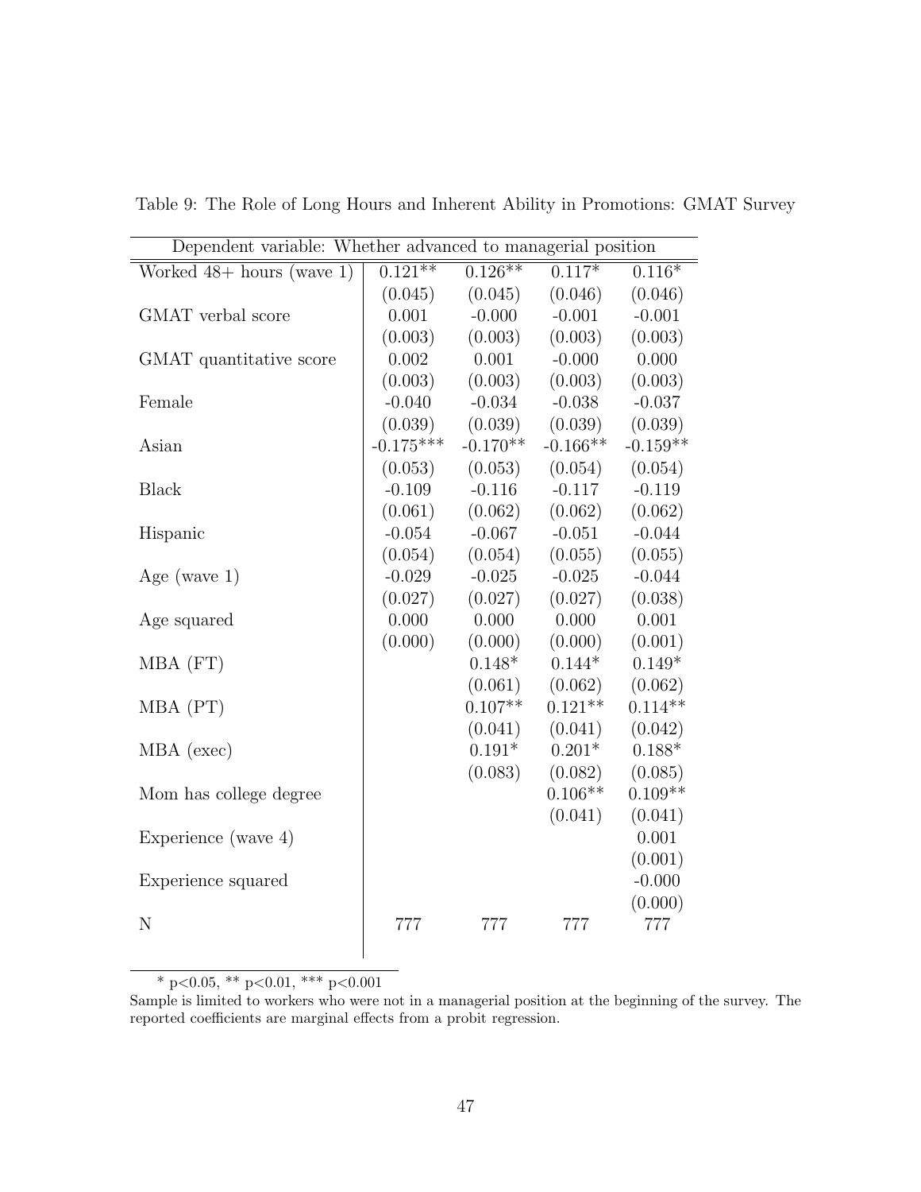Table 9: The Role of Long Hours and Inherent Ability in Promotions: GMAT Survey

| Dependent variable: Whether advanced to managerial position | | | | |
|---|---|---|---|---|
| Worked 48+ hours (wave 1) | 0.121** | 0.126** | 0.117* | 0.116* |
| | (0.045) | (0.045) | (0.046) | (0.046) |
| GMAT verbal score | 0.001 | -0.000 | -0.001 | -0.001 |
| | (0.003) | (0.003) | (0.003) | (0.003) |
| GMAT quantitative score | 0.002 | 0.001 | -0.000 | 0.000 |
| | (0.003) | (0.003) | (0.003) | (0.003) |
| Female | -0.040 | -0.034 | -0.038 | -0.037 |
| | (0.039) | (0.039) | (0.039) | (0.039) |
| Asian | -0.175*** | -0.170** | -0.166** | -0.159** |
| | (0.053) | (0.053) | (0.054) | (0.054) |
| Black | -0.109 | -0.116 | -0.117 | -0.119 |
| | (0.061) | (0.062) | (0.062) | (0.062) |
| Hispanic | -0.054 | -0.067 | -0.051 | -0.044 |
| | (0.054) | (0.054) | (0.055) | (0.055) |
| Age (wave 1) | -0.029 | -0.025 | -0.025 | -0.044 |
| | (0.027) | (0.027) | (0.027) | (0.038) |
| Age squared | 0.000 | 0.000 | 0.000 | 0.001 |
| | (0.000) | (0.000) | (0.000) | (0.001) |
| MBA (FT) | | 0.148* | 0.144* | 0.149* |
| | | (0.061) | (0.062) | (0.062) |
| MBA (PT) | | 0.107** | 0.121** | 0.114** |
| | | (0.041) | (0.041) | (0.042) |
| MBA (exec) | | 0.191* | 0.201* | 0.188* |
| | | (0.083) | (0.082) | (0.085) |
| Mom has college degree | | | 0.106** | 0.109** |
| | | | (0.041) | (0.041) |
| Experience (wave 4) | | | | 0.001 |
| | | | | (0.001) |
| Experience squared | | | | -0.000 |
| | | | | (0.000) |
| N | 777 | 777 | 777 | 777 |

* p<0.05, ** p<0.01, *** p<0.001

Sample is limited to workers who were not in a managerial position at the beginning of the survey. The reported coefficients are marginal effects from a probit regression.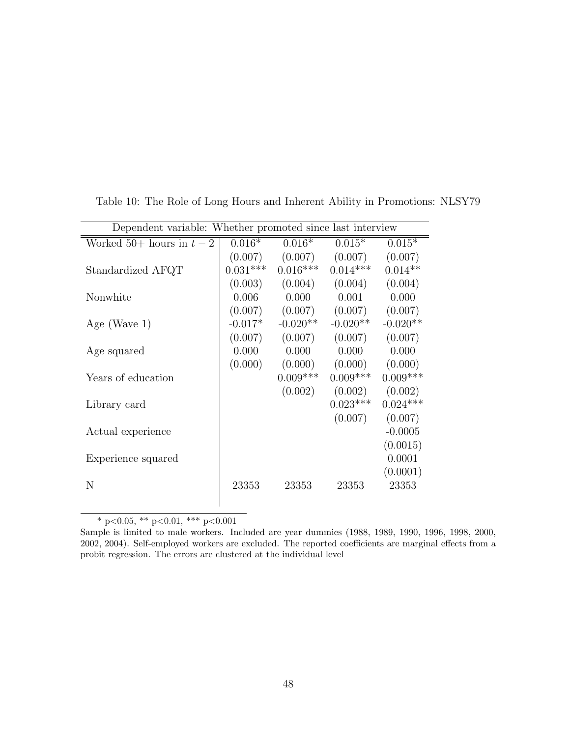Table 10: The Role of Long Hours and Inherent Ability in Promotions: NLSY79

| Dependent variable: Whether promoted since last interview | | | | |
|---|---|---|---|---|
| Worked 50+ hours in $t-2$ | 0.016* | 0.016* | 0.015* | 0.015* |
| | (0.007) | (0.007) | (0.007) | (0.007) |
| Standardized AFQT | 0.031*** | 0.016*** | 0.014*** | 0.014** |
| | (0.003) | (0.004) | (0.004) | (0.004) |
| Nonwhite | 0.006 | 0.000 | 0.001 | 0.000 |
| | (0.007) | (0.007) | (0.007) | (0.007) |
| Age (Wave 1) | -0.017* | -0.020** | -0.020** | -0.020** |
| | (0.007) | (0.007) | (0.007) | (0.007) |
| Age squared | 0.000 | 0.000 | 0.000 | 0.000 |
| | (0.000) | (0.000) | (0.000) | (0.000) |
| Years of education | | 0.009*** | 0.009*** | 0.009*** |
| | | (0.002) | (0.002) | (0.002) |
| Library card | | | 0.023*** | 0.024*** |
| | | | (0.007) | (0.007) |
| Actual experience | | | | -0.0005 |
| | | | | (0.0015) |
| Experience squared | | | | 0.0001 |
| | | | | (0.0001) |
| N | 23353 | 23353 | 23353 | 23353 |

* p<0.05, ** p<0.01, *** p<0.001

Sample is limited to male workers. Included are year dummies (1988, 1989, 1990, 1996, 1998, 2000, 2002, 2004). Self-employed workers are excluded. The reported coefficients are marginal effects from a probit regression. The errors are clustered at the individual level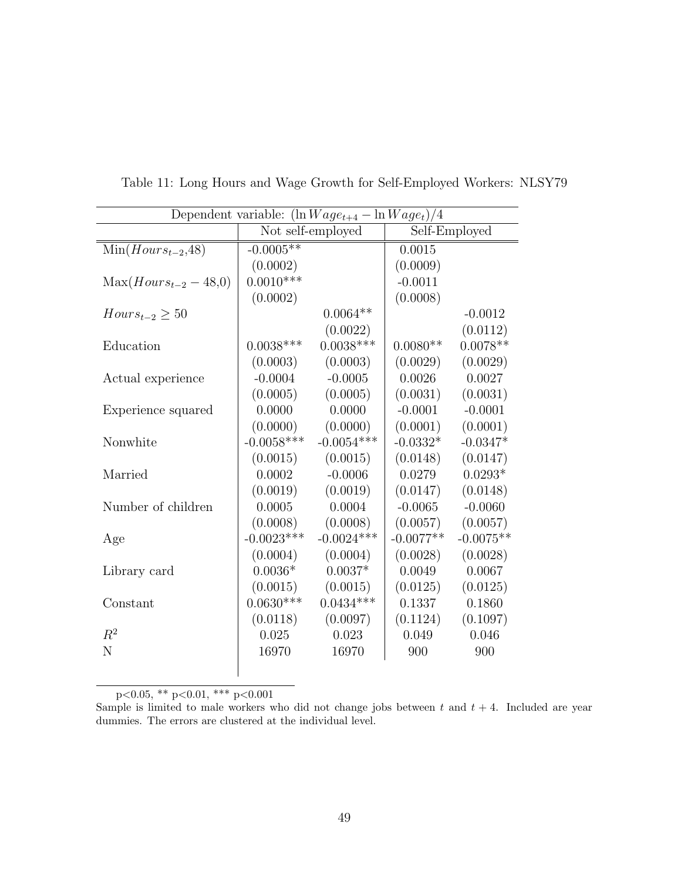Table 11: Long Hours and Wage Growth for Self-Employed Workers: NLSY79

| Dependent variable: $(\ln Wage_{t+4} - \ln Wage_t)/4$ | | | | |
|---|---|---|---|---|
| | Not self-employed | | Self-Employed | |
| Min($Hours_{t-2}$,48) | -0.0005** | | 0.0015 | |
| | (0.0002) | | (0.0009) | |
| Max($Hours_{t-2} - 48$,0) | 0.0010*** | | -0.0011 | |
| | (0.0002) | | (0.0008) | |
| $Hours_{t-2} \geq 50$ | | 0.0064** | | -0.0012 |
| | | (0.0022) | | (0.0112) |
| Education | 0.0038*** | 0.0038*** | 0.0080** | 0.0078** |
| | (0.0003) | (0.0003) | (0.0029) | (0.0029) |
| Actual experience | -0.0004 | -0.0005 | 0.0026 | 0.0027 |
| | (0.0005) | (0.0005) | (0.0031) | (0.0031) |
| Experience squared | 0.0000 | 0.0000 | -0.0001 | -0.0001 |
| | (0.0000) | (0.0000) | (0.0001) | (0.0001) |
| Nonwhite | -0.0058*** | -0.0054*** | -0.0332* | -0.0347* |
| | (0.0015) | (0.0015) | (0.0148) | (0.0147) |
| Married | 0.0002 | -0.0006 | 0.0279 | 0.0293* |
| | (0.0019) | (0.0019) | (0.0147) | (0.0148) |
| Number of children | 0.0005 | 0.0004 | -0.0065 | -0.0060 |
| | (0.0008) | (0.0008) | (0.0057) | (0.0057) |
| Age | -0.0023*** | -0.0024*** | -0.0077** | -0.0075** |
| | (0.0004) | (0.0004) | (0.0028) | (0.0028) |
| Library card | 0.0036* | 0.0037* | 0.0049 | 0.0067 |
| | (0.0015) | (0.0015) | (0.0125) | (0.0125) |
| Constant | 0.0630*** | 0.0434*** | 0.1337 | 0.1860 |
| | (0.0118) | (0.0097) | (0.1124) | (0.1097) |
| $R^2$ | 0.025 | 0.023 | 0.049 | 0.046 |
| N | 16970 | 16970 | 900 | 900 |

p<0.05, ** p<0.01, *** p<0.001

Sample is limited to male workers who did not change jobs between $t$ and $t+4$. Included are year dummies. The errors are clustered at the individual level.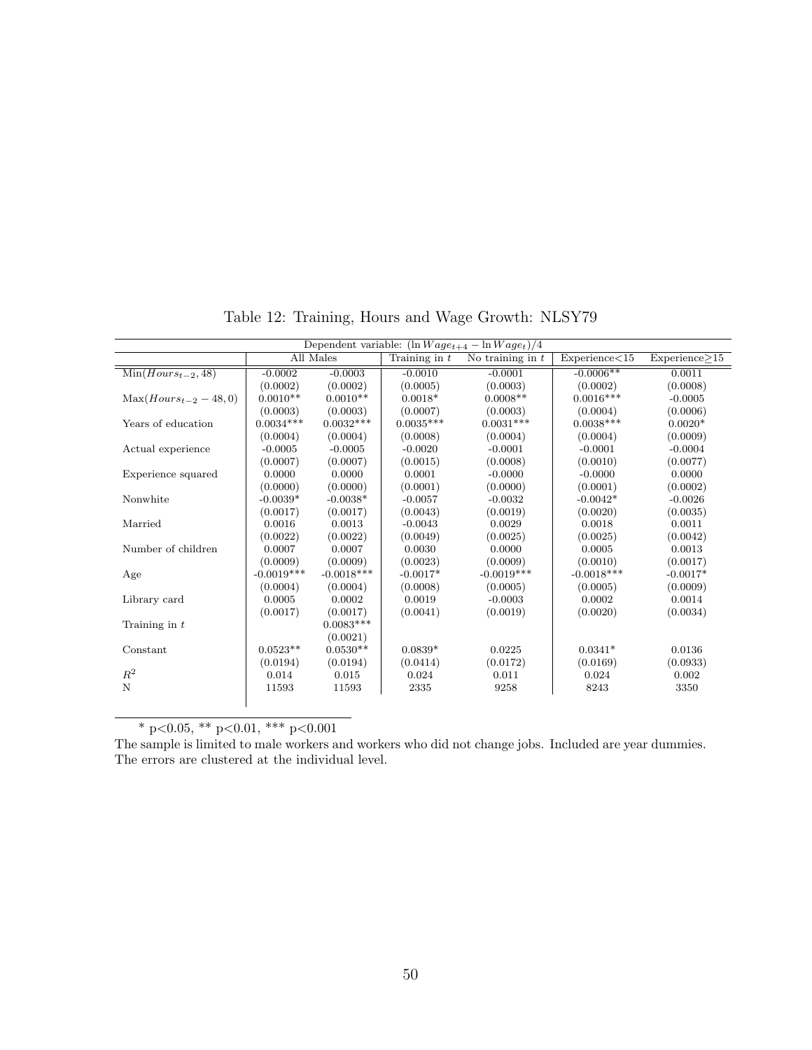Table 12: Training, Hours and Wage Growth: NLSY79

| Dependent variable: $(\ln Wage_{t+4} - \ln Wage_t)/4$ | | | | | | |
|---|---|---|---|---|---|---|
| | All Males | | Training in $t$ | No training in $t$ | Experience<15 | Experience≥15 |
| $\text{Min}(Hours_{t-2}, 48)$ | -0.0002 | -0.0003 | -0.0010 | -0.0001 | -0.0006** | 0.0011 |
| | (0.0002) | (0.0002) | (0.0005) | (0.0003) | (0.0002) | (0.0008) |
| $\text{Max}(Hours_{t-2} - 48, 0)$ | 0.0010** | 0.0010** | 0.0018* | 0.0008** | 0.0016*** | -0.0005 |
| | (0.0003) | (0.0003) | (0.0007) | (0.0003) | (0.0004) | (0.0006) |
| Years of education | 0.0034*** | 0.0032*** | 0.0035*** | 0.0031*** | 0.0038*** | 0.0020* |
| | (0.0004) | (0.0004) | (0.0008) | (0.0004) | (0.0004) | (0.0009) |
| Actual experience | -0.0005 | -0.0005 | -0.0020 | -0.0001 | -0.0001 | -0.0004 |
| | (0.0007) | (0.0007) | (0.0015) | (0.0008) | (0.0010) | (0.0077) |
| Experience squared | 0.0000 | 0.0000 | 0.0001 | -0.0000 | -0.0000 | 0.0000 |
| | (0.0000) | (0.0000) | (0.0001) | (0.0000) | (0.0001) | (0.0002) |
| Nonwhite | -0.0039* | -0.0038* | -0.0057 | -0.0032 | -0.0042* | -0.0026 |
| | (0.0017) | (0.0017) | (0.0043) | (0.0019) | (0.0020) | (0.0035) |
| Married | 0.0016 | 0.0013 | -0.0043 | 0.0029 | 0.0018 | 0.0011 |
| | (0.0022) | (0.0022) | (0.0049) | (0.0025) | (0.0025) | (0.0042) |
| Number of children | 0.0007 | 0.0007 | 0.0030 | 0.0000 | 0.0005 | 0.0013 |
| | (0.0009) | (0.0009) | (0.0023) | (0.0009) | (0.0010) | (0.0017) |
| Age | -0.0019*** | -0.0018*** | -0.0017* | -0.0019*** | -0.0018*** | -0.0017* |
| | (0.0004) | (0.0004) | (0.0008) | (0.0005) | (0.0005) | (0.0009) |
| Library card | 0.0005 | 0.0002 | 0.0019 | -0.0003 | 0.0002 | 0.0014 |
| | (0.0017) | (0.0017) | (0.0041) | (0.0019) | (0.0020) | (0.0034) |
| Training in $t$ | | 0.0083*** | | | | |
| | | (0.0021) | | | | |
| Constant | 0.0523** | 0.0530** | 0.0839* | 0.0225 | 0.0341* | 0.0136 |
| | (0.0194) | (0.0194) | (0.0414) | (0.0172) | (0.0169) | (0.0933) |
| $R^2$ | 0.014 | 0.015 | 0.024 | 0.011 | 0.024 | 0.002 |
| N | 11593 | 11593 | 2335 | 9258 | 8243 | 3350 |

\* p<0.05, ** p<0.01, *** p<0.001

The sample is limited to male workers and workers who did not change jobs. Included are year dummies. The errors are clustered at the individual level.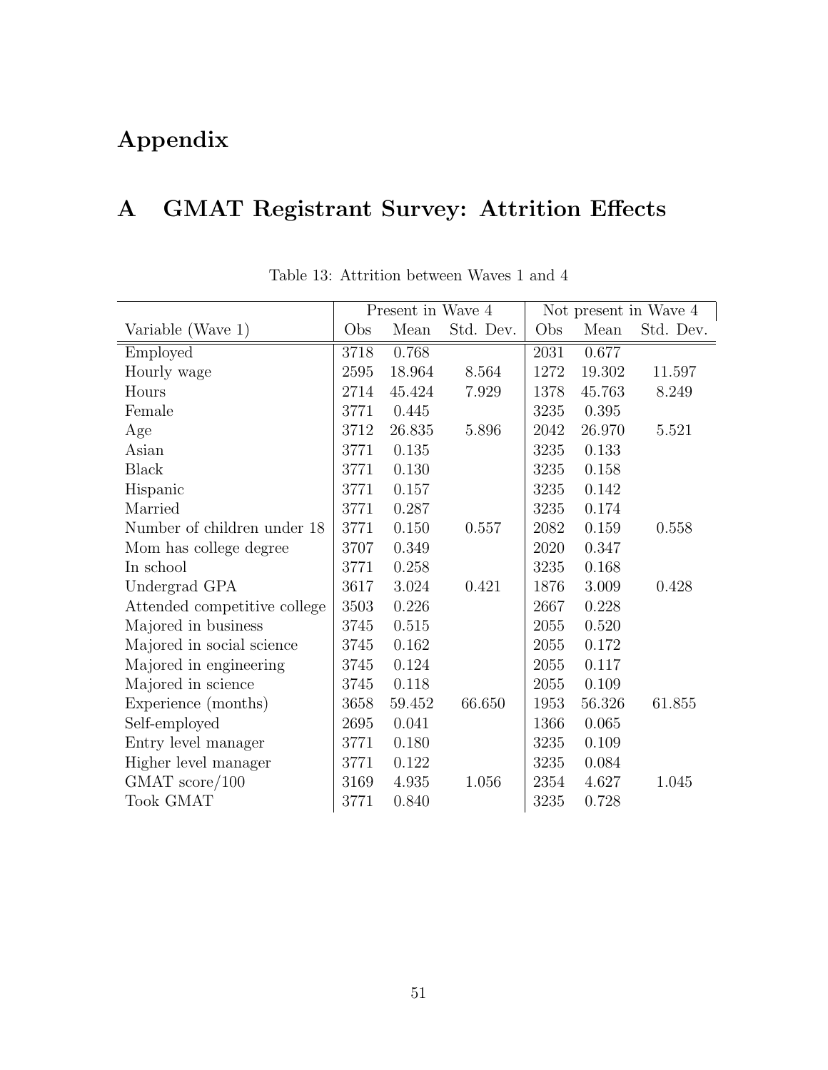# Appendix

## A GMAT Registrant Survey: Attrition Effects

Table 13: Attrition between Waves 1 and 4

| | Present in Wave 4 | | | Not present in Wave 4 | | |
|---|---|---|---|---|---|---|
| Variable (Wave 1) | Obs | Mean | Std. Dev. | Obs | Mean | Std. Dev. |
| Employed | 3718 | 0.768 | | 2031 | 0.677 | |
| Hourly wage | 2595 | 18.964 | 8.564 | 1272 | 19.302 | 11.597 |
| Hours | 2714 | 45.424 | 7.929 | 1378 | 45.763 | 8.249 |
| Female | 3771 | 0.445 | | 3235 | 0.395 | |
| Age | 3712 | 26.835 | 5.896 | 2042 | 26.970 | 5.521 |
| Asian | 3771 | 0.135 | | 3235 | 0.133 | |
| Black | 3771 | 0.130 | | 3235 | 0.158 | |
| Hispanic | 3771 | 0.157 | | 3235 | 0.142 | |
| Married | 3771 | 0.287 | | 3235 | 0.174 | |
| Number of children under 18 | 3771 | 0.150 | 0.557 | 2082 | 0.159 | 0.558 |
| Mom has college degree | 3707 | 0.349 | | 2020 | 0.347 | |
| In school | 3771 | 0.258 | | 3235 | 0.168 | |
| Undergrad GPA | 3617 | 3.024 | 0.421 | 1876 | 3.009 | 0.428 |
| Attended competitive college | 3503 | 0.226 | | 2667 | 0.228 | |
| Majored in business | 3745 | 0.515 | | 2055 | 0.520 | |
| Majored in social science | 3745 | 0.162 | | 2055 | 0.172 | |
| Majored in engineering | 3745 | 0.124 | | 2055 | 0.117 | |
| Majored in science | 3745 | 0.118 | | 2055 | 0.109 | |
| Experience (months) | 3658 | 59.452 | 66.650 | 1953 | 56.326 | 61.855 |
| Self-employed | 2695 | 0.041 | | 1366 | 0.065 | |
| Entry level manager | 3771 | 0.180 | | 3235 | 0.109 | |
| Higher level manager | 3771 | 0.122 | | 3235 | 0.084 | |
| GMAT score/100 | 3169 | 4.935 | 1.056 | 2354 | 4.627 | 1.045 |
| Took GMAT | 3771 | 0.840 | | 3235 | 0.728 | |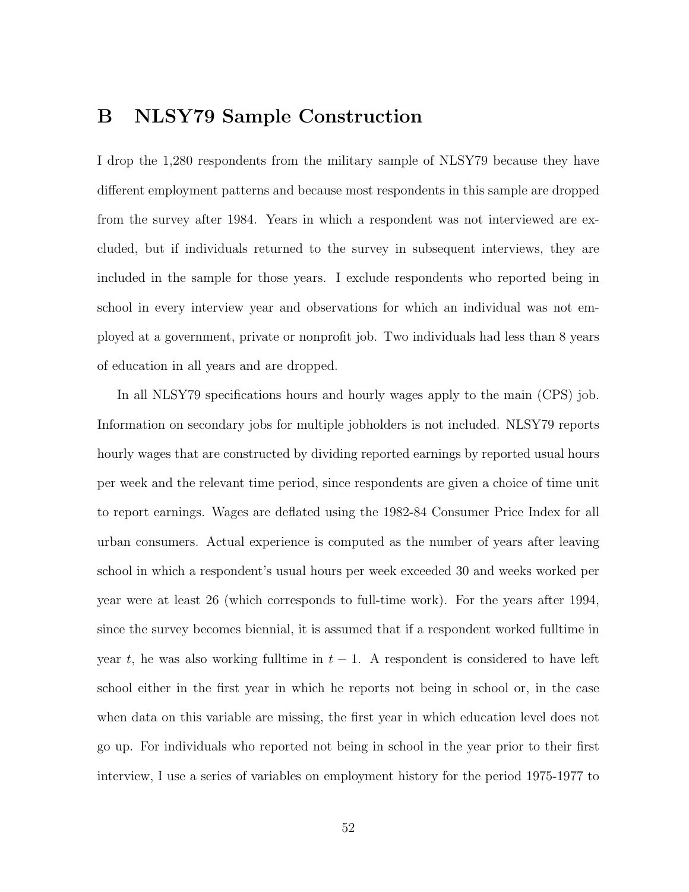# B NLSY79 Sample Construction

I drop the 1,280 respondents from the military sample of NLSY79 because they have different employment patterns and because most respondents in this sample are dropped from the survey after 1984. Years in which a respondent was not interviewed are excluded, but if individuals returned to the survey in subsequent interviews, they are included in the sample for those years. I exclude respondents who reported being in school in every interview year and observations for which an individual was not employed at a government, private or nonprofit job. Two individuals had less than 8 years of education in all years and are dropped.

In all NLSY79 specifications hours and hourly wages apply to the main (CPS) job. Information on secondary jobs for multiple jobholders is not included. NLSY79 reports hourly wages that are constructed by dividing reported earnings by reported usual hours per week and the relevant time period, since respondents are given a choice of time unit to report earnings. Wages are deflated using the 1982-84 Consumer Price Index for all urban consumers. Actual experience is computed as the number of years after leaving school in which a respondent's usual hours per week exceeded 30 and weeks worked per year were at least 26 (which corresponds to full-time work). For the years after 1994, since the survey becomes biennial, it is assumed that if a respondent worked fulltime in year $t$, he was also working fulltime in $t-1$. A respondent is considered to have left school either in the first year in which he reports not being in school or, in the case when data on this variable are missing, the first year in which education level does not go up. For individuals who reported not being in school in the year prior to their first interview, I use a series of variables on employment history for the period 1975-1977 to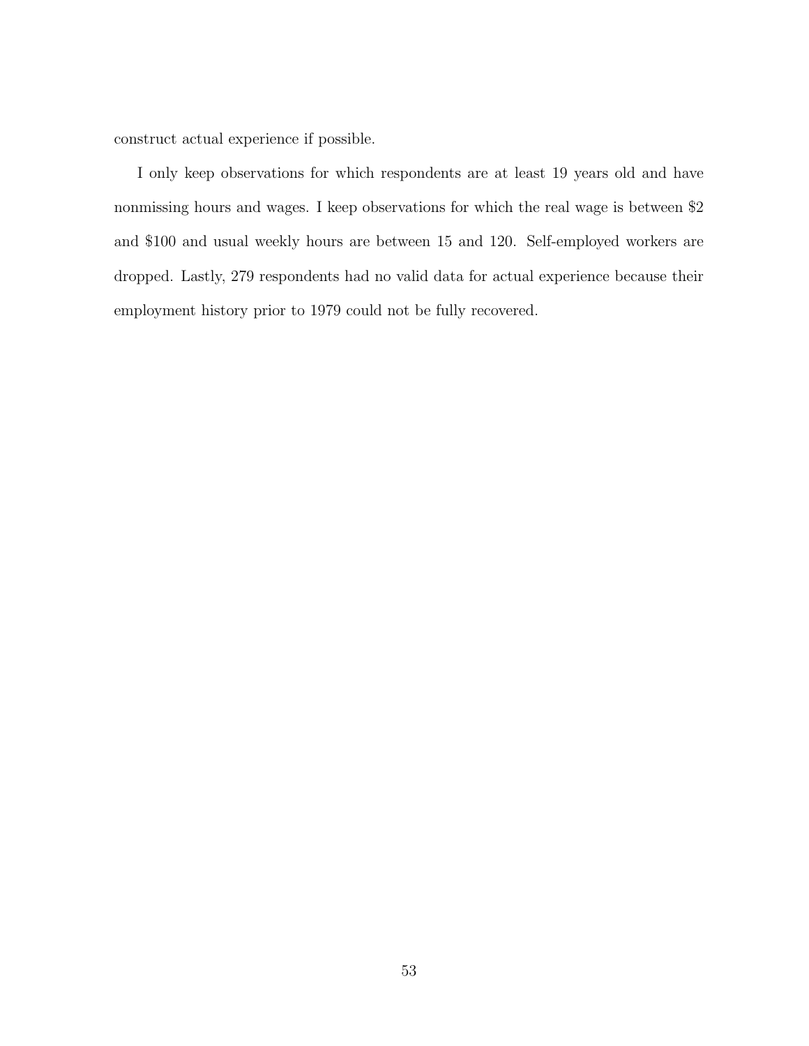construct actual experience if possible.

I only keep observations for which respondents are at least 19 years old and have nonmissing hours and wages. I keep observations for which the real wage is between $2 and $100 and usual weekly hours are between 15 and 120. Self-employed workers are dropped. Lastly, 279 respondents had no valid data for actual experience because their employment history prior to 1979 could not be fully recovered.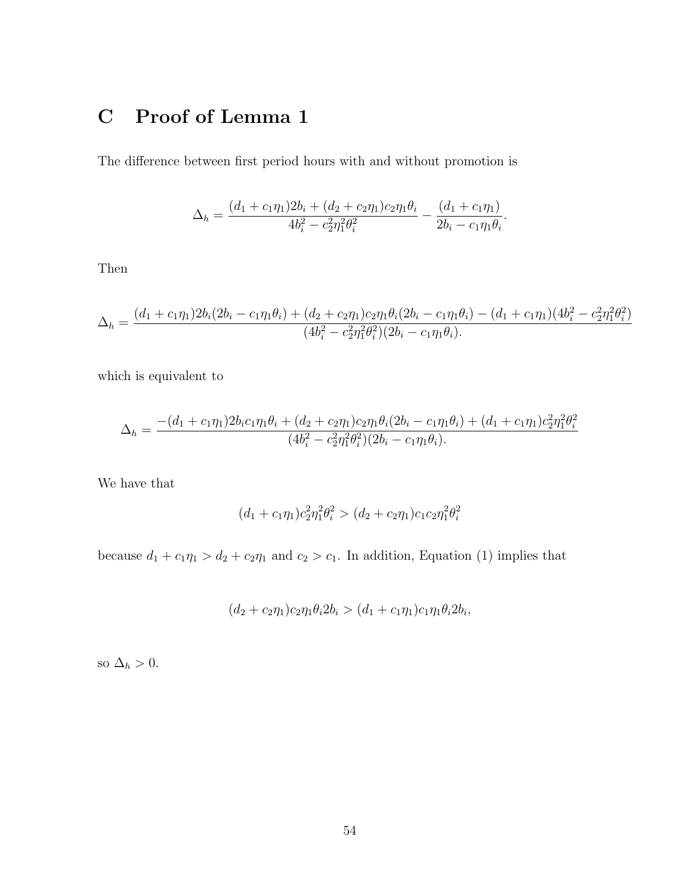# C Proof of Lemma 1

The difference between first period hours with and without promotion is

$$\Delta_h = \frac{(d_1 + c_1\eta_1)2b_i + (d_2 + c_2\eta_1)c_2\eta_1\theta_i}{4b_i^2 - c_2^2\eta_1^2\theta_i^2} - \frac{(d_1 + c_1\eta_1)}{2b_i - c_1\eta_1\theta_i}.$$

Then

$$\Delta_h = \frac{(d_1 + c_1\eta_1)2b_i(2b_i - c_1\eta_1\theta_i) + (d_2 + c_2\eta_1)c_2\eta_1\theta_i(2b_i - c_1\eta_1\theta_i) - (d_1 + c_1\eta_1)(4b_i^2 - c_2^2\eta_1^2\theta_i^2)}{(4b_i^2 - c_2^2\eta_1^2\theta_i^2)(2b_i - c_1\eta_1\theta_i).}$$

which is equivalent to

$$\Delta_h = \frac{-(d_1 + c_1\eta_1)2b_i c_1\eta_1\theta_i + (d_2 + c_2\eta_1)c_2\eta_1\theta_i(2b_i - c_1\eta_1\theta_i) + (d_1 + c_1\eta_1)c_2^2\eta_1^2\theta_i^2}{(4b_i^2 - c_2^2\eta_1^2\theta_i^2)(2b_i - c_1\eta_1\theta_i).}$$

We have that

$$(d_1 + c_1\eta_1)c_2^2\eta_1^2\theta_i^2 > (d_2 + c_2\eta_1)c_1c_2\eta_1^2\theta_i^2$$

because $d_1 + c_1\eta_1 > d_2 + c_2\eta_1$ and $c_2 > c_1$. In addition, Equation (1) implies that

$$(d_2 + c_2\eta_1)c_2\eta_1\theta_i 2b_i > (d_1 + c_1\eta_1)c_1\eta_1\theta_i 2b_i,$$

so $\Delta_h > 0$.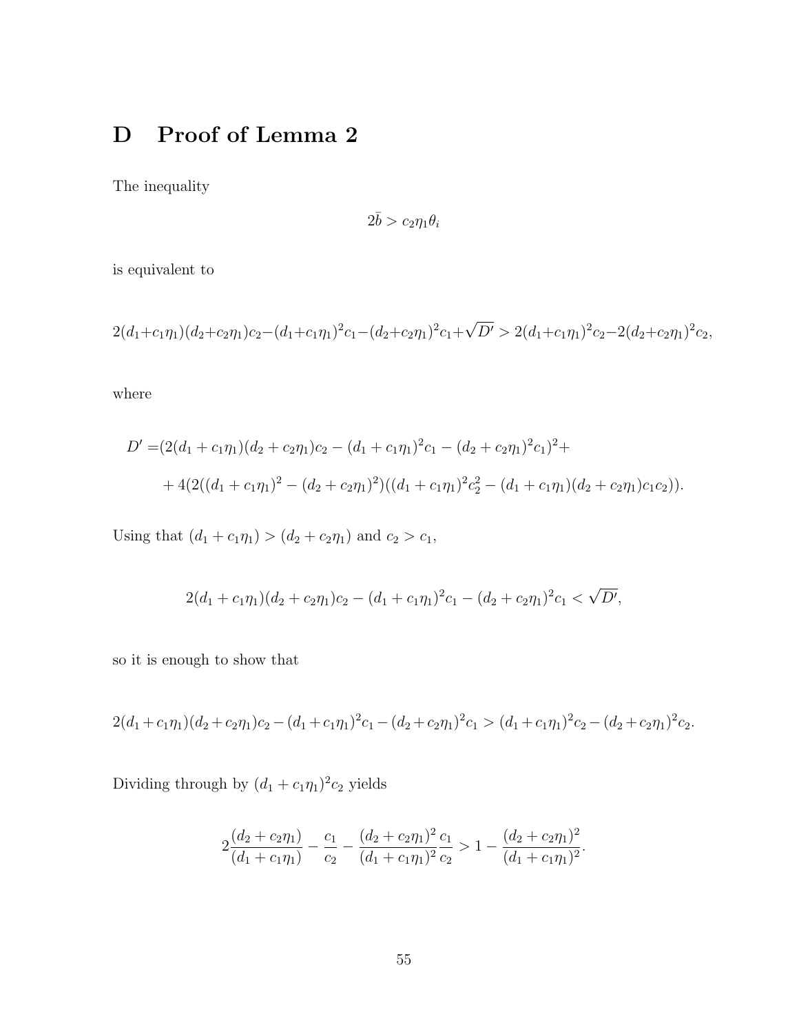# D Proof of Lemma 2

The inequality

$$2\bar{b} > c_2\eta_1\theta_i$$

is equivalent to

$$2(d_1+c_1\eta_1)(d_2+c_2\eta_1)c_2-(d_1+c_1\eta_1)^2c_1-(d_2+c_2\eta_1)^2c_1+\sqrt{D'} > 2(d_1+c_1\eta_1)^2c_2-2(d_2+c_2\eta_1)^2c_2,$$

where

$$\begin{aligned} D' =& (2(d_1 + c_1\eta_1)(d_2 + c_2\eta_1)c_2 - (d_1 + c_1\eta_1)^2c_1 - (d_2 + c_2\eta_1)^2c_1)^2 + \\ &+ 4(2((d_1 + c_1\eta_1)^2 - (d_2 + c_2\eta_1)^2)((d_1 + c_1\eta_1)^2c_2^2 - (d_1 + c_1\eta_1)(d_2 + c_2\eta_1)c_1c_2)). \end{aligned}$$

Using that $(d_1 + c_1\eta_1) > (d_2 + c_2\eta_1)$ and $c_2 > c_1$,

$$2(d_1 + c_1\eta_1)(d_2 + c_2\eta_1)c_2 - (d_1 + c_1\eta_1)^2c_1 - (d_2 + c_2\eta_1)^2c_1 < \sqrt{D'},$$

so it is enough to show that

$$2(d_1 + c_1\eta_1)(d_2 + c_2\eta_1)c_2 - (d_1 + c_1\eta_1)^2c_1 - (d_2 + c_2\eta_1)^2c_1 > (d_1 + c_1\eta_1)^2c_2 - (d_2 + c_2\eta_1)^2c_2.$$

Dividing through by $(d_1 + c_1\eta_1)^2c_2$ yields

$$2\frac{(d_2 + c_2\eta_1)}{(d_1 + c_1\eta_1)} - \frac{c_1}{c_2} - \frac{(d_2 + c_2\eta_1)^2}{(d_1 + c_1\eta_1)^2}\frac{c_1}{c_2} > 1 - \frac{(d_2 + c_2\eta_1)^2}{(d_1 + c_1\eta_1)^2}.$$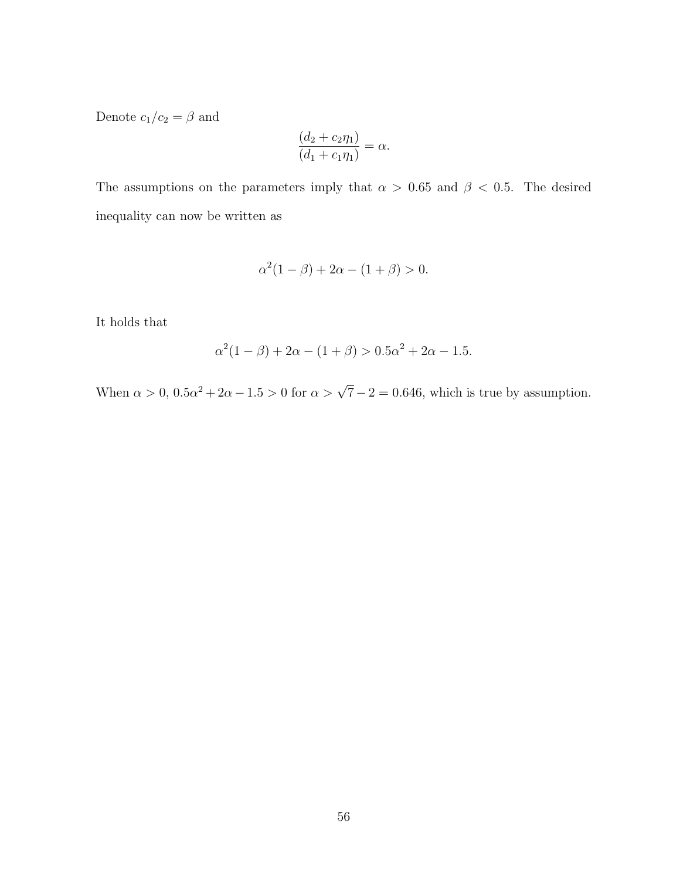Denote $c_1/c_2 = \beta$ and

$$\frac{(d_2 + c_2\eta_1)}{(d_1 + c_1\eta_1)} = \alpha.$$

The assumptions on the parameters imply that $\alpha > 0.65$ and $\beta < 0.5$. The desired inequality can now be written as

$$\alpha^2(1 - \beta) + 2\alpha - (1 + \beta) > 0.$$

It holds that

$$\alpha^2(1 - \beta) + 2\alpha - (1 + \beta) > 0.5\alpha^2 + 2\alpha - 1.5.$$

When $\alpha > 0$, $0.5\alpha^2 + 2\alpha - 1.5 > 0$ for $\alpha > \sqrt{7} - 2 = 0.646$, which is true by assumption.